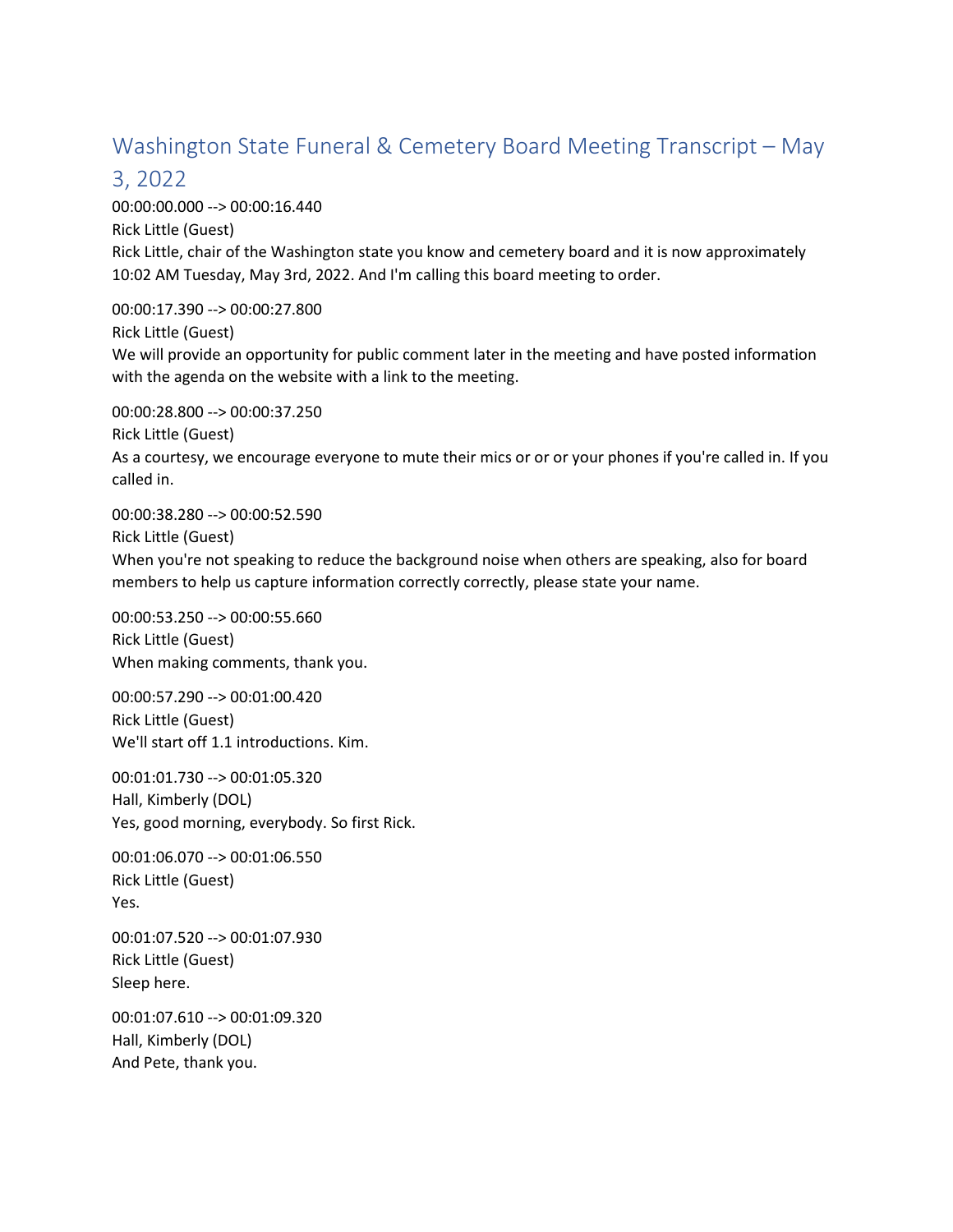# Washington State Funeral & Cemetery Board Meeting Transcript – May 3, 2022

00:00:00.000 --> 00:00:16.440
Rick Little (Guest)
Rick Little, chair of the Washington state you know and cemetery board and it is now approximately 10:02 AM Tuesday, May 3rd, 2022. And I'm calling this board meeting to order.

00:00:17.390 --> 00:00:27.800
Rick Little (Guest)
We will provide an opportunity for public comment later in the meeting and have posted information with the agenda on the website with a link to the meeting.

00:00:28.800 --> 00:00:37.250
Rick Little (Guest)
As a courtesy, we encourage everyone to mute their mics or or or your phones if you're called in. If you called in.

00:00:38.280 --> 00:00:52.590
Rick Little (Guest)
When you're not speaking to reduce the background noise when others are speaking, also for board members to help us capture information correctly correctly, please state your name.

00:00:53.250 --> 00:00:55.660
Rick Little (Guest)
When making comments, thank you.

00:00:57.290 --> 00:01:00.420
Rick Little (Guest)
We'll start off 1.1 introductions. Kim.

00:01:01.730 --> 00:01:05.320
Hall, Kimberly (DOL)
Yes, good morning, everybody. So first Rick.

00:01:06.070 --> 00:01:06.550
Rick Little (Guest)
Yes.

00:01:07.520 --> 00:01:07.930
Rick Little (Guest)
Sleep here.

00:01:07.610 --> 00:01:09.320
Hall, Kimberly (DOL)
And Pete, thank you.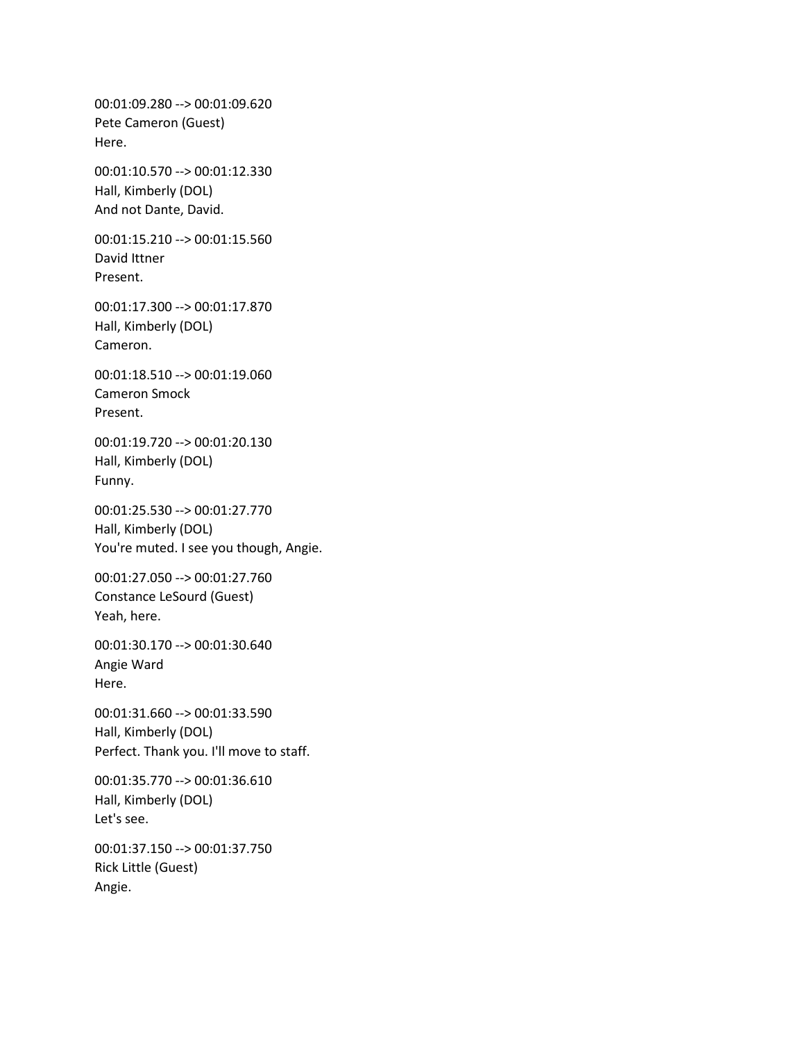00:01:09.280 --> 00:01:09.620
Pete Cameron (Guest)
Here.

00:01:10.570 --> 00:01:12.330
Hall, Kimberly (DOL)
And not Dante, David.

00:01:15.210 --> 00:01:15.560
David Ittner
Present.

00:01:17.300 --> 00:01:17.870
Hall, Kimberly (DOL)
Cameron.

00:01:18.510 --> 00:01:19.060
Cameron Smock
Present.

00:01:19.720 --> 00:01:20.130
Hall, Kimberly (DOL)
Funny.

00:01:25.530 --> 00:01:27.770
Hall, Kimberly (DOL)
You're muted. I see you though, Angie.

00:01:27.050 --> 00:01:27.760
Constance LeSourd (Guest)
Yeah, here.

00:01:30.170 --> 00:01:30.640
Angie Ward
Here.

00:01:31.660 --> 00:01:33.590
Hall, Kimberly (DOL)
Perfect. Thank you. I'll move to staff.

00:01:35.770 --> 00:01:36.610
Hall, Kimberly (DOL)
Let's see.

00:01:37.150 --> 00:01:37.750
Rick Little (Guest)
Angie.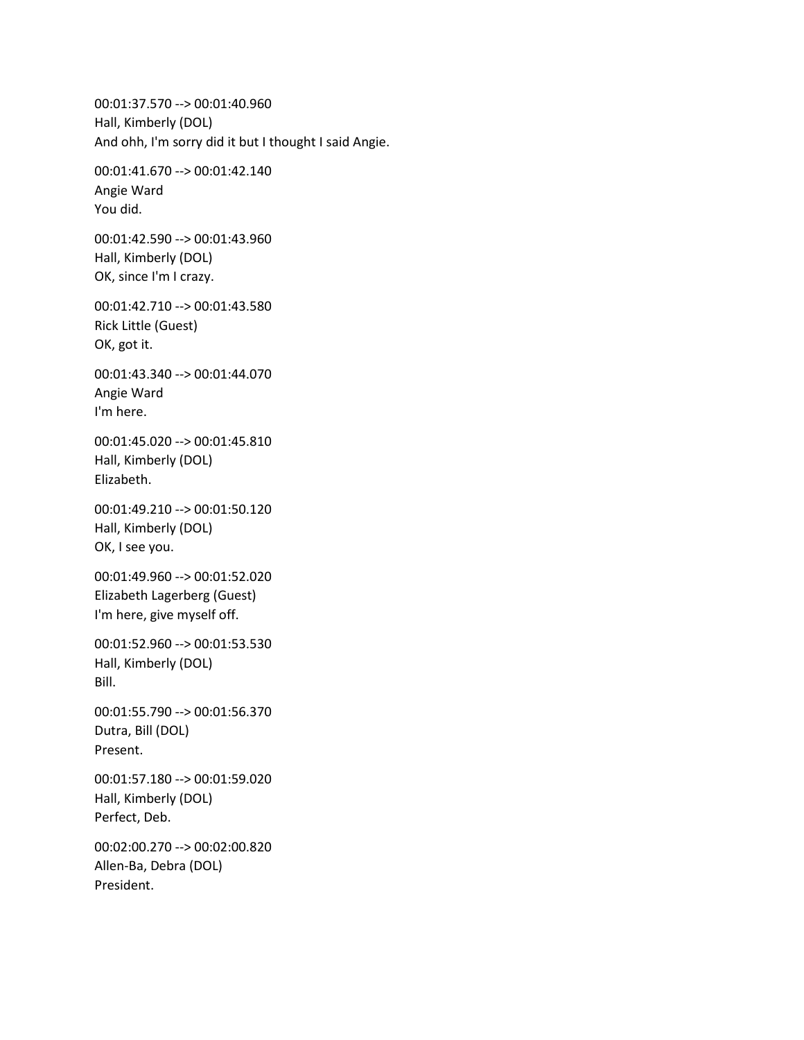00:01:37.570 --> 00:01:40.960
Hall, Kimberly (DOL)
And ohh, I'm sorry did it but I thought I said Angie.

00:01:41.670 --> 00:01:42.140
Angie Ward
You did.

00:01:42.590 --> 00:01:43.960
Hall, Kimberly (DOL)
OK, since I'm I crazy.

00:01:42.710 --> 00:01:43.580
Rick Little (Guest)
OK, got it.

00:01:43.340 --> 00:01:44.070
Angie Ward
I'm here.

00:01:45.020 --> 00:01:45.810
Hall, Kimberly (DOL)
Elizabeth.

00:01:49.210 --> 00:01:50.120
Hall, Kimberly (DOL)
OK, I see you.

00:01:49.960 --> 00:01:52.020
Elizabeth Lagerberg (Guest)
I'm here, give myself off.

00:01:52.960 --> 00:01:53.530
Hall, Kimberly (DOL)
Bill.

00:01:55.790 --> 00:01:56.370
Dutra, Bill (DOL)
Present.

00:01:57.180 --> 00:01:59.020
Hall, Kimberly (DOL)
Perfect, Deb.

00:02:00.270 --> 00:02:00.820
Allen-Ba, Debra (DOL)
President.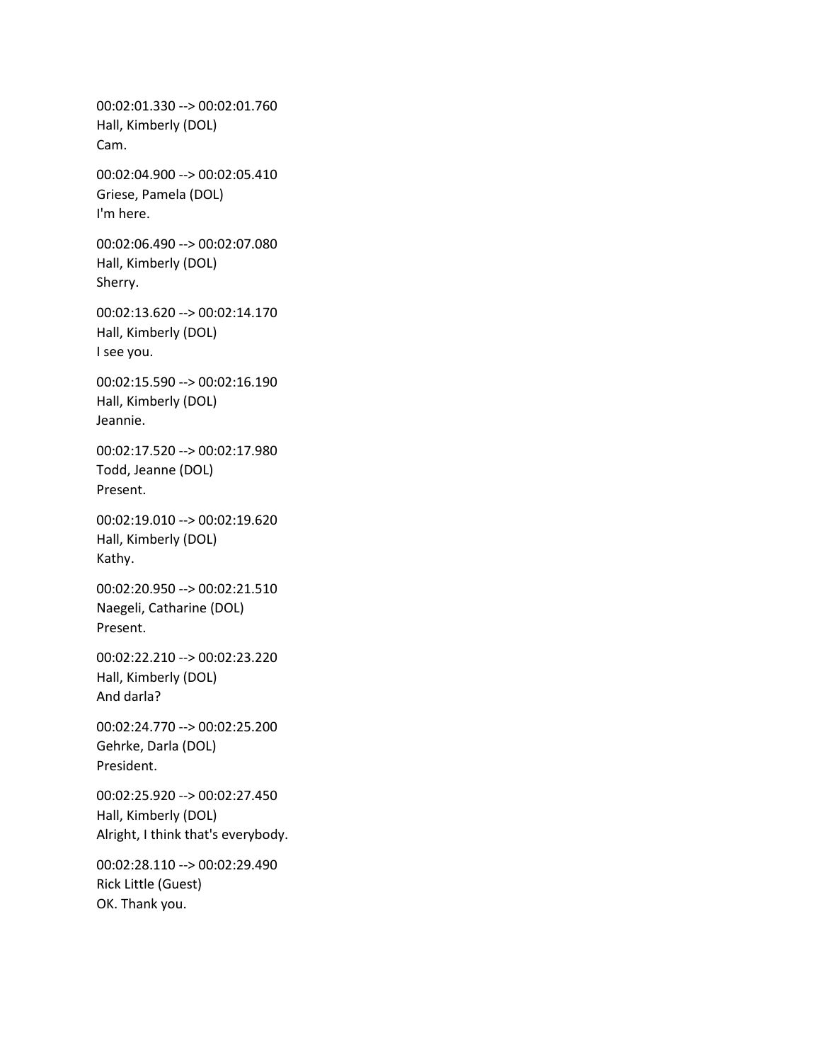00:02:01.330 --> 00:02:01.760
Hall, Kimberly (DOL)
Cam.

00:02:04.900 --> 00:02:05.410
Griese, Pamela (DOL)
I'm here.

00:02:06.490 --> 00:02:07.080
Hall, Kimberly (DOL)
Sherry.

00:02:13.620 --> 00:02:14.170
Hall, Kimberly (DOL)
I see you.

00:02:15.590 --> 00:02:16.190
Hall, Kimberly (DOL)
Jeannie.

00:02:17.520 --> 00:02:17.980
Todd, Jeanne (DOL)
Present.

00:02:19.010 --> 00:02:19.620
Hall, Kimberly (DOL)
Kathy.

00:02:20.950 --> 00:02:21.510
Naegeli, Catharine (DOL)
Present.

00:02:22.210 --> 00:02:23.220
Hall, Kimberly (DOL)
And darla?

00:02:24.770 --> 00:02:25.200
Gehrke, Darla (DOL)
President.

00:02:25.920 --> 00:02:27.450
Hall, Kimberly (DOL)
Alright, I think that's everybody.

00:02:28.110 --> 00:02:29.490
Rick Little (Guest)
OK. Thank you.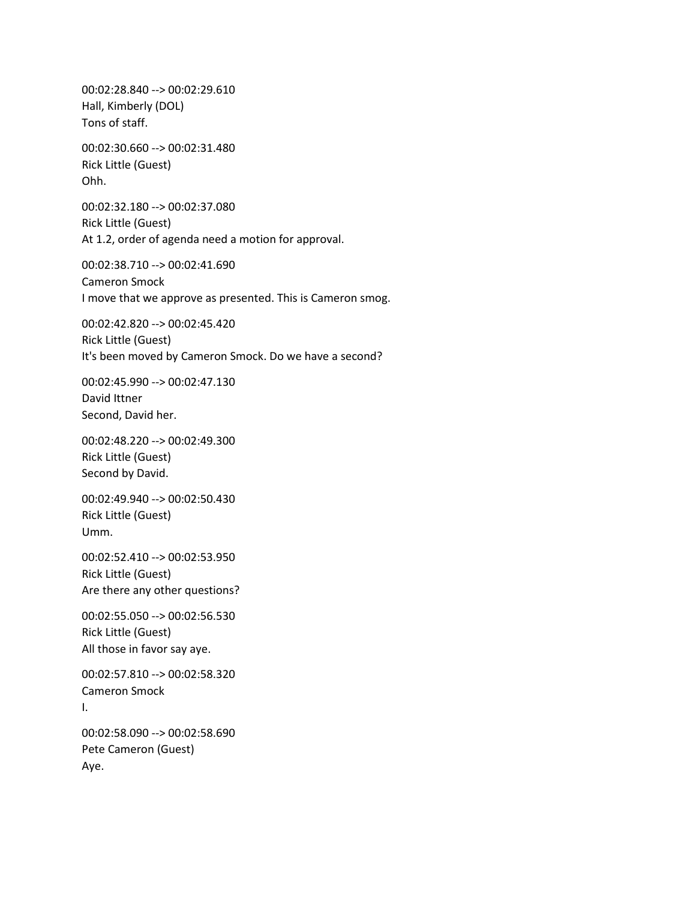00:02:28.840 --> 00:02:29.610
Hall, Kimberly (DOL)
Tons of staff.

00:02:30.660 --> 00:02:31.480
Rick Little (Guest)
Ohh.

00:02:32.180 --> 00:02:37.080
Rick Little (Guest)
At 1.2, order of agenda need a motion for approval.

00:02:38.710 --> 00:02:41.690
Cameron Smock
I move that we approve as presented. This is Cameron smog.

00:02:42.820 --> 00:02:45.420
Rick Little (Guest)
It's been moved by Cameron Smock. Do we have a second?

00:02:45.990 --> 00:02:47.130
David Ittner
Second, David her.

00:02:48.220 --> 00:02:49.300
Rick Little (Guest)
Second by David.

00:02:49.940 --> 00:02:50.430
Rick Little (Guest)
Umm.

00:02:52.410 --> 00:02:53.950
Rick Little (Guest)
Are there any other questions?

00:02:55.050 --> 00:02:56.530
Rick Little (Guest)
All those in favor say aye.

00:02:57.810 --> 00:02:58.320
Cameron Smock
I.

00:02:58.090 --> 00:02:58.690
Pete Cameron (Guest)
Aye.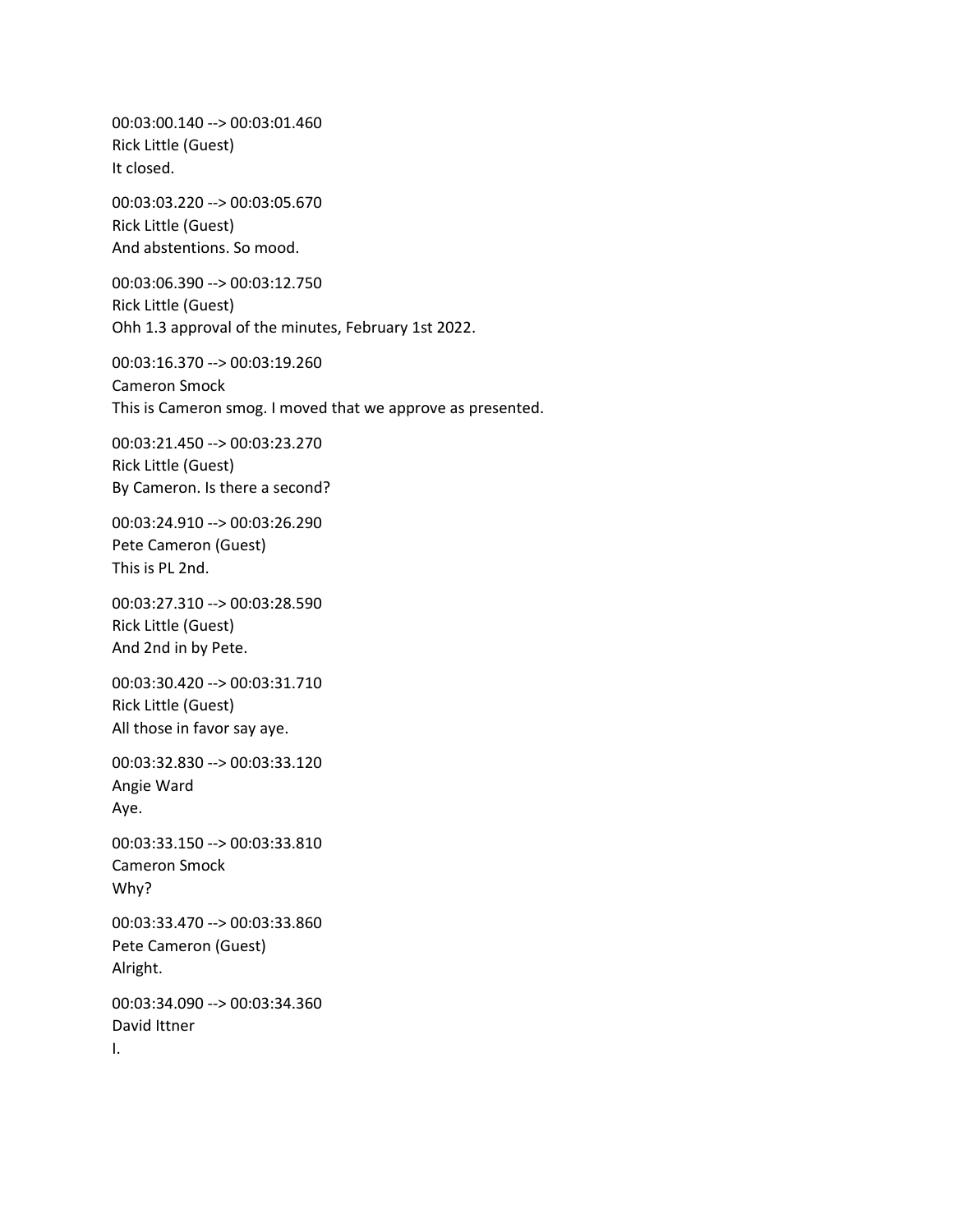00:03:00.140 --> 00:03:01.460
Rick Little (Guest)
It closed.

00:03:03.220 --> 00:03:05.670
Rick Little (Guest)
And abstentions. So mood.

00:03:06.390 --> 00:03:12.750
Rick Little (Guest)
Ohh 1.3 approval of the minutes, February 1st 2022.

00:03:16.370 --> 00:03:19.260
Cameron Smock
This is Cameron smog. I moved that we approve as presented.

00:03:21.450 --> 00:03:23.270
Rick Little (Guest)
By Cameron. Is there a second?

00:03:24.910 --> 00:03:26.290
Pete Cameron (Guest)
This is PL 2nd.

00:03:27.310 --> 00:03:28.590
Rick Little (Guest)
And 2nd in by Pete.

00:03:30.420 --> 00:03:31.710
Rick Little (Guest)
All those in favor say aye.

00:03:32.830 --> 00:03:33.120
Angie Ward
Aye.

00:03:33.150 --> 00:03:33.810
Cameron Smock
Why?

00:03:33.470 --> 00:03:33.860
Pete Cameron (Guest)
Alright.

00:03:34.090 --> 00:03:34.360
David Ittner
I.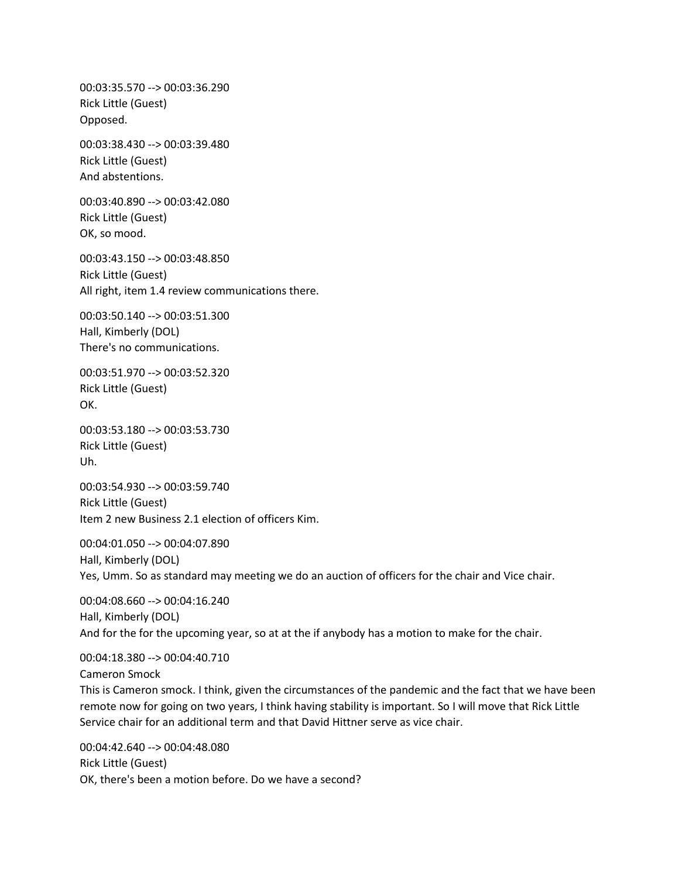00:03:35.570 --> 00:03:36.290
Rick Little (Guest)
Opposed.

00:03:38.430 --> 00:03:39.480
Rick Little (Guest)
And abstentions.

00:03:40.890 --> 00:03:42.080
Rick Little (Guest)
OK, so mood.

00:03:43.150 --> 00:03:48.850
Rick Little (Guest)
All right, item 1.4 review communications there.

00:03:50.140 --> 00:03:51.300
Hall, Kimberly (DOL)
There's no communications.

00:03:51.970 --> 00:03:52.320
Rick Little (Guest)
OK.

00:03:53.180 --> 00:03:53.730
Rick Little (Guest)
Uh.

00:03:54.930 --> 00:03:59.740
Rick Little (Guest)
Item 2 new Business 2.1 election of officers Kim.

00:04:01.050 --> 00:04:07.890
Hall, Kimberly (DOL)
Yes, Umm. So as standard may meeting we do an auction of officers for the chair and Vice chair.

00:04:08.660 --> 00:04:16.240
Hall, Kimberly (DOL)
And for the for the upcoming year, so at at the if anybody has a motion to make for the chair.

00:04:18.380 --> 00:04:40.710
Cameron Smock
This is Cameron smock. I think, given the circumstances of the pandemic and the fact that we have been remote now for going on two years, I think having stability is important. So I will move that Rick Little Service chair for an additional term and that David Hittner serve as vice chair.

00:04:42.640 --> 00:04:48.080
Rick Little (Guest)
OK, there's been a motion before. Do we have a second?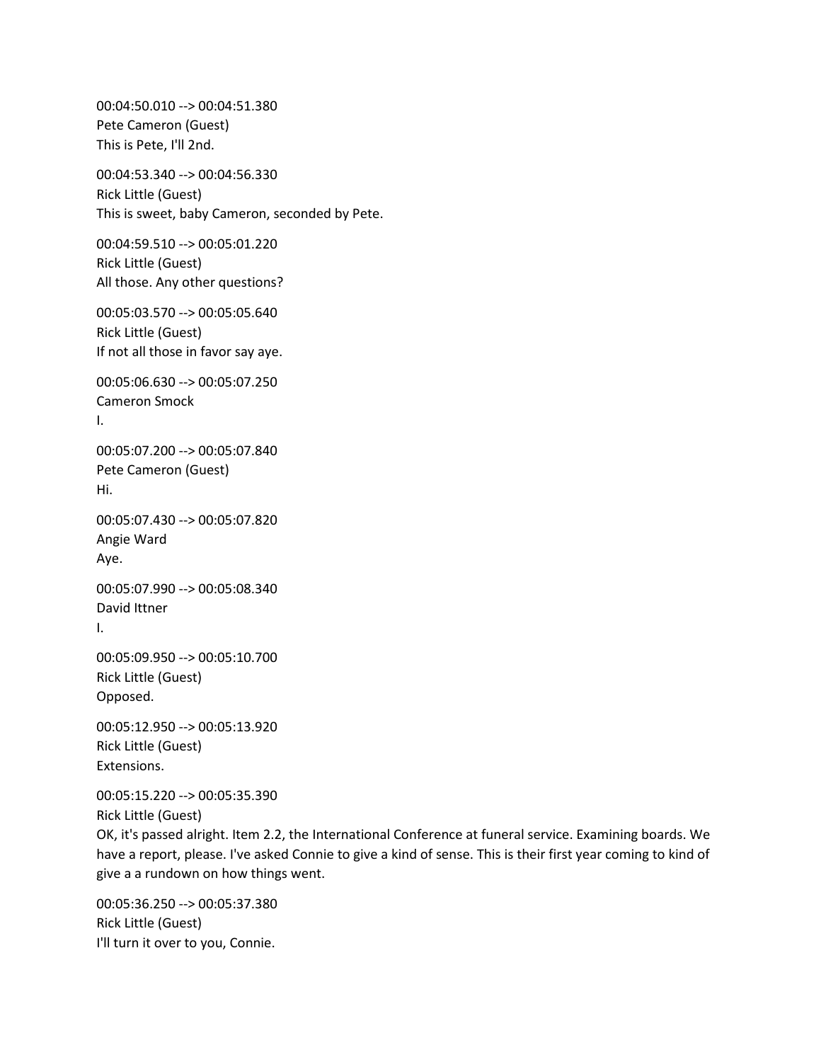00:04:50.010 --> 00:04:51.380
Pete Cameron (Guest)
This is Pete, I'll 2nd.

00:04:53.340 --> 00:04:56.330
Rick Little (Guest)
This is sweet, baby Cameron, seconded by Pete.

00:04:59.510 --> 00:05:01.220
Rick Little (Guest)
All those. Any other questions?

00:05:03.570 --> 00:05:05.640
Rick Little (Guest)
If not all those in favor say aye.

00:05:06.630 --> 00:05:07.250
Cameron Smock
I.

00:05:07.200 --> 00:05:07.840
Pete Cameron (Guest)
Hi.

00:05:07.430 --> 00:05:07.820
Angie Ward
Aye.

00:05:07.990 --> 00:05:08.340
David Ittner
I.

00:05:09.950 --> 00:05:10.700
Rick Little (Guest)
Opposed.

00:05:12.950 --> 00:05:13.920
Rick Little (Guest)
Extensions.

00:05:15.220 --> 00:05:35.390
Rick Little (Guest)
OK, it's passed alright. Item 2.2, the International Conference at funeral service. Examining boards. We have a report, please. I've asked Connie to give a kind of sense. This is their first year coming to kind of give a a rundown on how things went.

00:05:36.250 --> 00:05:37.380
Rick Little (Guest)
I'll turn it over to you, Connie.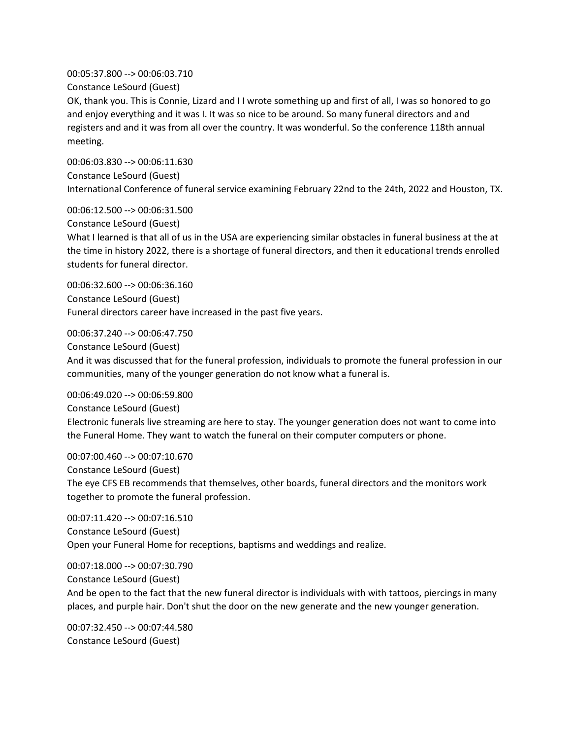00:05:37.800 --> 00:06:03.710
Constance LeSourd (Guest)
OK, thank you. This is Connie, Lizard and I I wrote something up and first of all, I was so honored to go and enjoy everything and it was I. It was so nice to be around. So many funeral directors and and registers and and it was from all over the country. It was wonderful. So the conference 118th annual meeting.

00:06:03.830 --> 00:06:11.630
Constance LeSourd (Guest)
International Conference of funeral service examining February 22nd to the 24th, 2022 and Houston, TX.

00:06:12.500 --> 00:06:31.500
Constance LeSourd (Guest)
What I learned is that all of us in the USA are experiencing similar obstacles in funeral business at the at the time in history 2022, there is a shortage of funeral directors, and then it educational trends enrolled students for funeral director.

00:06:32.600 --> 00:06:36.160
Constance LeSourd (Guest)
Funeral directors career have increased in the past five years.

00:06:37.240 --> 00:06:47.750
Constance LeSourd (Guest)
And it was discussed that for the funeral profession, individuals to promote the funeral profession in our communities, many of the younger generation do not know what a funeral is.

00:06:49.020 --> 00:06:59.800
Constance LeSourd (Guest)
Electronic funerals live streaming are here to stay. The younger generation does not want to come into the Funeral Home. They want to watch the funeral on their computer computers or phone.

00:07:00.460 --> 00:07:10.670
Constance LeSourd (Guest)
The eye CFS EB recommends that themselves, other boards, funeral directors and the monitors work together to promote the funeral profession.

00:07:11.420 --> 00:07:16.510
Constance LeSourd (Guest)
Open your Funeral Home for receptions, baptisms and weddings and realize.

00:07:18.000 --> 00:07:30.790
Constance LeSourd (Guest)
And be open to the fact that the new funeral director is individuals with with tattoos, piercings in many places, and purple hair. Don't shut the door on the new generate and the new younger generation.

00:07:32.450 --> 00:07:44.580
Constance LeSourd (Guest)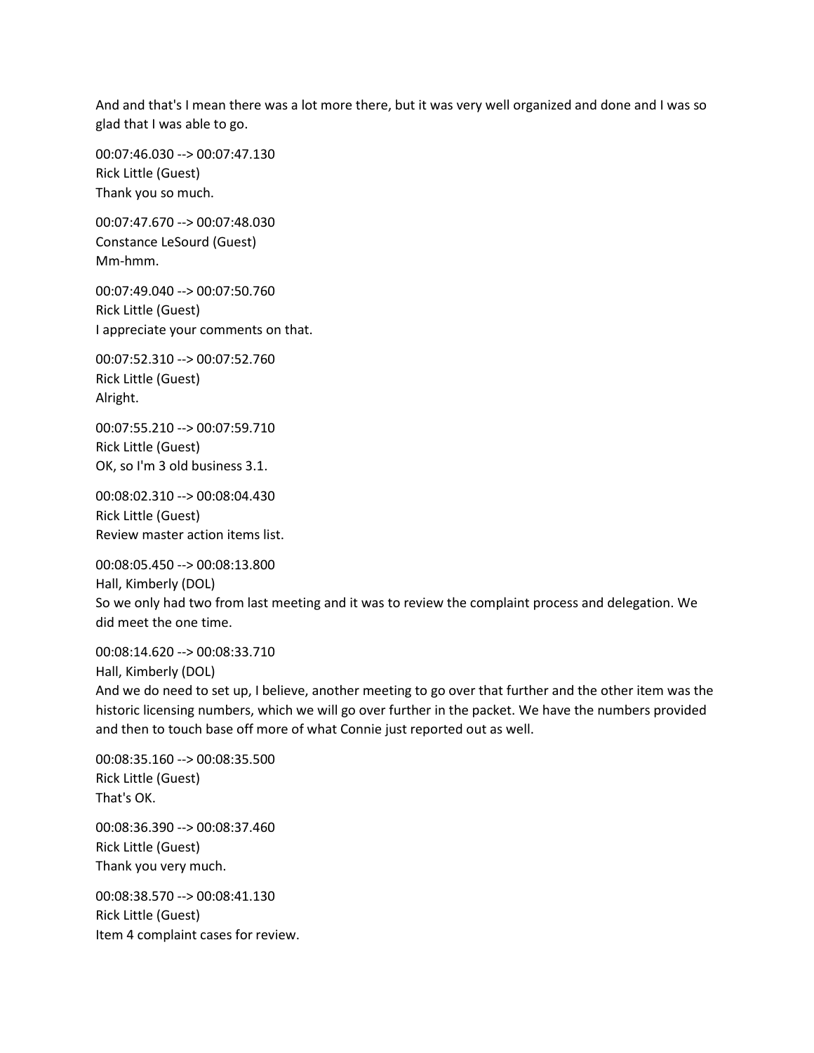And and that's I mean there was a lot more there, but it was very well organized and done and I was so glad that I was able to go.

00:07:46.030 --> 00:07:47.130
Rick Little (Guest)
Thank you so much.

00:07:47.670 --> 00:07:48.030
Constance LeSourd (Guest)
Mm-hmm.

00:07:49.040 --> 00:07:50.760
Rick Little (Guest)
I appreciate your comments on that.

00:07:52.310 --> 00:07:52.760
Rick Little (Guest)
Alright.

00:07:55.210 --> 00:07:59.710
Rick Little (Guest)
OK, so I'm 3 old business 3.1.

00:08:02.310 --> 00:08:04.430
Rick Little (Guest)
Review master action items list.

00:08:05.450 --> 00:08:13.800
Hall, Kimberly (DOL)
So we only had two from last meeting and it was to review the complaint process and delegation. We did meet the one time.

00:08:14.620 --> 00:08:33.710
Hall, Kimberly (DOL)
And we do need to set up, I believe, another meeting to go over that further and the other item was the historic licensing numbers, which we will go over further in the packet. We have the numbers provided and then to touch base off more of what Connie just reported out as well.

00:08:35.160 --> 00:08:35.500
Rick Little (Guest)
That's OK.

00:08:36.390 --> 00:08:37.460
Rick Little (Guest)
Thank you very much.

00:08:38.570 --> 00:08:41.130
Rick Little (Guest)
Item 4 complaint cases for review.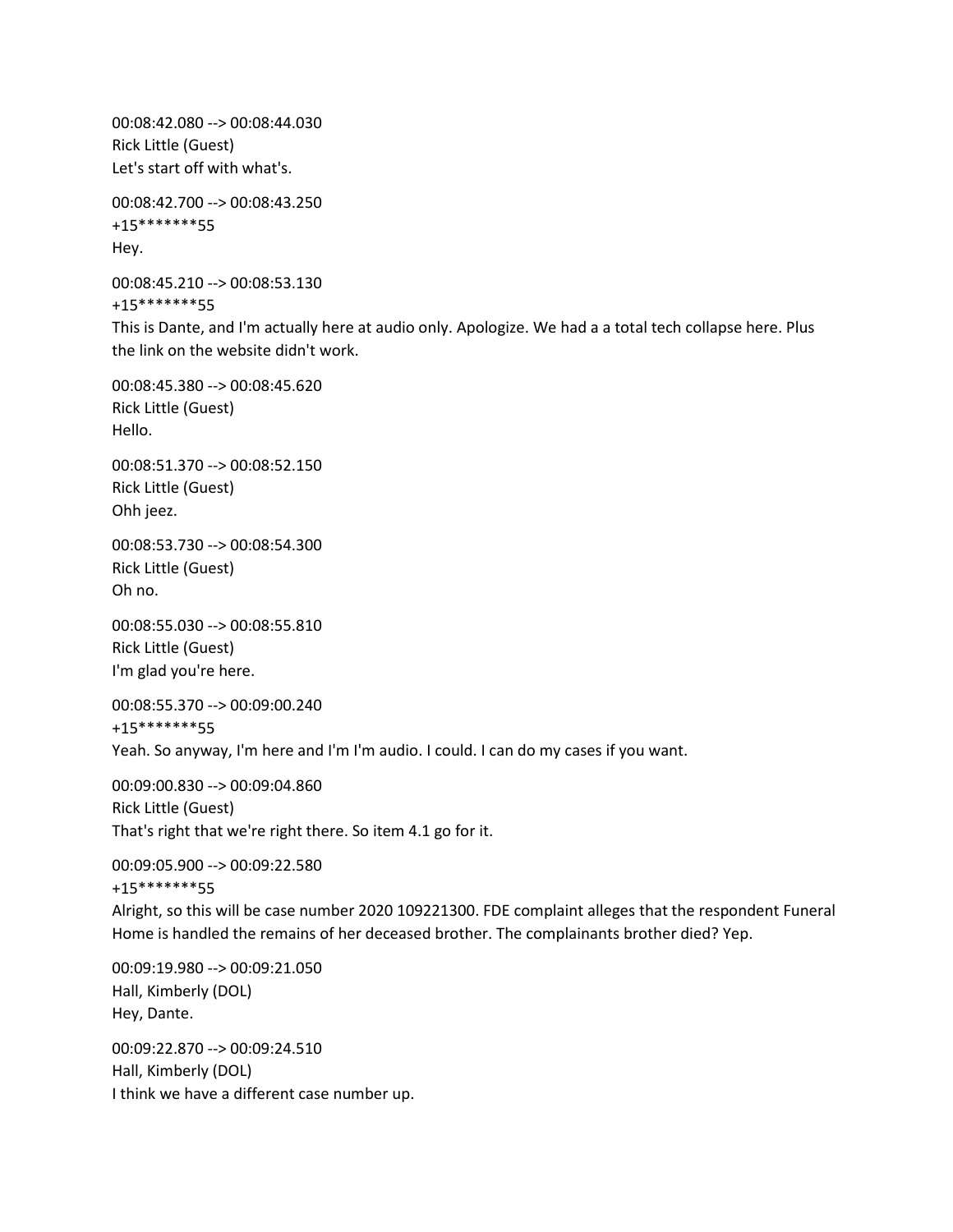00:08:42.080 --> 00:08:44.030
Rick Little (Guest)
Let's start off with what's.

00:08:42.700 --> 00:08:43.250
+15*******55
Hey.

00:08:45.210 --> 00:08:53.130
+15*******55
This is Dante, and I'm actually here at audio only. Apologize. We had a a total tech collapse here. Plus the link on the website didn't work.

00:08:45.380 --> 00:08:45.620
Rick Little (Guest)
Hello.

00:08:51.370 --> 00:08:52.150
Rick Little (Guest)
Ohh jeez.

00:08:53.730 --> 00:08:54.300
Rick Little (Guest)
Oh no.

00:08:55.030 --> 00:08:55.810
Rick Little (Guest)
I'm glad you're here.

00:08:55.370 --> 00:09:00.240
+15*******55
Yeah. So anyway, I'm here and I'm I'm audio. I could. I can do my cases if you want.

00:09:00.830 --> 00:09:04.860
Rick Little (Guest)
That's right that we're right there. So item 4.1 go for it.

00:09:05.900 --> 00:09:22.580
+15*******55
Alright, so this will be case number 2020 109221300. FDE complaint alleges that the respondent Funeral Home is handled the remains of her deceased brother. The complainants brother died? Yep.

00:09:19.980 --> 00:09:21.050
Hall, Kimberly (DOL)
Hey, Dante.

00:09:22.870 --> 00:09:24.510
Hall, Kimberly (DOL)
I think we have a different case number up.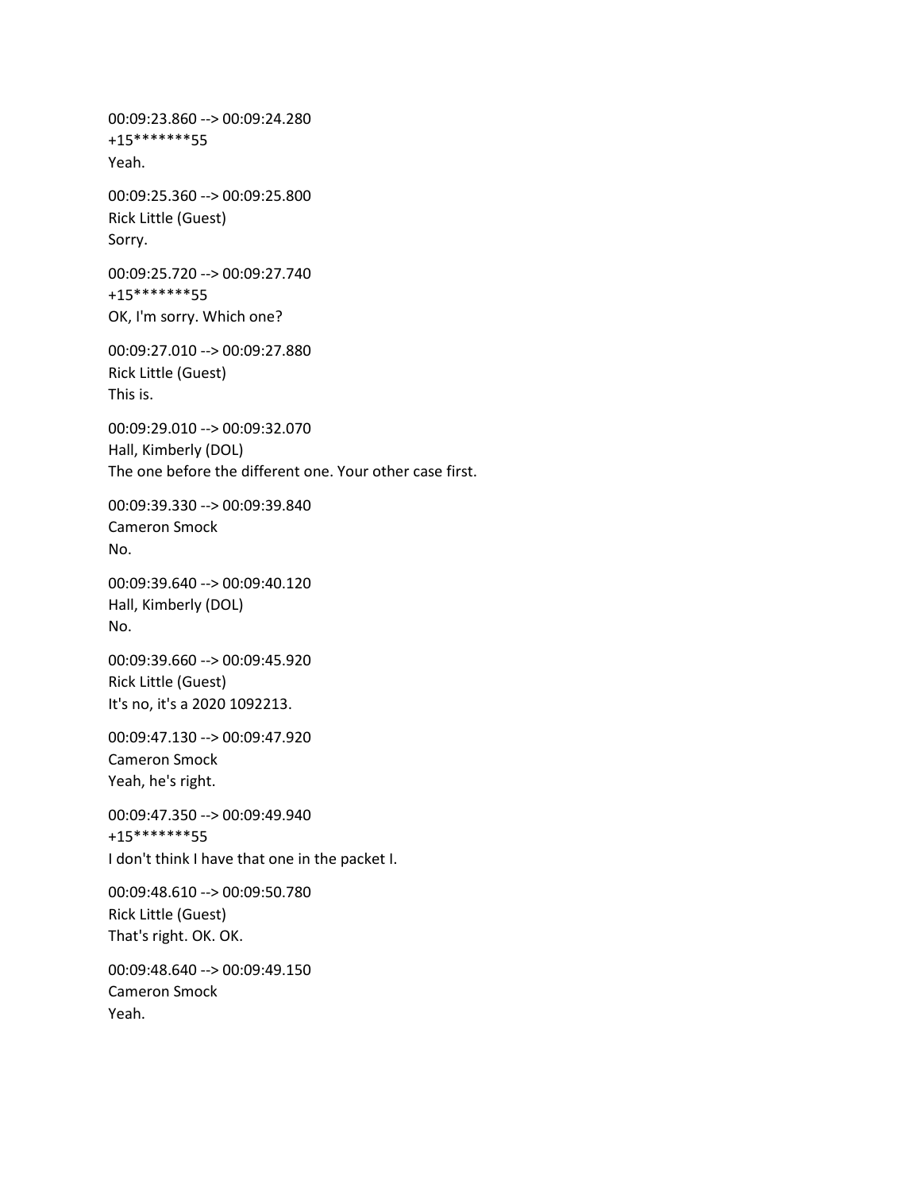00:09:23.860 --> 00:09:24.280
+15*******55
Yeah.

00:09:25.360 --> 00:09:25.800
Rick Little (Guest)
Sorry.

00:09:25.720 --> 00:09:27.740
+15*******55
OK, I'm sorry. Which one?

00:09:27.010 --> 00:09:27.880
Rick Little (Guest)
This is.

00:09:29.010 --> 00:09:32.070
Hall, Kimberly (DOL)
The one before the different one. Your other case first.

00:09:39.330 --> 00:09:39.840
Cameron Smock
No.

00:09:39.640 --> 00:09:40.120
Hall, Kimberly (DOL)
No.

00:09:39.660 --> 00:09:45.920
Rick Little (Guest)
It's no, it's a 2020 1092213.

00:09:47.130 --> 00:09:47.920
Cameron Smock
Yeah, he's right.

00:09:47.350 --> 00:09:49.940
+15*******55
I don't think I have that one in the packet I.

00:09:48.610 --> 00:09:50.780
Rick Little (Guest)
That's right. OK. OK.

00:09:48.640 --> 00:09:49.150
Cameron Smock
Yeah.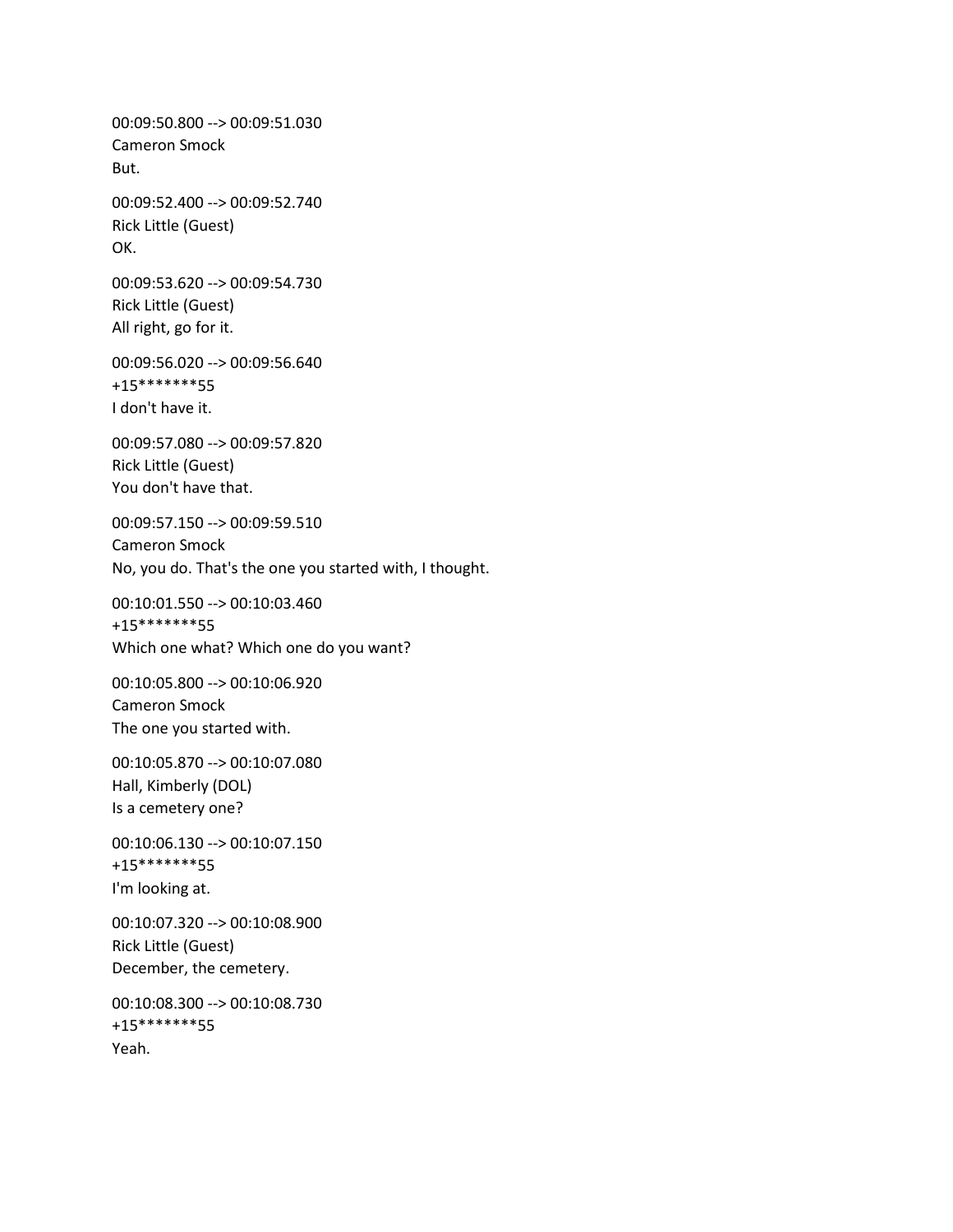00:09:50.800 --> 00:09:51.030
Cameron Smock
But.

00:09:52.400 --> 00:09:52.740
Rick Little (Guest)
OK.

00:09:53.620 --> 00:09:54.730
Rick Little (Guest)
All right, go for it.

00:09:56.020 --> 00:09:56.640
+15*******55
I don't have it.

00:09:57.080 --> 00:09:57.820
Rick Little (Guest)
You don't have that.

00:09:57.150 --> 00:09:59.510
Cameron Smock
No, you do. That's the one you started with, I thought.

00:10:01.550 --> 00:10:03.460
+15*******55
Which one what? Which one do you want?

00:10:05.800 --> 00:10:06.920
Cameron Smock
The one you started with.

00:10:05.870 --> 00:10:07.080
Hall, Kimberly (DOL)
Is a cemetery one?

00:10:06.130 --> 00:10:07.150
+15*******55
I'm looking at.

00:10:07.320 --> 00:10:08.900
Rick Little (Guest)
December, the cemetery.

00:10:08.300 --> 00:10:08.730
+15*******55
Yeah.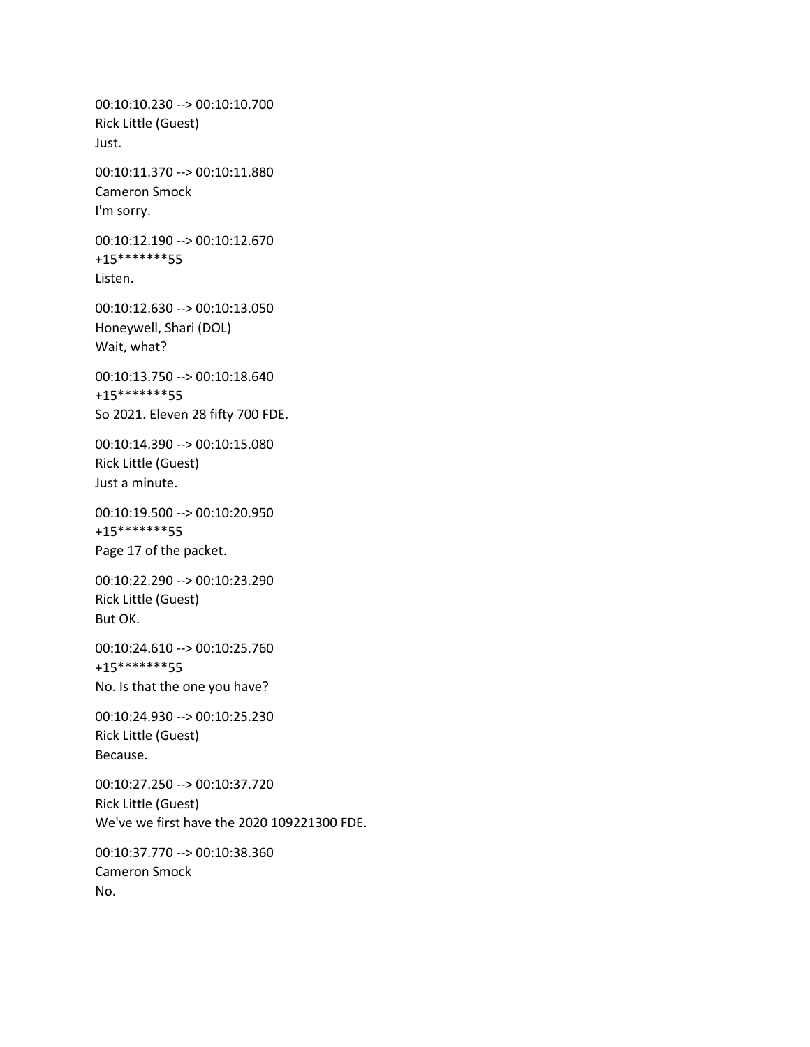00:10:10.230 --> 00:10:10.700
Rick Little (Guest)
Just.

00:10:11.370 --> 00:10:11.880
Cameron Smock
I'm sorry.

00:10:12.190 --> 00:10:12.670
+15*******55
Listen.

00:10:12.630 --> 00:10:13.050
Honeywell, Shari (DOL)
Wait, what?

00:10:13.750 --> 00:10:18.640
+15*******55
So 2021. Eleven 28 fifty 700 FDE.

00:10:14.390 --> 00:10:15.080
Rick Little (Guest)
Just a minute.

00:10:19.500 --> 00:10:20.950
+15*******55
Page 17 of the packet.

00:10:22.290 --> 00:10:23.290
Rick Little (Guest)
But OK.

00:10:24.610 --> 00:10:25.760
+15*******55
No. Is that the one you have?

00:10:24.930 --> 00:10:25.230
Rick Little (Guest)
Because.

00:10:27.250 --> 00:10:37.720
Rick Little (Guest)
We've we first have the 2020 109221300 FDE.

00:10:37.770 --> 00:10:38.360
Cameron Smock
No.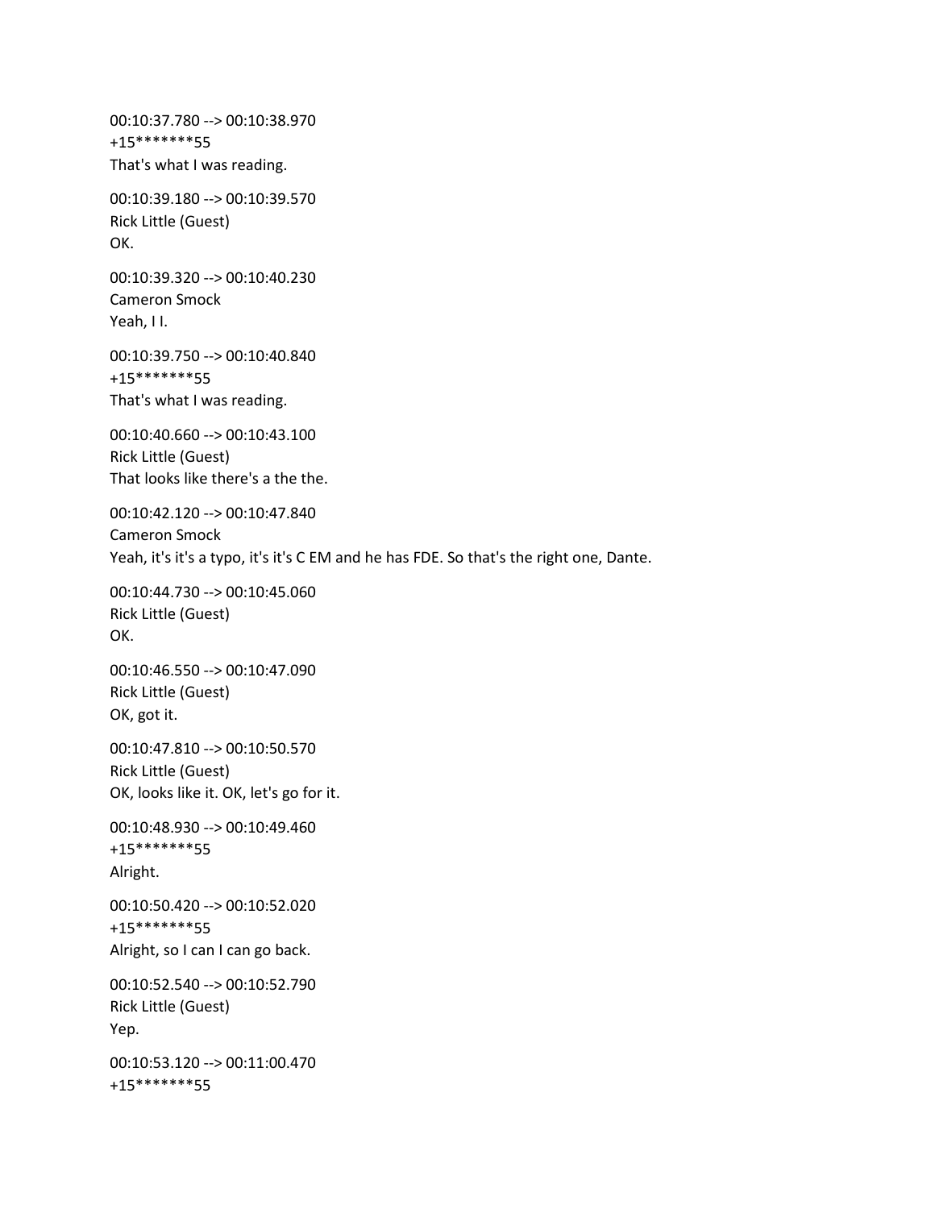00:10:37.780 --> 00:10:38.970
+15*******55
That's what I was reading.

00:10:39.180 --> 00:10:39.570
Rick Little (Guest)
OK.

00:10:39.320 --> 00:10:40.230
Cameron Smock
Yeah, I I.

00:10:39.750 --> 00:10:40.840
+15*******55
That's what I was reading.

00:10:40.660 --> 00:10:43.100
Rick Little (Guest)
That looks like there's a the the.

00:10:42.120 --> 00:10:47.840
Cameron Smock
Yeah, it's it's a typo, it's it's C EM and he has FDE. So that's the right one, Dante.

00:10:44.730 --> 00:10:45.060
Rick Little (Guest)
OK.

00:10:46.550 --> 00:10:47.090
Rick Little (Guest)
OK, got it.

00:10:47.810 --> 00:10:50.570
Rick Little (Guest)
OK, looks like it. OK, let's go for it.

00:10:48.930 --> 00:10:49.460
+15*******55
Alright.

00:10:50.420 --> 00:10:52.020
+15*******55
Alright, so I can I can go back.

00:10:52.540 --> 00:10:52.790
Rick Little (Guest)
Yep.

00:10:53.120 --> 00:11:00.470
+15*******55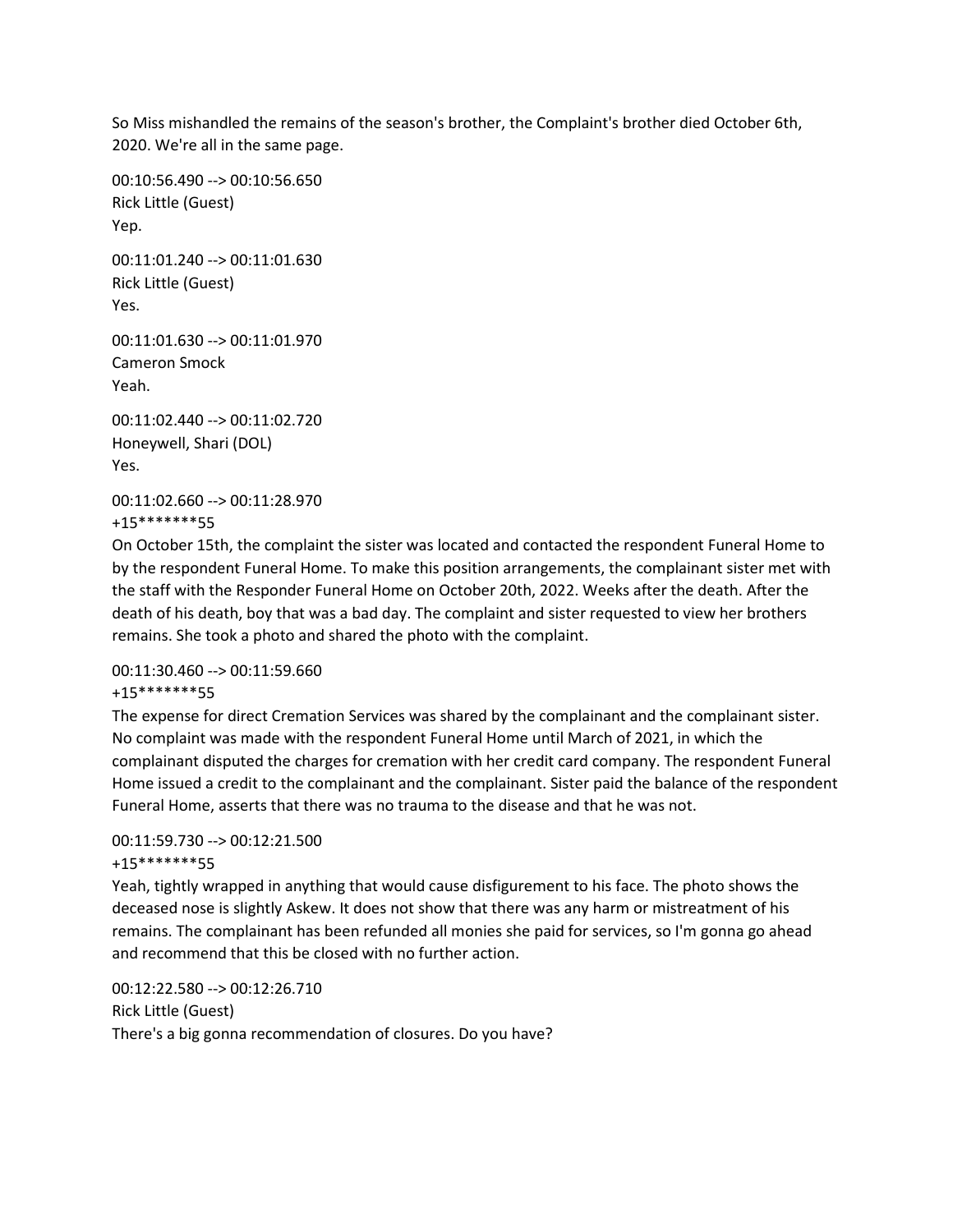So Miss mishandled the remains of the season's brother, the Complaint's brother died October 6th, 2020. We're all in the same page.

00:10:56.490 --> 00:10:56.650
Rick Little (Guest)
Yep.

00:11:01.240 --> 00:11:01.630
Rick Little (Guest)
Yes.

00:11:01.630 --> 00:11:01.970
Cameron Smock
Yeah.

00:11:02.440 --> 00:11:02.720
Honeywell, Shari (DOL)
Yes.

00:11:02.660 --> 00:11:28.970
+15*******55
On October 15th, the complaint the sister was located and contacted the respondent Funeral Home to by the respondent Funeral Home. To make this position arrangements, the complainant sister met with the staff with the Responder Funeral Home on October 20th, 2022. Weeks after the death. After the death of his death, boy that was a bad day. The complaint and sister requested to view her brothers remains. She took a photo and shared the photo with the complaint.

00:11:30.460 --> 00:11:59.660
+15*******55
The expense for direct Cremation Services was shared by the complainant and the complainant sister. No complaint was made with the respondent Funeral Home until March of 2021, in which the complainant disputed the charges for cremation with her credit card company. The respondent Funeral Home issued a credit to the complainant and the complainant. Sister paid the balance of the respondent Funeral Home, asserts that there was no trauma to the disease and that he was not.

00:11:59.730 --> 00:12:21.500
+15*******55
Yeah, tightly wrapped in anything that would cause disfigurement to his face. The photo shows the deceased nose is slightly Askew. It does not show that there was any harm or mistreatment of his remains. The complainant has been refunded all monies she paid for services, so I'm gonna go ahead and recommend that this be closed with no further action.

00:12:22.580 --> 00:12:26.710
Rick Little (Guest)
There's a big gonna recommendation of closures. Do you have?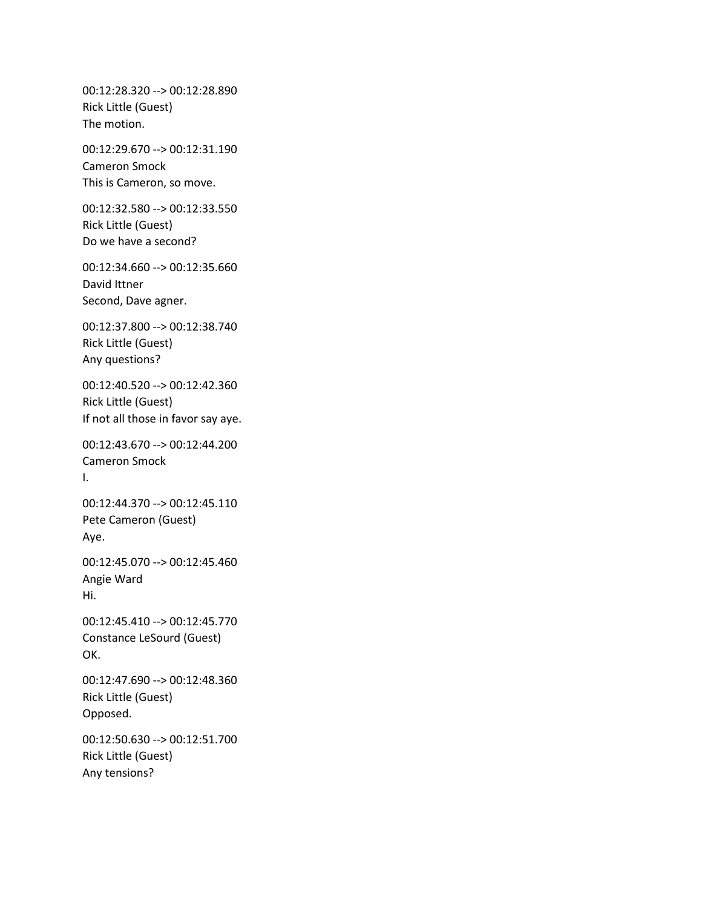00:12:28.320 --> 00:12:28.890
Rick Little (Guest)
The motion.

00:12:29.670 --> 00:12:31.190
Cameron Smock
This is Cameron, so move.

00:12:32.580 --> 00:12:33.550
Rick Little (Guest)
Do we have a second?

00:12:34.660 --> 00:12:35.660
David Ittner
Second, Dave agner.

00:12:37.800 --> 00:12:38.740
Rick Little (Guest)
Any questions?

00:12:40.520 --> 00:12:42.360
Rick Little (Guest)
If not all those in favor say aye.

00:12:43.670 --> 00:12:44.200
Cameron Smock
I.

00:12:44.370 --> 00:12:45.110
Pete Cameron (Guest)
Aye.

00:12:45.070 --> 00:12:45.460
Angie Ward
Hi.

00:12:45.410 --> 00:12:45.770
Constance LeSourd (Guest)
OK.

00:12:47.690 --> 00:12:48.360
Rick Little (Guest)
Opposed.

00:12:50.630 --> 00:12:51.700
Rick Little (Guest)
Any tensions?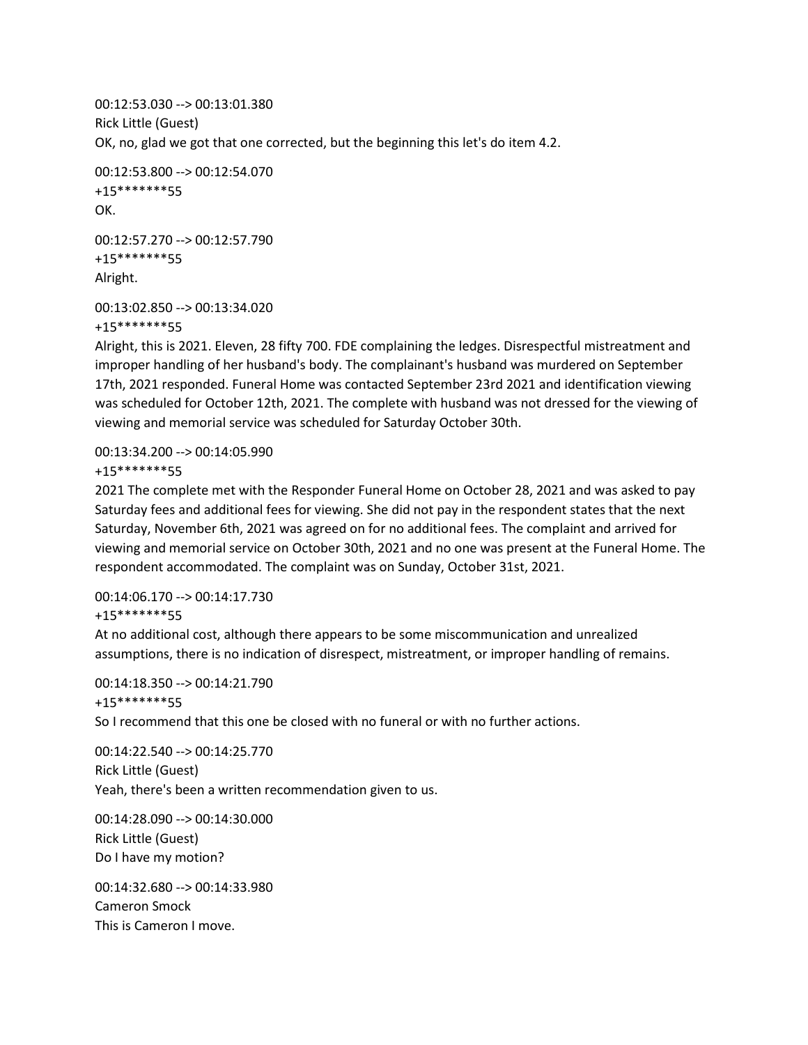00:12:53.030 --> 00:13:01.380
Rick Little (Guest)
OK, no, glad we got that one corrected, but the beginning this let's do item 4.2.

00:12:53.800 --> 00:12:54.070
+15*******55
OK.

00:12:57.270 --> 00:12:57.790
+15*******55
Alright.

00:13:02.850 --> 00:13:34.020
+15*******55
Alright, this is 2021. Eleven, 28 fifty 700. FDE complaining the ledges. Disrespectful mistreatment and improper handling of her husband's body. The complainant's husband was murdered on September 17th, 2021 responded. Funeral Home was contacted September 23rd 2021 and identification viewing was scheduled for October 12th, 2021. The complete with husband was not dressed for the viewing of viewing and memorial service was scheduled for Saturday October 30th.

00:13:34.200 --> 00:14:05.990
+15*******55
2021 The complete met with the Responder Funeral Home on October 28, 2021 and was asked to pay Saturday fees and additional fees for viewing. She did not pay in the respondent states that the next Saturday, November 6th, 2021 was agreed on for no additional fees. The complaint and arrived for viewing and memorial service on October 30th, 2021 and no one was present at the Funeral Home. The respondent accommodated. The complaint was on Sunday, October 31st, 2021.

00:14:06.170 --> 00:14:17.730
+15*******55
At no additional cost, although there appears to be some miscommunication and unrealized assumptions, there is no indication of disrespect, mistreatment, or improper handling of remains.

00:14:18.350 --> 00:14:21.790
+15*******55
So I recommend that this one be closed with no funeral or with no further actions.

00:14:22.540 --> 00:14:25.770
Rick Little (Guest)
Yeah, there's been a written recommendation given to us.

00:14:28.090 --> 00:14:30.000
Rick Little (Guest)
Do I have my motion?

00:14:32.680 --> 00:14:33.980
Cameron Smock
This is Cameron I move.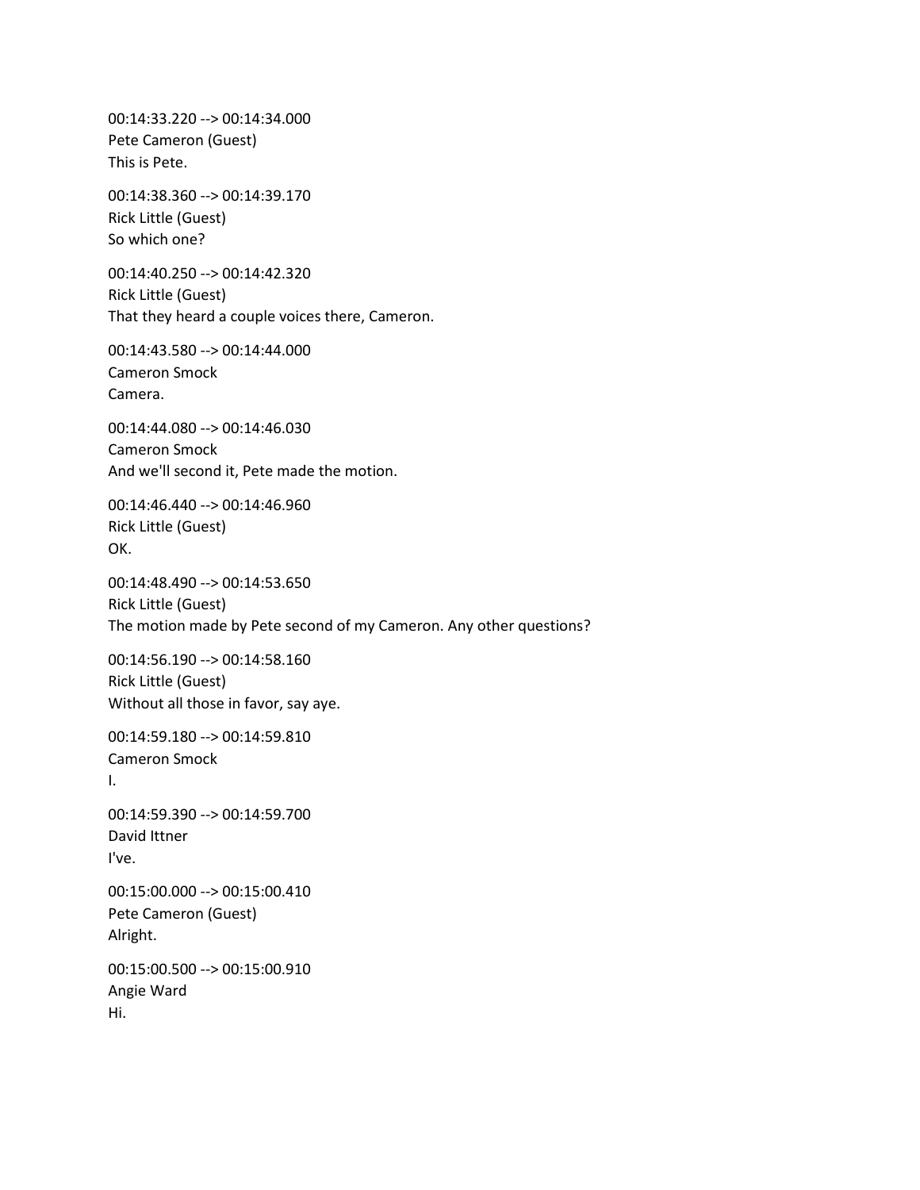00:14:33.220 --> 00:14:34.000
Pete Cameron (Guest)
This is Pete.

00:14:38.360 --> 00:14:39.170
Rick Little (Guest)
So which one?

00:14:40.250 --> 00:14:42.320
Rick Little (Guest)
That they heard a couple voices there, Cameron.

00:14:43.580 --> 00:14:44.000
Cameron Smock
Camera.

00:14:44.080 --> 00:14:46.030
Cameron Smock
And we'll second it, Pete made the motion.

00:14:46.440 --> 00:14:46.960
Rick Little (Guest)
OK.

00:14:48.490 --> 00:14:53.650
Rick Little (Guest)
The motion made by Pete second of my Cameron. Any other questions?

00:14:56.190 --> 00:14:58.160
Rick Little (Guest)
Without all those in favor, say aye.

00:14:59.180 --> 00:14:59.810
Cameron Smock
I.

00:14:59.390 --> 00:14:59.700
David Ittner
I've.

00:15:00.000 --> 00:15:00.410
Pete Cameron (Guest)
Alright.

00:15:00.500 --> 00:15:00.910
Angie Ward
Hi.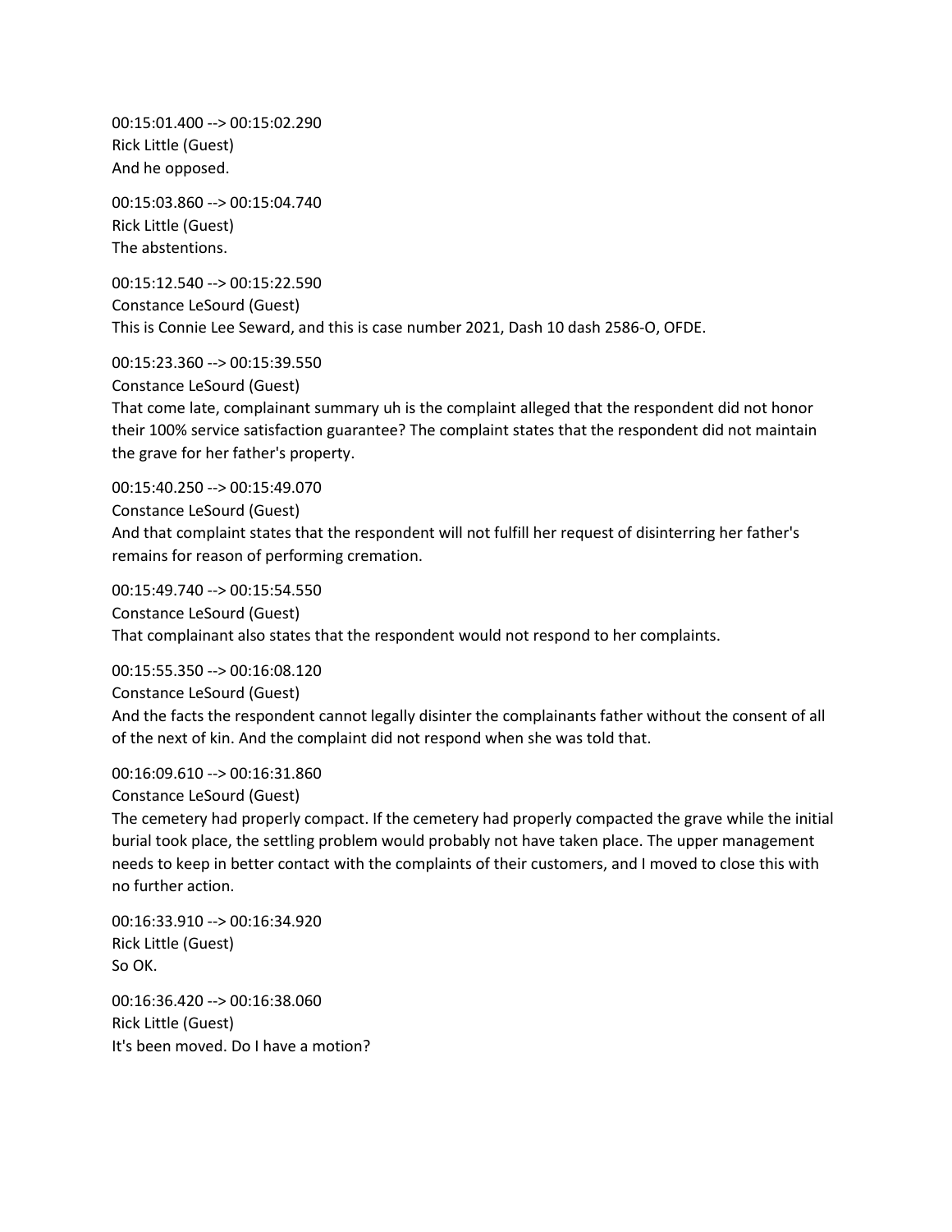00:15:01.400 --> 00:15:02.290
Rick Little (Guest)
And he opposed.

00:15:03.860 --> 00:15:04.740
Rick Little (Guest)
The abstentions.

00:15:12.540 --> 00:15:22.590
Constance LeSourd (Guest)
This is Connie Lee Seward, and this is case number 2021, Dash 10 dash 2586-O, OFDE.

00:15:23.360 --> 00:15:39.550
Constance LeSourd (Guest)
That come late, complainant summary uh is the complaint alleged that the respondent did not honor their 100% service satisfaction guarantee? The complaint states that the respondent did not maintain the grave for her father's property.

00:15:40.250 --> 00:15:49.070
Constance LeSourd (Guest)
And that complaint states that the respondent will not fulfill her request of disinterring her father's remains for reason of performing cremation.

00:15:49.740 --> 00:15:54.550
Constance LeSourd (Guest)
That complainant also states that the respondent would not respond to her complaints.

00:15:55.350 --> 00:16:08.120
Constance LeSourd (Guest)
And the facts the respondent cannot legally disinter the complainants father without the consent of all of the next of kin. And the complaint did not respond when she was told that.

00:16:09.610 --> 00:16:31.860
Constance LeSourd (Guest)
The cemetery had properly compact. If the cemetery had properly compacted the grave while the initial burial took place, the settling problem would probably not have taken place. The upper management needs to keep in better contact with the complaints of their customers, and I moved to close this with no further action.

00:16:33.910 --> 00:16:34.920
Rick Little (Guest)
So OK.

00:16:36.420 --> 00:16:38.060
Rick Little (Guest)
It's been moved. Do I have a motion?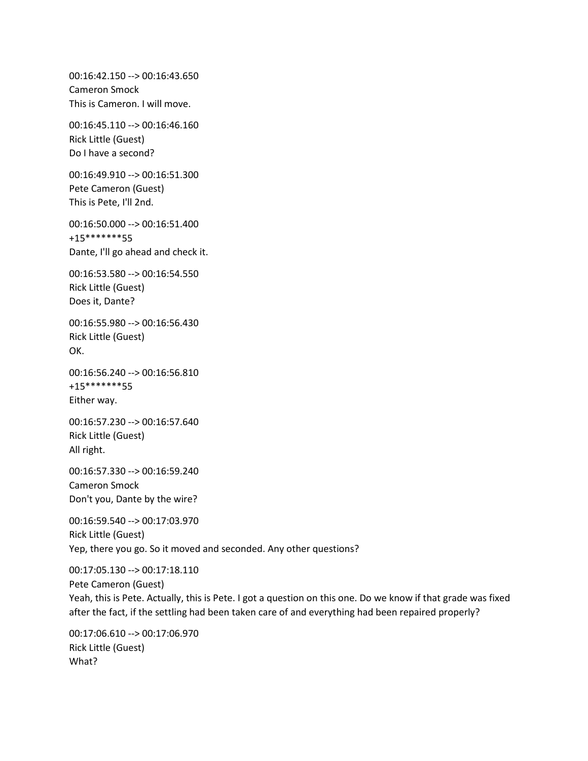00:16:42.150 --> 00:16:43.650
Cameron Smock
This is Cameron. I will move.

00:16:45.110 --> 00:16:46.160
Rick Little (Guest)
Do I have a second?

00:16:49.910 --> 00:16:51.300
Pete Cameron (Guest)
This is Pete, I'll 2nd.

00:16:50.000 --> 00:16:51.400
+15*******55
Dante, I'll go ahead and check it.

00:16:53.580 --> 00:16:54.550
Rick Little (Guest)
Does it, Dante?

00:16:55.980 --> 00:16:56.430
Rick Little (Guest)
OK.

00:16:56.240 --> 00:16:56.810
+15*******55
Either way.

00:16:57.230 --> 00:16:57.640
Rick Little (Guest)
All right.

00:16:57.330 --> 00:16:59.240
Cameron Smock
Don't you, Dante by the wire?

00:16:59.540 --> 00:17:03.970
Rick Little (Guest)
Yep, there you go. So it moved and seconded. Any other questions?

00:17:05.130 --> 00:17:18.110
Pete Cameron (Guest)
Yeah, this is Pete. Actually, this is Pete. I got a question on this one. Do we know if that grade was fixed after the fact, if the settling had been taken care of and everything had been repaired properly?

00:17:06.610 --> 00:17:06.970
Rick Little (Guest)
What?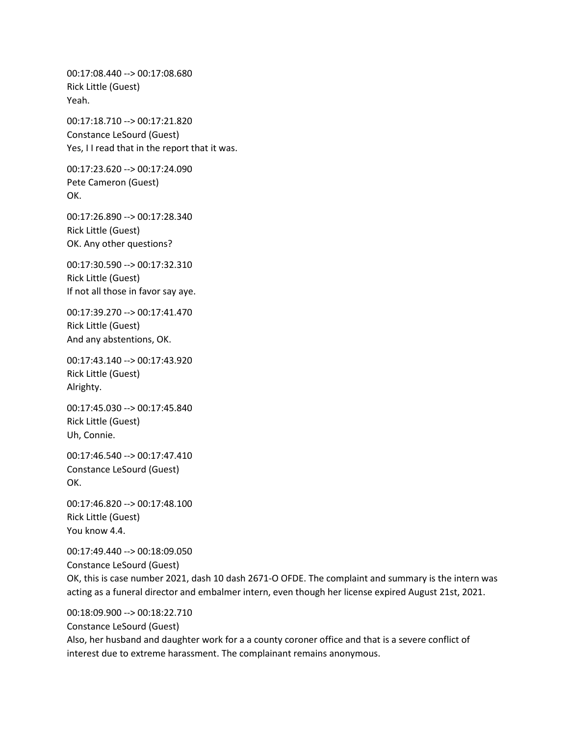00:17:08.440 --> 00:17:08.680
Rick Little (Guest)
Yeah.

00:17:18.710 --> 00:17:21.820
Constance LeSourd (Guest)
Yes, I I read that in the report that it was.

00:17:23.620 --> 00:17:24.090
Pete Cameron (Guest)
OK.

00:17:26.890 --> 00:17:28.340
Rick Little (Guest)
OK. Any other questions?

00:17:30.590 --> 00:17:32.310
Rick Little (Guest)
If not all those in favor say aye.

00:17:39.270 --> 00:17:41.470
Rick Little (Guest)
And any abstentions, OK.

00:17:43.140 --> 00:17:43.920
Rick Little (Guest)
Alrighty.

00:17:45.030 --> 00:17:45.840
Rick Little (Guest)
Uh, Connie.

00:17:46.540 --> 00:17:47.410
Constance LeSourd (Guest)
OK.

00:17:46.820 --> 00:17:48.100
Rick Little (Guest)
You know 4.4.

00:17:49.440 --> 00:18:09.050
Constance LeSourd (Guest)
OK, this is case number 2021, dash 10 dash 2671-O OFDE. The complaint and summary is the intern was acting as a funeral director and embalmer intern, even though her license expired August 21st, 2021.

00:18:09.900 --> 00:18:22.710
Constance LeSourd (Guest)
Also, her husband and daughter work for a a county coroner office and that is a severe conflict of interest due to extreme harassment. The complainant remains anonymous.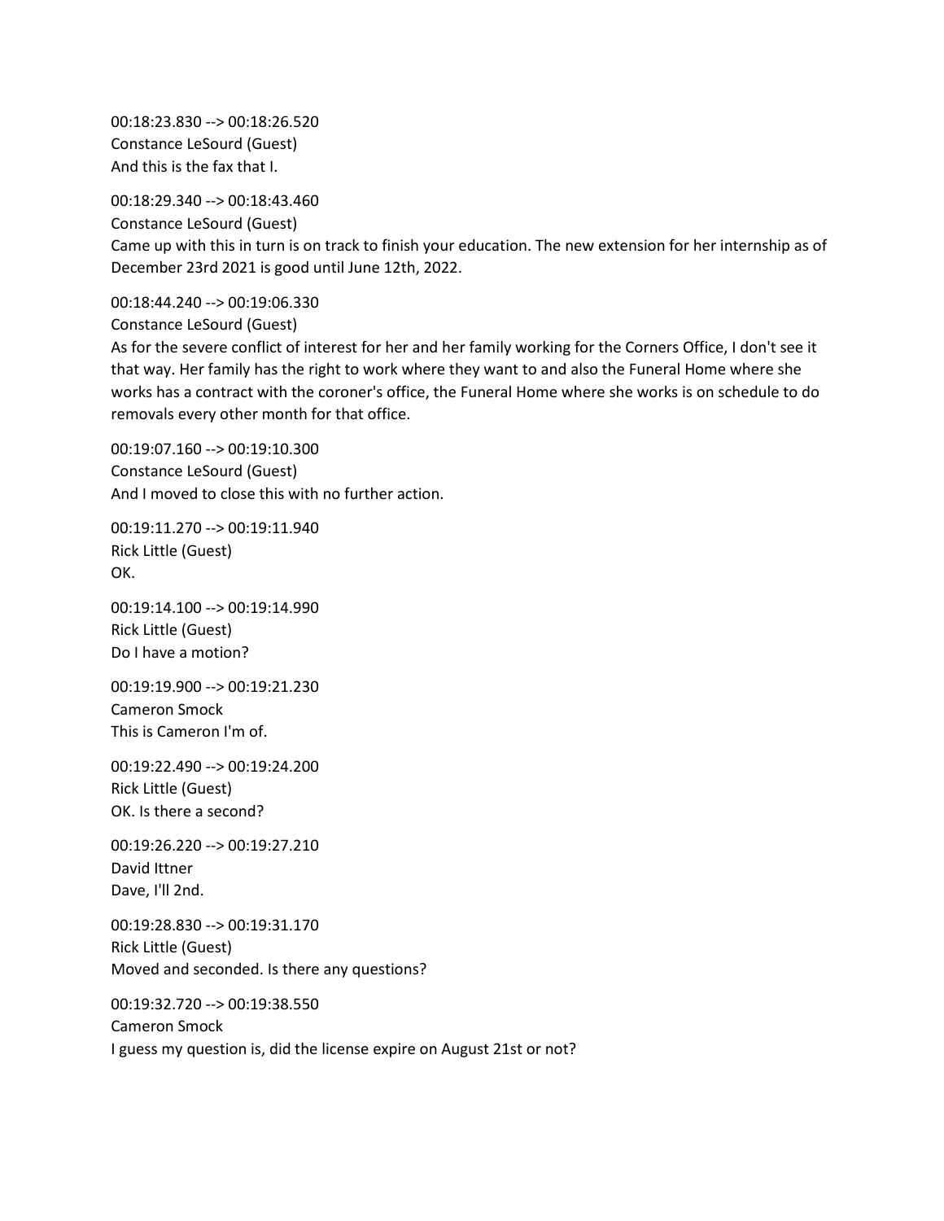00:18:23.830 --> 00:18:26.520
Constance LeSourd (Guest)
And this is the fax that I.

00:18:29.340 --> 00:18:43.460
Constance LeSourd (Guest)
Came up with this in turn is on track to finish your education. The new extension for her internship as of December 23rd 2021 is good until June 12th, 2022.

00:18:44.240 --> 00:19:06.330
Constance LeSourd (Guest)
As for the severe conflict of interest for her and her family working for the Corners Office, I don't see it that way. Her family has the right to work where they want to and also the Funeral Home where she works has a contract with the coroner's office, the Funeral Home where she works is on schedule to do removals every other month for that office.

00:19:07.160 --> 00:19:10.300
Constance LeSourd (Guest)
And I moved to close this with no further action.

00:19:11.270 --> 00:19:11.940
Rick Little (Guest)
OK.

00:19:14.100 --> 00:19:14.990
Rick Little (Guest)
Do I have a motion?

00:19:19.900 --> 00:19:21.230
Cameron Smock
This is Cameron I'm of.

00:19:22.490 --> 00:19:24.200
Rick Little (Guest)
OK. Is there a second?

00:19:26.220 --> 00:19:27.210
David Ittner
Dave, I'll 2nd.

00:19:28.830 --> 00:19:31.170
Rick Little (Guest)
Moved and seconded. Is there any questions?

00:19:32.720 --> 00:19:38.550
Cameron Smock
I guess my question is, did the license expire on August 21st or not?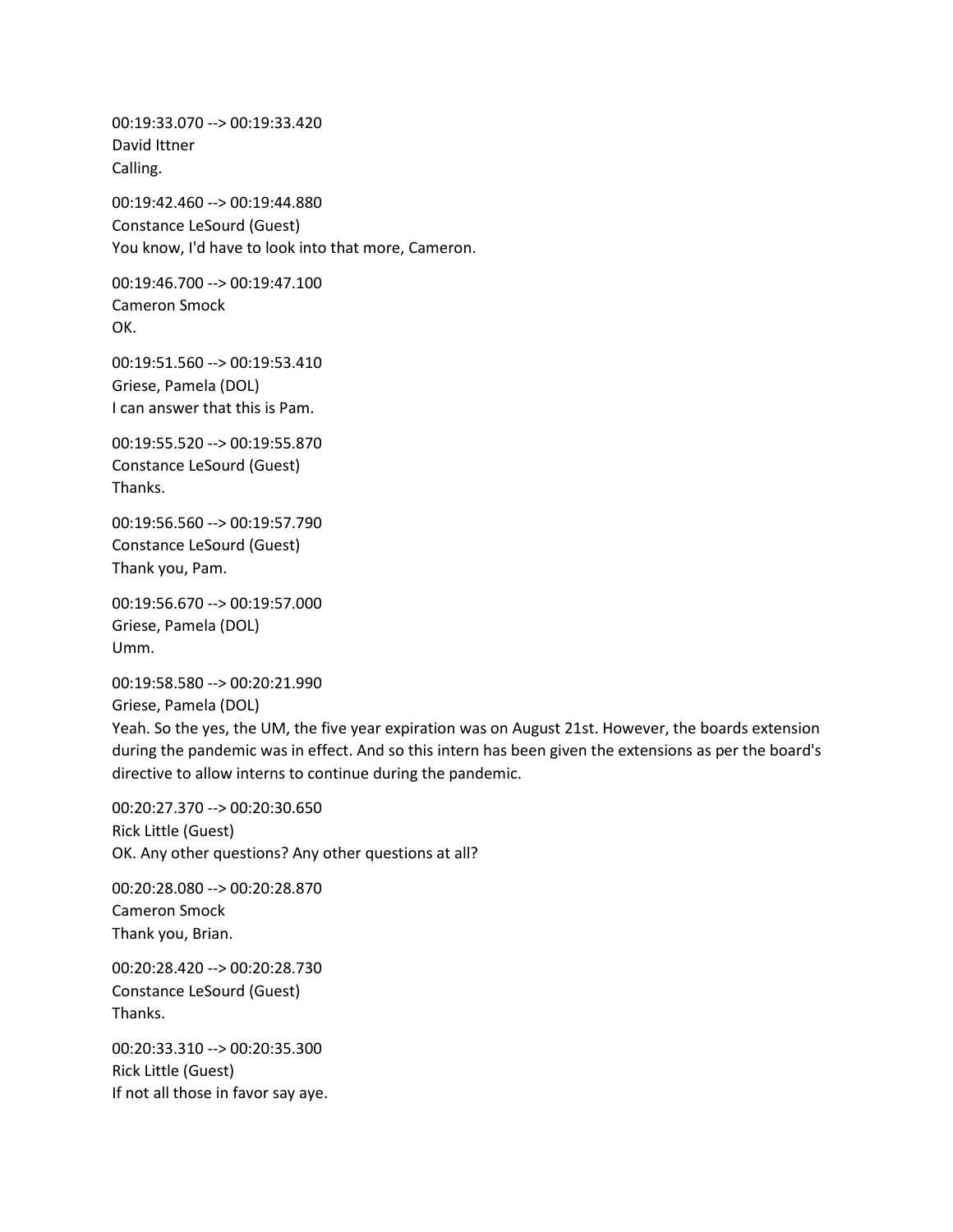00:19:33.070 --> 00:19:33.420
David Ittner
Calling.

00:19:42.460 --> 00:19:44.880
Constance LeSourd (Guest)
You know, I'd have to look into that more, Cameron.

00:19:46.700 --> 00:19:47.100
Cameron Smock
OK.

00:19:51.560 --> 00:19:53.410
Griese, Pamela (DOL)
I can answer that this is Pam.

00:19:55.520 --> 00:19:55.870
Constance LeSourd (Guest)
Thanks.

00:19:56.560 --> 00:19:57.790
Constance LeSourd (Guest)
Thank you, Pam.

00:19:56.670 --> 00:19:57.000
Griese, Pamela (DOL)
Umm.

00:19:58.580 --> 00:20:21.990
Griese, Pamela (DOL)
Yeah. So the yes, the UM, the five year expiration was on August 21st. However, the boards extension during the pandemic was in effect. And so this intern has been given the extensions as per the board's directive to allow interns to continue during the pandemic.

00:20:27.370 --> 00:20:30.650
Rick Little (Guest)
OK. Any other questions? Any other questions at all?

00:20:28.080 --> 00:20:28.870
Cameron Smock
Thank you, Brian.

00:20:28.420 --> 00:20:28.730
Constance LeSourd (Guest)
Thanks.

00:20:33.310 --> 00:20:35.300
Rick Little (Guest)
If not all those in favor say aye.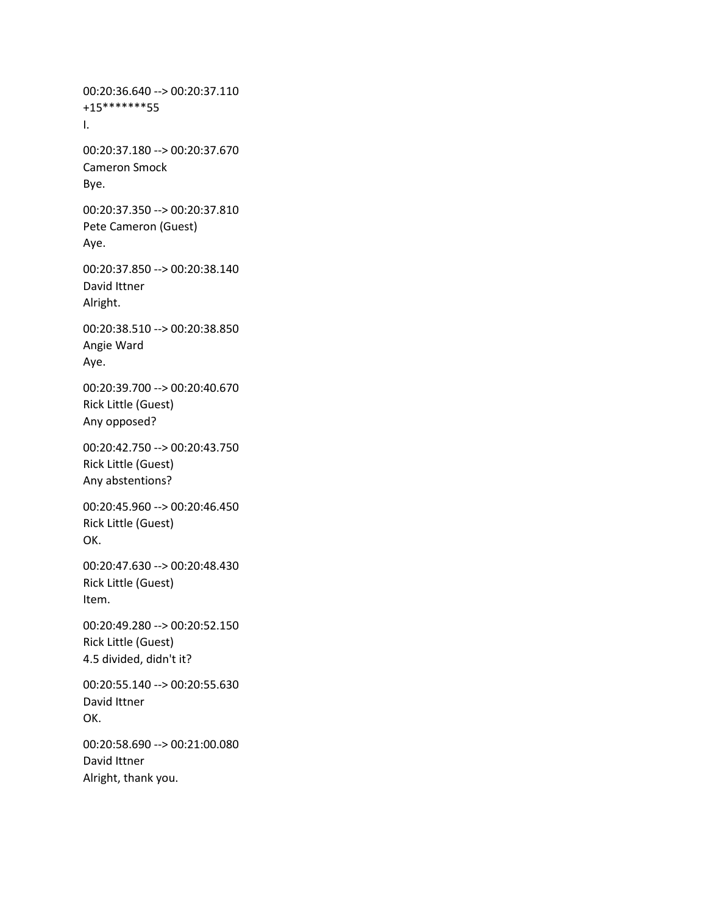00:20:36.640 --> 00:20:37.110
+15*******55
I.

00:20:37.180 --> 00:20:37.670
Cameron Smock
Bye.

00:20:37.350 --> 00:20:37.810
Pete Cameron (Guest)
Aye.

00:20:37.850 --> 00:20:38.140
David Ittner
Alright.

00:20:38.510 --> 00:20:38.850
Angie Ward
Aye.

00:20:39.700 --> 00:20:40.670
Rick Little (Guest)
Any opposed?

00:20:42.750 --> 00:20:43.750
Rick Little (Guest)
Any abstentions?

00:20:45.960 --> 00:20:46.450
Rick Little (Guest)
OK.

00:20:47.630 --> 00:20:48.430
Rick Little (Guest)
Item.

00:20:49.280 --> 00:20:52.150
Rick Little (Guest)
4.5 divided, didn't it?

00:20:55.140 --> 00:20:55.630
David Ittner
OK.

00:20:58.690 --> 00:21:00.080
David Ittner
Alright, thank you.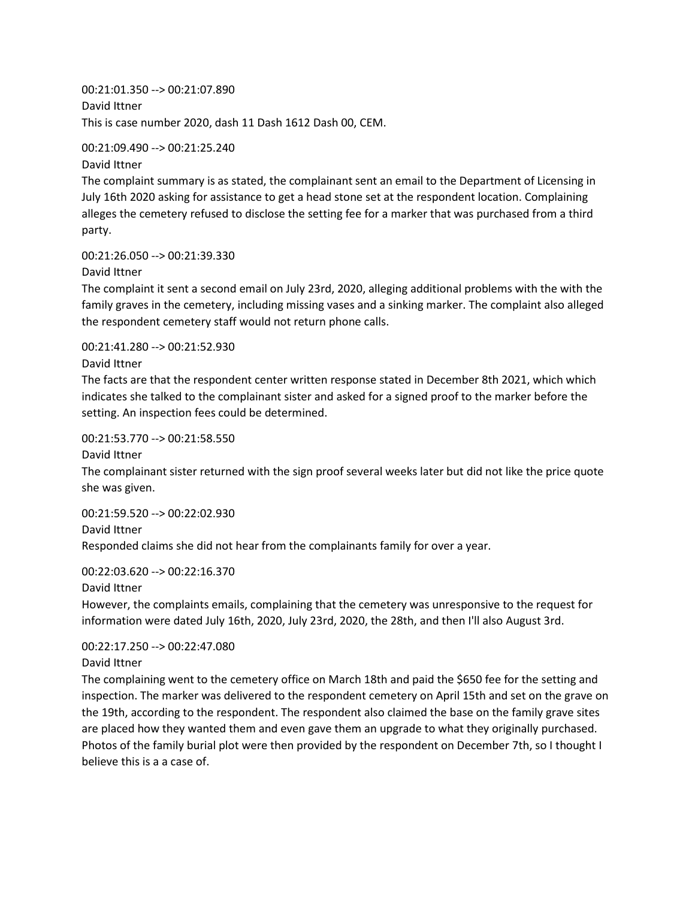00:21:01.350 --> 00:21:07.890
David Ittner
This is case number 2020, dash 11 Dash 1612 Dash 00, CEM.

00:21:09.490 --> 00:21:25.240
David Ittner
The complaint summary is as stated, the complainant sent an email to the Department of Licensing in July 16th 2020 asking for assistance to get a head stone set at the respondent location. Complaining alleges the cemetery refused to disclose the setting fee for a marker that was purchased from a third party.

00:21:26.050 --> 00:21:39.330
David Ittner
The complaint it sent a second email on July 23rd, 2020, alleging additional problems with the with the family graves in the cemetery, including missing vases and a sinking marker. The complaint also alleged the respondent cemetery staff would not return phone calls.

00:21:41.280 --> 00:21:52.930
David Ittner
The facts are that the respondent center written response stated in December 8th 2021, which which indicates she talked to the complainant sister and asked for a signed proof to the marker before the setting. An inspection fees could be determined.

00:21:53.770 --> 00:21:58.550
David Ittner
The complainant sister returned with the sign proof several weeks later but did not like the price quote she was given.

00:21:59.520 --> 00:22:02.930
David Ittner
Responded claims she did not hear from the complainants family for over a year.

00:22:03.620 --> 00:22:16.370
David Ittner
However, the complaints emails, complaining that the cemetery was unresponsive to the request for information were dated July 16th, 2020, July 23rd, 2020, the 28th, and then I'll also August 3rd.

00:22:17.250 --> 00:22:47.080
David Ittner
The complaining went to the cemetery office on March 18th and paid the $650 fee for the setting and inspection. The marker was delivered to the respondent cemetery on April 15th and set on the grave on the 19th, according to the respondent. The respondent also claimed the base on the family grave sites are placed how they wanted them and even gave them an upgrade to what they originally purchased. Photos of the family burial plot were then provided by the respondent on December 7th, so I thought I believe this is a a case of.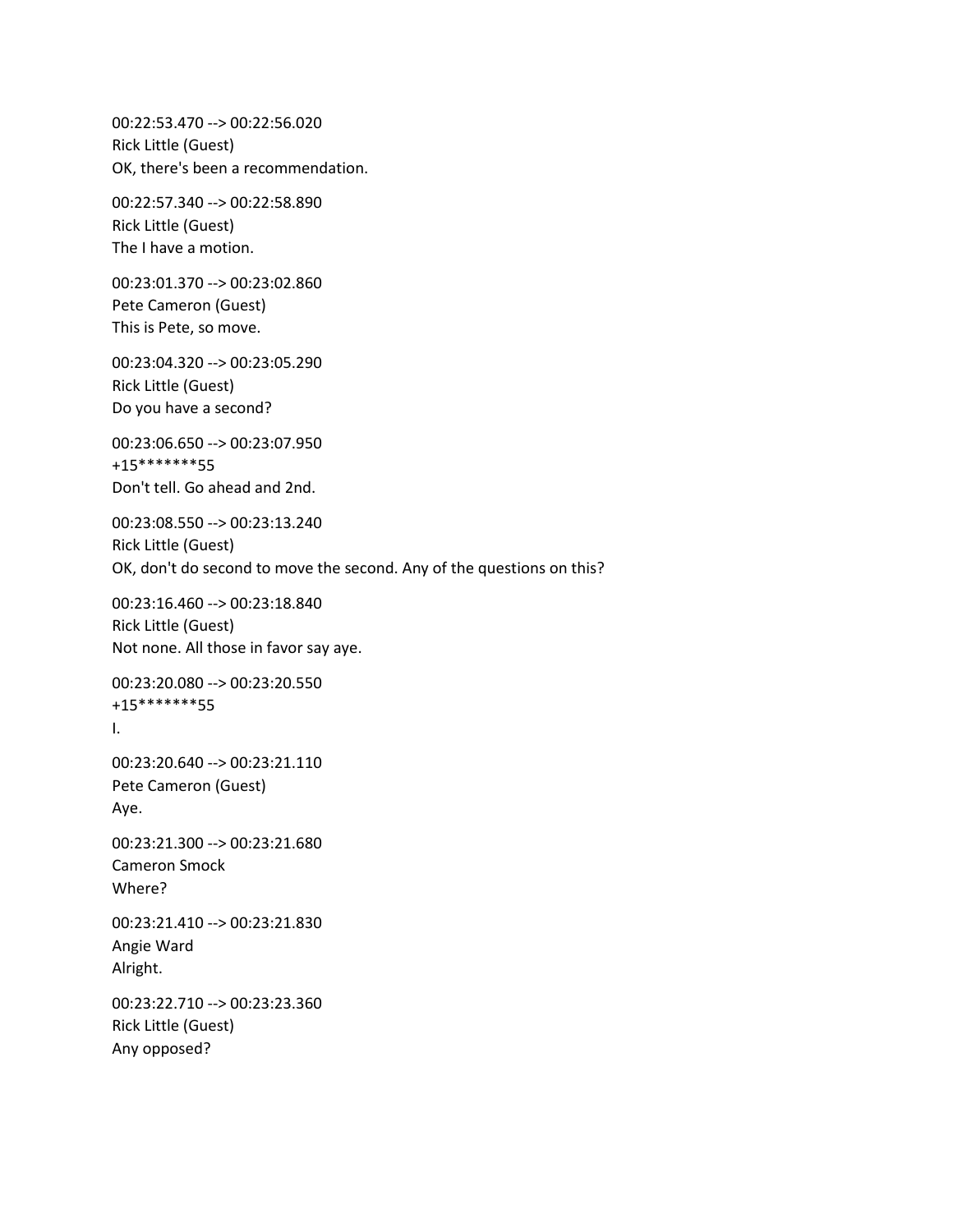00:22:53.470 --> 00:22:56.020
Rick Little (Guest)
OK, there's been a recommendation.

00:22:57.340 --> 00:22:58.890
Rick Little (Guest)
The I have a motion.

00:23:01.370 --> 00:23:02.860
Pete Cameron (Guest)
This is Pete, so move.

00:23:04.320 --> 00:23:05.290
Rick Little (Guest)
Do you have a second?

00:23:06.650 --> 00:23:07.950
+15*******55
Don't tell. Go ahead and 2nd.

00:23:08.550 --> 00:23:13.240
Rick Little (Guest)
OK, don't do second to move the second. Any of the questions on this?

00:23:16.460 --> 00:23:18.840
Rick Little (Guest)
Not none. All those in favor say aye.

00:23:20.080 --> 00:23:20.550
+15*******55
I.

00:23:20.640 --> 00:23:21.110
Pete Cameron (Guest)
Aye.

00:23:21.300 --> 00:23:21.680
Cameron Smock
Where?

00:23:21.410 --> 00:23:21.830
Angie Ward
Alright.

00:23:22.710 --> 00:23:23.360
Rick Little (Guest)
Any opposed?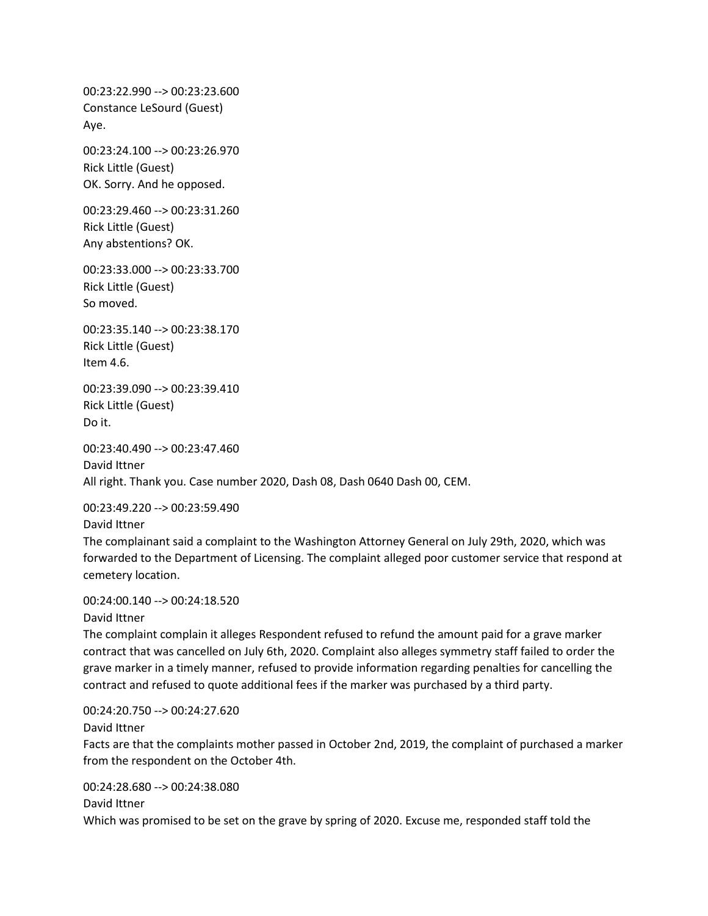00:23:22.990 --> 00:23:23.600
Constance LeSourd (Guest)
Aye.

00:23:24.100 --> 00:23:26.970
Rick Little (Guest)
OK. Sorry. And he opposed.

00:23:29.460 --> 00:23:31.260
Rick Little (Guest)
Any abstentions? OK.

00:23:33.000 --> 00:23:33.700
Rick Little (Guest)
So moved.

00:23:35.140 --> 00:23:38.170
Rick Little (Guest)
Item 4.6.

00:23:39.090 --> 00:23:39.410
Rick Little (Guest)
Do it.

00:23:40.490 --> 00:23:47.460
David Ittner
All right. Thank you. Case number 2020, Dash 08, Dash 0640 Dash 00, CEM.

00:23:49.220 --> 00:23:59.490
David Ittner
The complainant said a complaint to the Washington Attorney General on July 29th, 2020, which was forwarded to the Department of Licensing. The complaint alleged poor customer service that respond at cemetery location.

00:24:00.140 --> 00:24:18.520
David Ittner
The complaint complain it alleges Respondent refused to refund the amount paid for a grave marker contract that was cancelled on July 6th, 2020. Complaint also alleges symmetry staff failed to order the grave marker in a timely manner, refused to provide information regarding penalties for cancelling the contract and refused to quote additional fees if the marker was purchased by a third party.

00:24:20.750 --> 00:24:27.620
David Ittner
Facts are that the complaints mother passed in October 2nd, 2019, the complaint of purchased a marker from the respondent on the October 4th.

00:24:28.680 --> 00:24:38.080
David Ittner
Which was promised to be set on the grave by spring of 2020. Excuse me, responded staff told the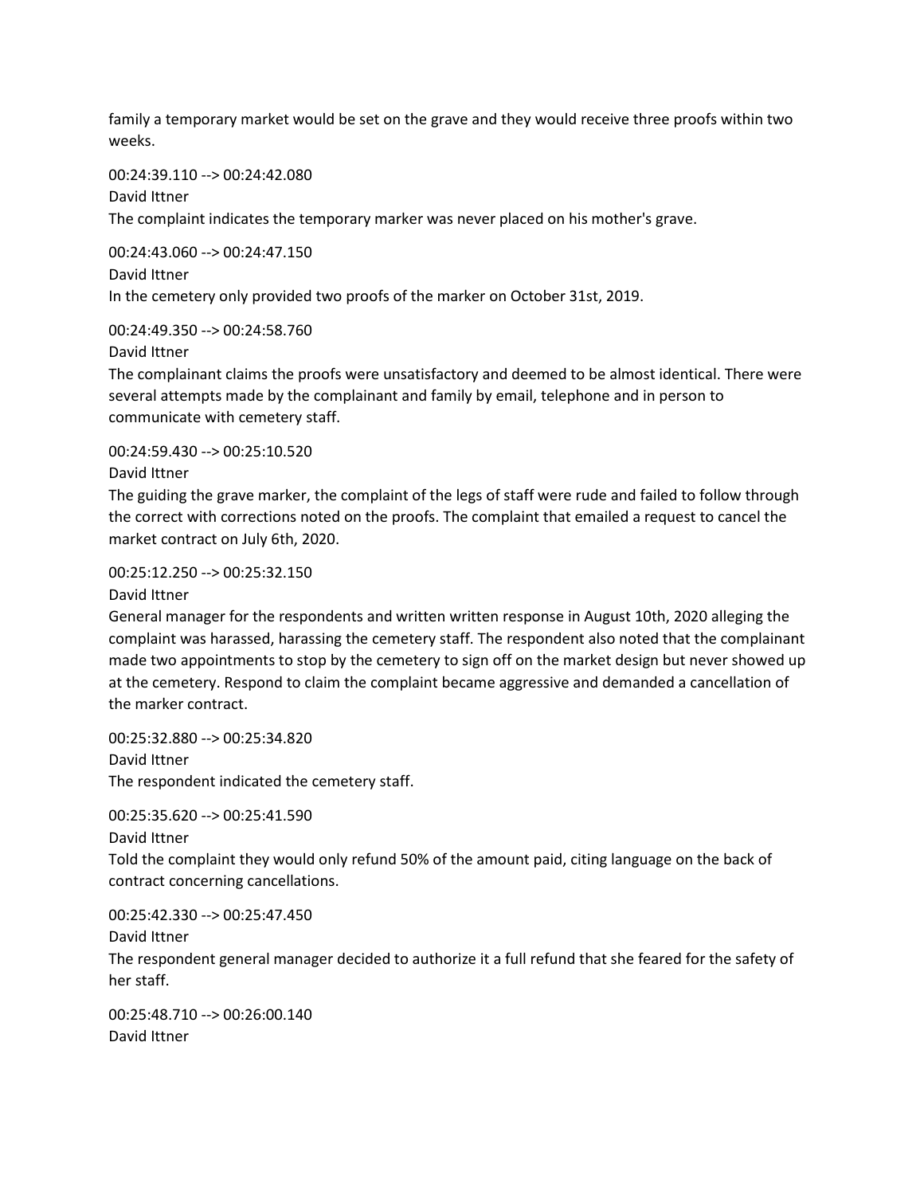family a temporary market would be set on the grave and they would receive three proofs within two weeks.

00:24:39.110 --> 00:24:42.080
David Ittner
The complaint indicates the temporary marker was never placed on his mother's grave.

00:24:43.060 --> 00:24:47.150
David Ittner
In the cemetery only provided two proofs of the marker on October 31st, 2019.

00:24:49.350 --> 00:24:58.760
David Ittner
The complainant claims the proofs were unsatisfactory and deemed to be almost identical. There were several attempts made by the complainant and family by email, telephone and in person to communicate with cemetery staff.

00:24:59.430 --> 00:25:10.520
David Ittner
The guiding the grave marker, the complaint of the legs of staff were rude and failed to follow through the correct with corrections noted on the proofs. The complaint that emailed a request to cancel the market contract on July 6th, 2020.

00:25:12.250 --> 00:25:32.150
David Ittner
General manager for the respondents and written written response in August 10th, 2020 alleging the complaint was harassed, harassing the cemetery staff. The respondent also noted that the complainant made two appointments to stop by the cemetery to sign off on the market design but never showed up at the cemetery. Respond to claim the complaint became aggressive and demanded a cancellation of the marker contract.

00:25:32.880 --> 00:25:34.820
David Ittner
The respondent indicated the cemetery staff.

00:25:35.620 --> 00:25:41.590
David Ittner
Told the complaint they would only refund 50% of the amount paid, citing language on the back of contract concerning cancellations.

00:25:42.330 --> 00:25:47.450
David Ittner
The respondent general manager decided to authorize it a full refund that she feared for the safety of her staff.

00:25:48.710 --> 00:26:00.140
David Ittner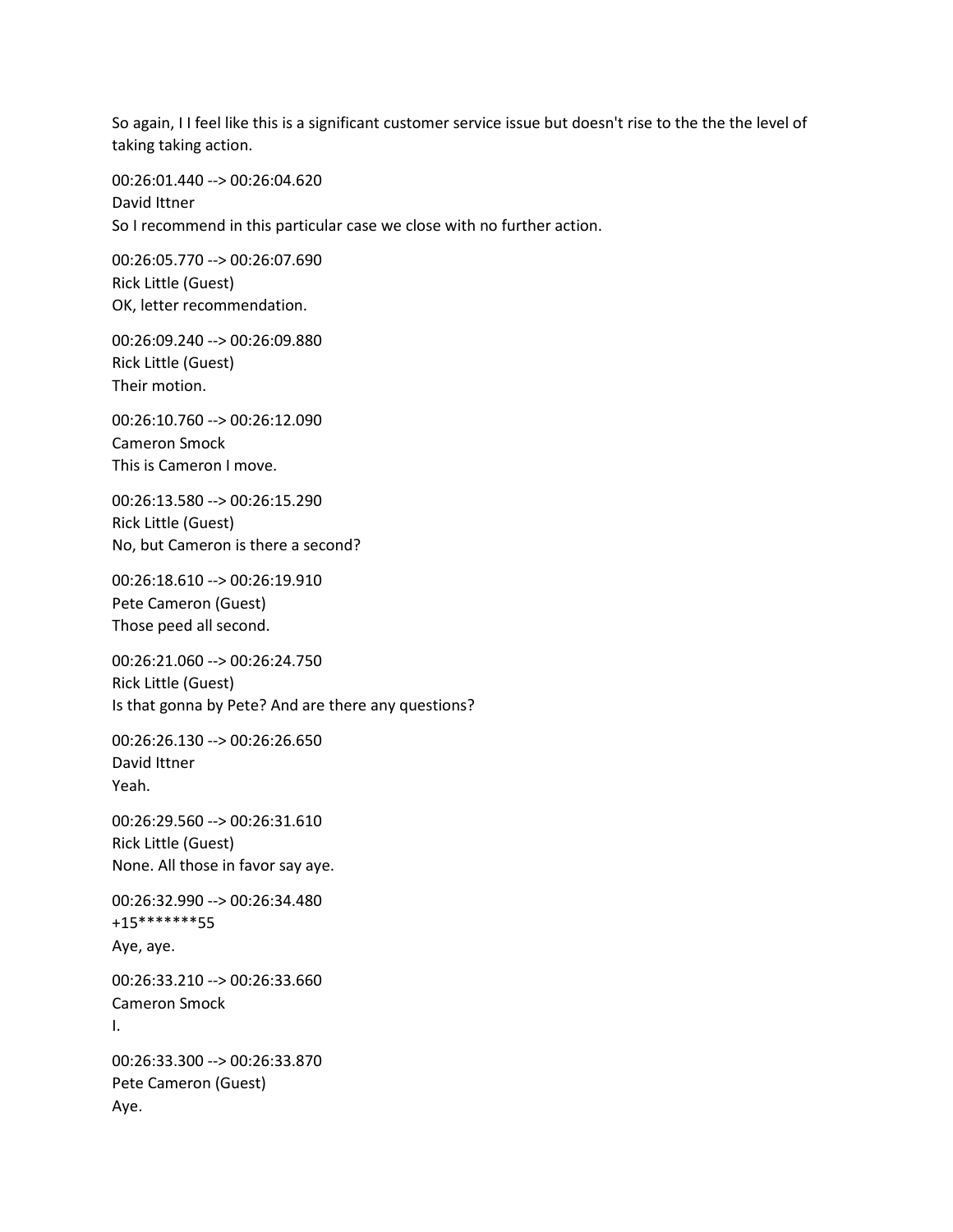So again, I I feel like this is a significant customer service issue but doesn't rise to the the the level of taking taking action.

00:26:01.440 --> 00:26:04.620
David Ittner
So I recommend in this particular case we close with no further action.

00:26:05.770 --> 00:26:07.690
Rick Little (Guest)
OK, letter recommendation.

00:26:09.240 --> 00:26:09.880
Rick Little (Guest)
Their motion.

00:26:10.760 --> 00:26:12.090
Cameron Smock
This is Cameron I move.

00:26:13.580 --> 00:26:15.290
Rick Little (Guest)
No, but Cameron is there a second?

00:26:18.610 --> 00:26:19.910
Pete Cameron (Guest)
Those peed all second.

00:26:21.060 --> 00:26:24.750
Rick Little (Guest)
Is that gonna by Pete? And are there any questions?

00:26:26.130 --> 00:26:26.650
David Ittner
Yeah.

00:26:29.560 --> 00:26:31.610
Rick Little (Guest)
None. All those in favor say aye.

00:26:32.990 --> 00:26:34.480
+15*******55
Aye, aye.

00:26:33.210 --> 00:26:33.660
Cameron Smock
I.

00:26:33.300 --> 00:26:33.870
Pete Cameron (Guest)
Aye.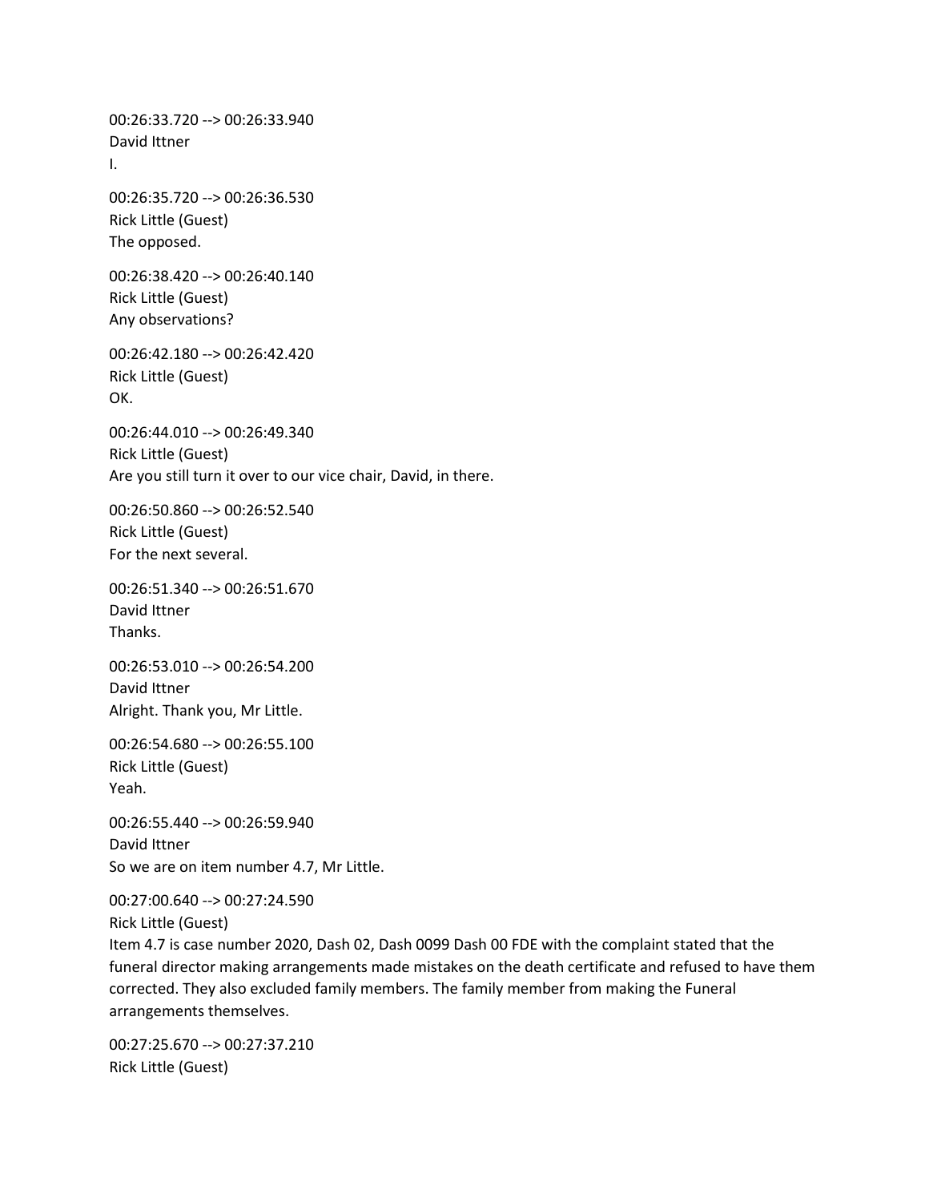00:26:33.720 --> 00:26:33.940
David Ittner
I.

00:26:35.720 --> 00:26:36.530
Rick Little (Guest)
The opposed.

00:26:38.420 --> 00:26:40.140
Rick Little (Guest)
Any observations?

00:26:42.180 --> 00:26:42.420
Rick Little (Guest)
OK.

00:26:44.010 --> 00:26:49.340
Rick Little (Guest)
Are you still turn it over to our vice chair, David, in there.

00:26:50.860 --> 00:26:52.540
Rick Little (Guest)
For the next several.

00:26:51.340 --> 00:26:51.670
David Ittner
Thanks.

00:26:53.010 --> 00:26:54.200
David Ittner
Alright. Thank you, Mr Little.

00:26:54.680 --> 00:26:55.100
Rick Little (Guest)
Yeah.

00:26:55.440 --> 00:26:59.940
David Ittner
So we are on item number 4.7, Mr Little.

00:27:00.640 --> 00:27:24.590
Rick Little (Guest)
Item 4.7 is case number 2020, Dash 02, Dash 0099 Dash 00 FDE with the complaint stated that the funeral director making arrangements made mistakes on the death certificate and refused to have them corrected. They also excluded family members. The family member from making the Funeral arrangements themselves.

00:27:25.670 --> 00:27:37.210
Rick Little (Guest)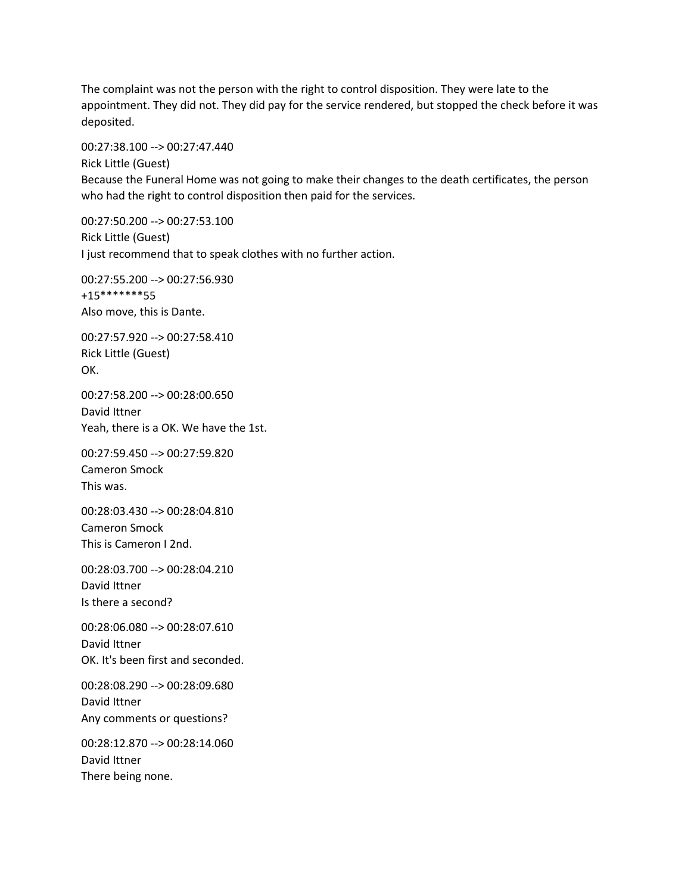The complaint was not the person with the right to control disposition. They were late to the appointment. They did not. They did pay for the service rendered, but stopped the check before it was deposited.

00:27:38.100 --> 00:27:47.440
Rick Little (Guest)
Because the Funeral Home was not going to make their changes to the death certificates, the person who had the right to control disposition then paid for the services.

00:27:50.200 --> 00:27:53.100
Rick Little (Guest)
I just recommend that to speak clothes with no further action.

00:27:55.200 --> 00:27:56.930
+15*******55
Also move, this is Dante.

00:27:57.920 --> 00:27:58.410
Rick Little (Guest)
OK.

00:27:58.200 --> 00:28:00.650
David Ittner
Yeah, there is a OK. We have the 1st.

00:27:59.450 --> 00:27:59.820
Cameron Smock
This was.

00:28:03.430 --> 00:28:04.810
Cameron Smock
This is Cameron I 2nd.

00:28:03.700 --> 00:28:04.210
David Ittner
Is there a second?

00:28:06.080 --> 00:28:07.610
David Ittner
OK. It's been first and seconded.

00:28:08.290 --> 00:28:09.680
David Ittner
Any comments or questions?

00:28:12.870 --> 00:28:14.060
David Ittner
There being none.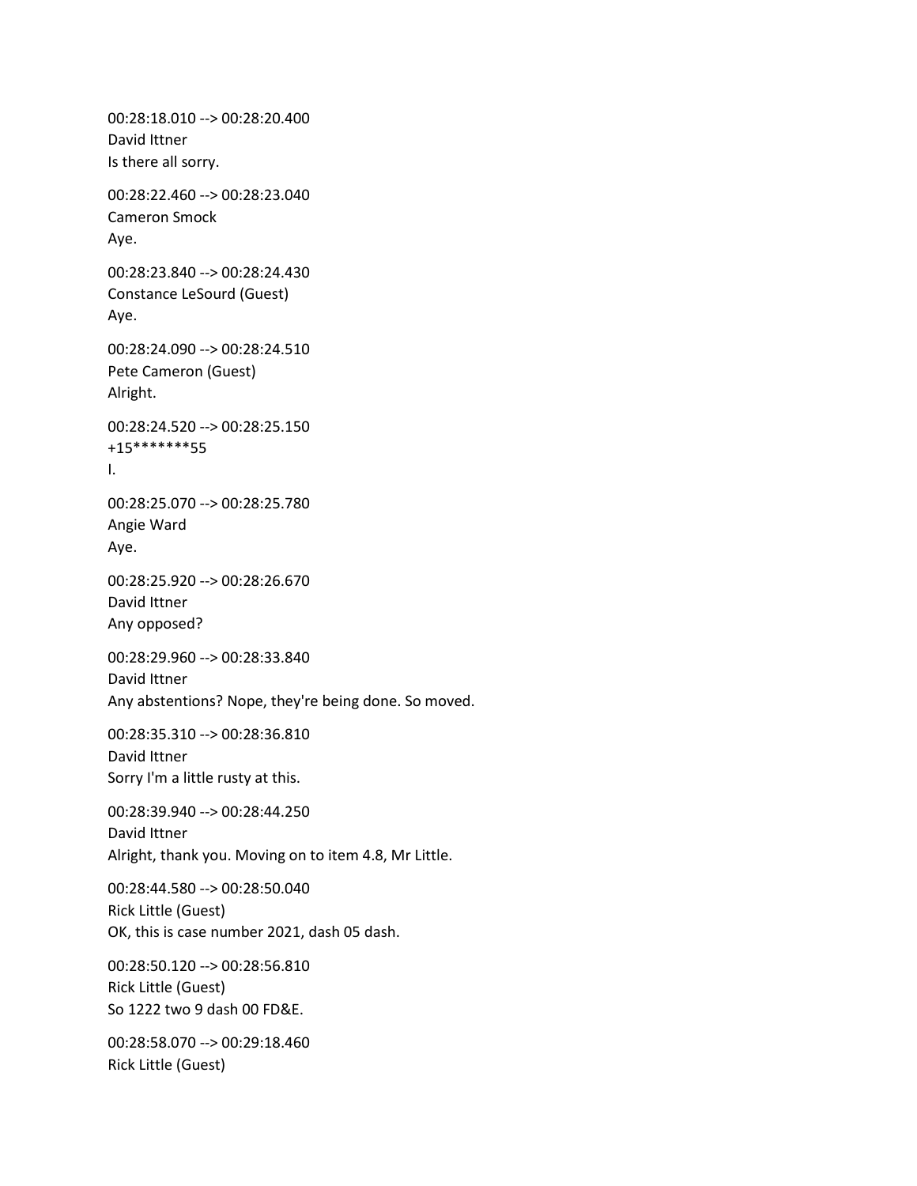00:28:18.010 --> 00:28:20.400
David Ittner
Is there all sorry.

00:28:22.460 --> 00:28:23.040
Cameron Smock
Aye.

00:28:23.840 --> 00:28:24.430
Constance LeSourd (Guest)
Aye.

00:28:24.090 --> 00:28:24.510
Pete Cameron (Guest)
Alright.

00:28:24.520 --> 00:28:25.150
+15*******55
I.

00:28:25.070 --> 00:28:25.780
Angie Ward
Aye.

00:28:25.920 --> 00:28:26.670
David Ittner
Any opposed?

00:28:29.960 --> 00:28:33.840
David Ittner
Any abstentions? Nope, they're being done. So moved.

00:28:35.310 --> 00:28:36.810
David Ittner
Sorry I'm a little rusty at this.

00:28:39.940 --> 00:28:44.250
David Ittner
Alright, thank you. Moving on to item 4.8, Mr Little.

00:28:44.580 --> 00:28:50.040
Rick Little (Guest)
OK, this is case number 2021, dash 05 dash.

00:28:50.120 --> 00:28:56.810
Rick Little (Guest)
So 1222 two 9 dash 00 FD&E.

00:28:58.070 --> 00:29:18.460
Rick Little (Guest)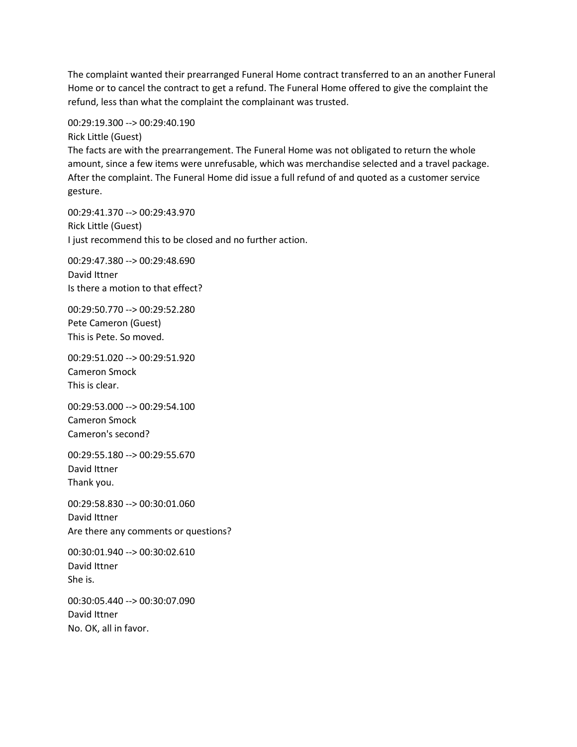The complaint wanted their prearranged Funeral Home contract transferred to an an another Funeral Home or to cancel the contract to get a refund. The Funeral Home offered to give the complaint the refund, less than what the complaint the complainant was trusted.

00:29:19.300 --> 00:29:40.190
Rick Little (Guest)
The facts are with the prearrangement. The Funeral Home was not obligated to return the whole amount, since a few items were unrefusable, which was merchandise selected and a travel package. After the complaint. The Funeral Home did issue a full refund of and quoted as a customer service gesture.

00:29:41.370 --> 00:29:43.970
Rick Little (Guest)
I just recommend this to be closed and no further action.

00:29:47.380 --> 00:29:48.690
David Ittner
Is there a motion to that effect?

00:29:50.770 --> 00:29:52.280
Pete Cameron (Guest)
This is Pete. So moved.

00:29:51.020 --> 00:29:51.920
Cameron Smock
This is clear.

00:29:53.000 --> 00:29:54.100
Cameron Smock
Cameron's second?

00:29:55.180 --> 00:29:55.670
David Ittner
Thank you.

00:29:58.830 --> 00:30:01.060
David Ittner
Are there any comments or questions?

00:30:01.940 --> 00:30:02.610
David Ittner
She is.

00:30:05.440 --> 00:30:07.090
David Ittner
No. OK, all in favor.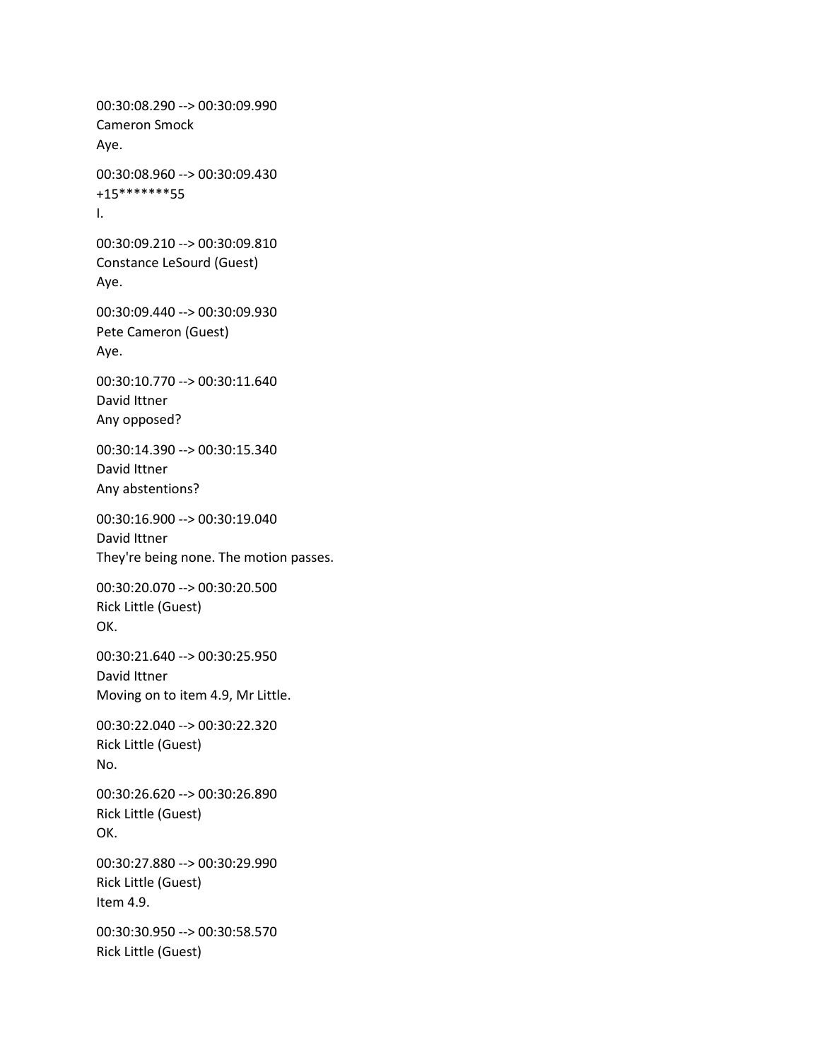00:30:08.290 --> 00:30:09.990
Cameron Smock
Aye.

00:30:08.960 --> 00:30:09.430
+15*******55
I.

00:30:09.210 --> 00:30:09.810
Constance LeSourd (Guest)
Aye.

00:30:09.440 --> 00:30:09.930
Pete Cameron (Guest)
Aye.

00:30:10.770 --> 00:30:11.640
David Ittner
Any opposed?

00:30:14.390 --> 00:30:15.340
David Ittner
Any abstentions?

00:30:16.900 --> 00:30:19.040
David Ittner
They're being none. The motion passes.

00:30:20.070 --> 00:30:20.500
Rick Little (Guest)
OK.

00:30:21.640 --> 00:30:25.950
David Ittner
Moving on to item 4.9, Mr Little.

00:30:22.040 --> 00:30:22.320
Rick Little (Guest)
No.

00:30:26.620 --> 00:30:26.890
Rick Little (Guest)
OK.

00:30:27.880 --> 00:30:29.990
Rick Little (Guest)
Item 4.9.

00:30:30.950 --> 00:30:58.570
Rick Little (Guest)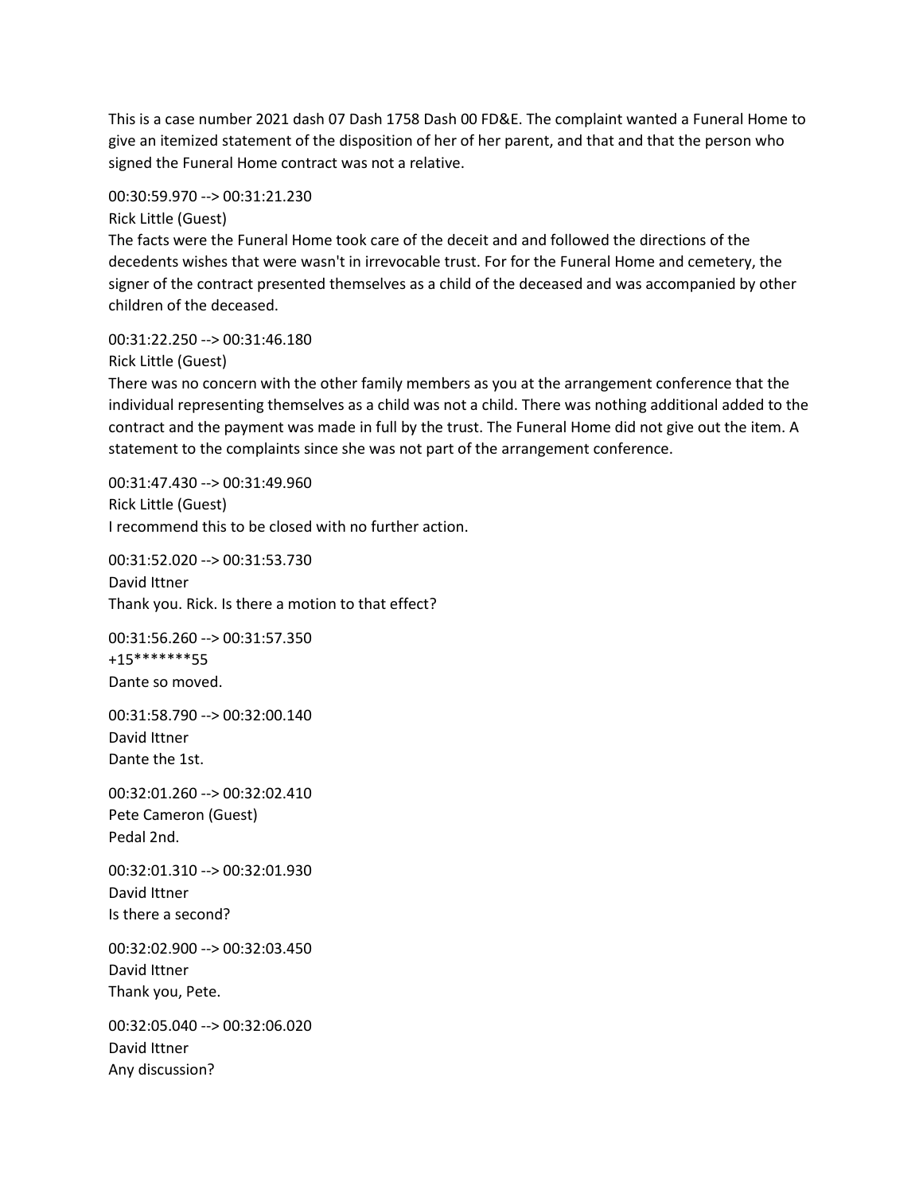This is a case number 2021 dash 07 Dash 1758 Dash 00 FD&E. The complaint wanted a Funeral Home to give an itemized statement of the disposition of her of her parent, and that and that the person who signed the Funeral Home contract was not a relative.

00:30:59.970 --> 00:31:21.230
Rick Little (Guest)
The facts were the Funeral Home took care of the deceit and and followed the directions of the decedents wishes that were wasn't in irrevocable trust. For for the Funeral Home and cemetery, the signer of the contract presented themselves as a child of the deceased and was accompanied by other children of the deceased.

00:31:22.250 --> 00:31:46.180
Rick Little (Guest)
There was no concern with the other family members as you at the arrangement conference that the individual representing themselves as a child was not a child. There was nothing additional added to the contract and the payment was made in full by the trust. The Funeral Home did not give out the item. A statement to the complaints since she was not part of the arrangement conference.

00:31:47.430 --> 00:31:49.960
Rick Little (Guest)
I recommend this to be closed with no further action.

00:31:52.020 --> 00:31:53.730
David Ittner
Thank you. Rick. Is there a motion to that effect?

00:31:56.260 --> 00:31:57.350
+15*******55
Dante so moved.

00:31:58.790 --> 00:32:00.140
David Ittner
Dante the 1st.

00:32:01.260 --> 00:32:02.410
Pete Cameron (Guest)
Pedal 2nd.

00:32:01.310 --> 00:32:01.930
David Ittner
Is there a second?

00:32:02.900 --> 00:32:03.450
David Ittner
Thank you, Pete.

00:32:05.040 --> 00:32:06.020
David Ittner
Any discussion?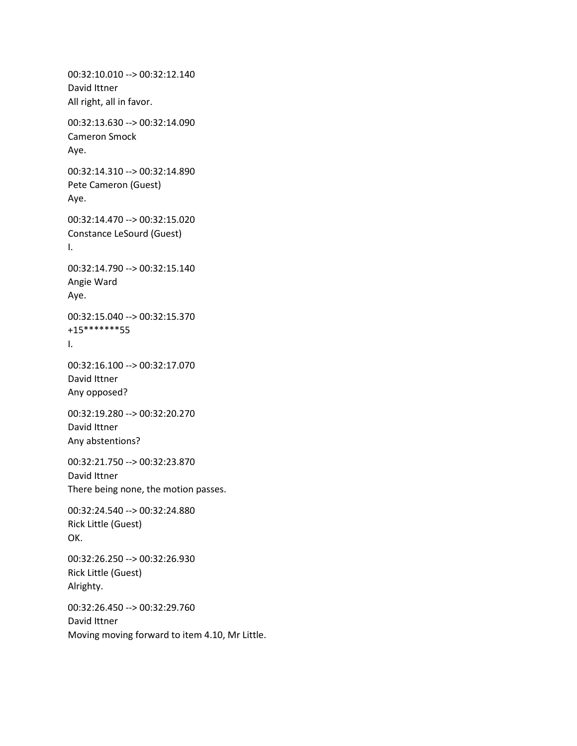00:32:10.010 --> 00:32:12.140
David Ittner
All right, all in favor.

00:32:13.630 --> 00:32:14.090
Cameron Smock
Aye.

00:32:14.310 --> 00:32:14.890
Pete Cameron (Guest)
Aye.

00:32:14.470 --> 00:32:15.020
Constance LeSourd (Guest)
I.

00:32:14.790 --> 00:32:15.140
Angie Ward
Aye.

00:32:15.040 --> 00:32:15.370
+15*******55
I.

00:32:16.100 --> 00:32:17.070
David Ittner
Any opposed?

00:32:19.280 --> 00:32:20.270
David Ittner
Any abstentions?

00:32:21.750 --> 00:32:23.870
David Ittner
There being none, the motion passes.

00:32:24.540 --> 00:32:24.880
Rick Little (Guest)
OK.

00:32:26.250 --> 00:32:26.930
Rick Little (Guest)
Alrighty.

00:32:26.450 --> 00:32:29.760
David Ittner
Moving moving forward to item 4.10, Mr Little.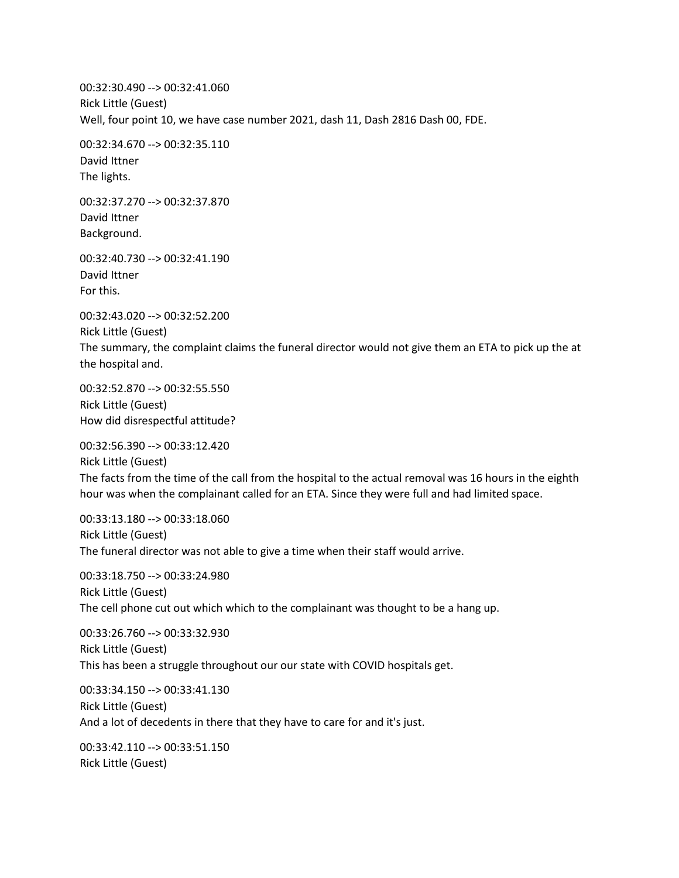00:32:30.490 --> 00:32:41.060
Rick Little (Guest)
Well, four point 10, we have case number 2021, dash 11, Dash 2816 Dash 00, FDE.

00:32:34.670 --> 00:32:35.110
David Ittner
The lights.

00:32:37.270 --> 00:32:37.870
David Ittner
Background.

00:32:40.730 --> 00:32:41.190
David Ittner
For this.

00:32:43.020 --> 00:32:52.200
Rick Little (Guest)
The summary, the complaint claims the funeral director would not give them an ETA to pick up the at the hospital and.

00:32:52.870 --> 00:32:55.550
Rick Little (Guest)
How did disrespectful attitude?

00:32:56.390 --> 00:33:12.420
Rick Little (Guest)
The facts from the time of the call from the hospital to the actual removal was 16 hours in the eighth hour was when the complainant called for an ETA. Since they were full and had limited space.

00:33:13.180 --> 00:33:18.060
Rick Little (Guest)
The funeral director was not able to give a time when their staff would arrive.

00:33:18.750 --> 00:33:24.980
Rick Little (Guest)
The cell phone cut out which which to the complainant was thought to be a hang up.

00:33:26.760 --> 00:33:32.930
Rick Little (Guest)
This has been a struggle throughout our our state with COVID hospitals get.

00:33:34.150 --> 00:33:41.130
Rick Little (Guest)
And a lot of decedents in there that they have to care for and it's just.

00:33:42.110 --> 00:33:51.150
Rick Little (Guest)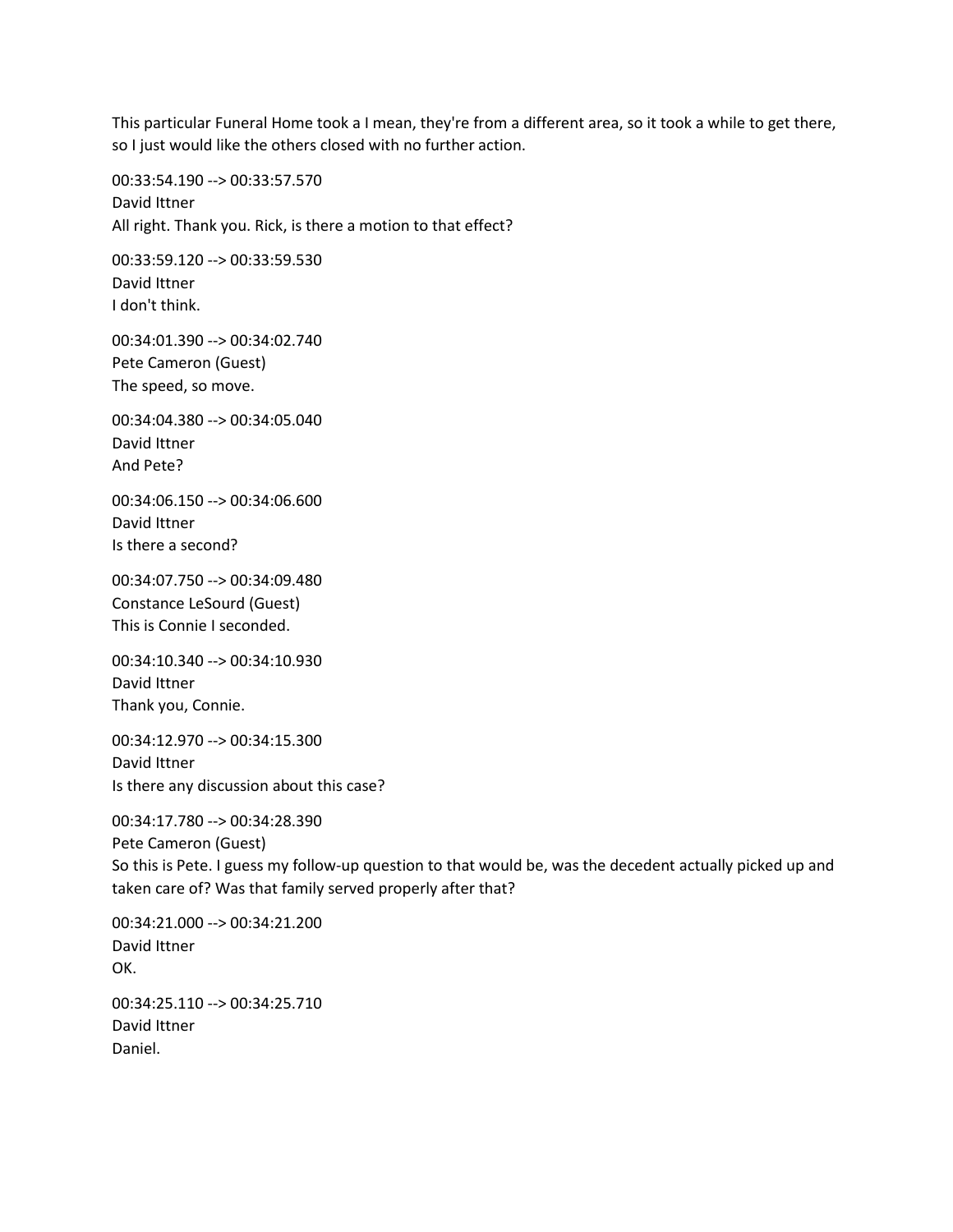This particular Funeral Home took a I mean, they're from a different area, so it took a while to get there, so I just would like the others closed with no further action.

00:33:54.190 --> 00:33:57.570
David Ittner
All right. Thank you. Rick, is there a motion to that effect?

00:33:59.120 --> 00:33:59.530
David Ittner
I don't think.

00:34:01.390 --> 00:34:02.740
Pete Cameron (Guest)
The speed, so move.

00:34:04.380 --> 00:34:05.040
David Ittner
And Pete?

00:34:06.150 --> 00:34:06.600
David Ittner
Is there a second?

00:34:07.750 --> 00:34:09.480
Constance LeSourd (Guest)
This is Connie I seconded.

00:34:10.340 --> 00:34:10.930
David Ittner
Thank you, Connie.

00:34:12.970 --> 00:34:15.300
David Ittner
Is there any discussion about this case?

00:34:17.780 --> 00:34:28.390
Pete Cameron (Guest)
So this is Pete. I guess my follow-up question to that would be, was the decedent actually picked up and taken care of? Was that family served properly after that?

00:34:21.000 --> 00:34:21.200
David Ittner
OK.

00:34:25.110 --> 00:34:25.710
David Ittner
Daniel.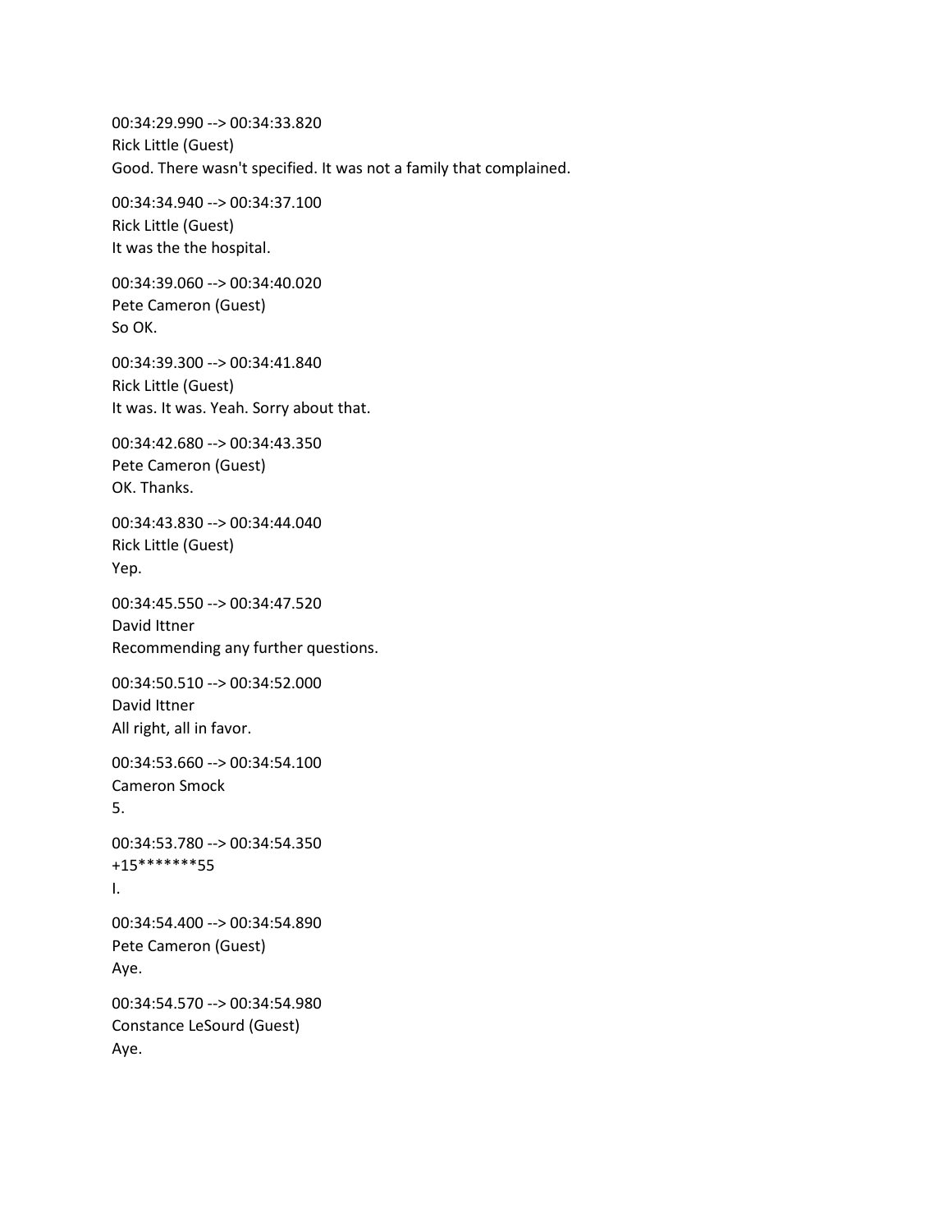00:34:29.990 --> 00:34:33.820
Rick Little (Guest)
Good. There wasn't specified. It was not a family that complained.

00:34:34.940 --> 00:34:37.100
Rick Little (Guest)
It was the the hospital.

00:34:39.060 --> 00:34:40.020
Pete Cameron (Guest)
So OK.

00:34:39.300 --> 00:34:41.840
Rick Little (Guest)
It was. It was. Yeah. Sorry about that.

00:34:42.680 --> 00:34:43.350
Pete Cameron (Guest)
OK. Thanks.

00:34:43.830 --> 00:34:44.040
Rick Little (Guest)
Yep.

00:34:45.550 --> 00:34:47.520
David Ittner
Recommending any further questions.

00:34:50.510 --> 00:34:52.000
David Ittner
All right, all in favor.

00:34:53.660 --> 00:34:54.100
Cameron Smock
5.

00:34:53.780 --> 00:34:54.350
+15*******55
I.

00:34:54.400 --> 00:34:54.890
Pete Cameron (Guest)
Aye.

00:34:54.570 --> 00:34:54.980
Constance LeSourd (Guest)
Aye.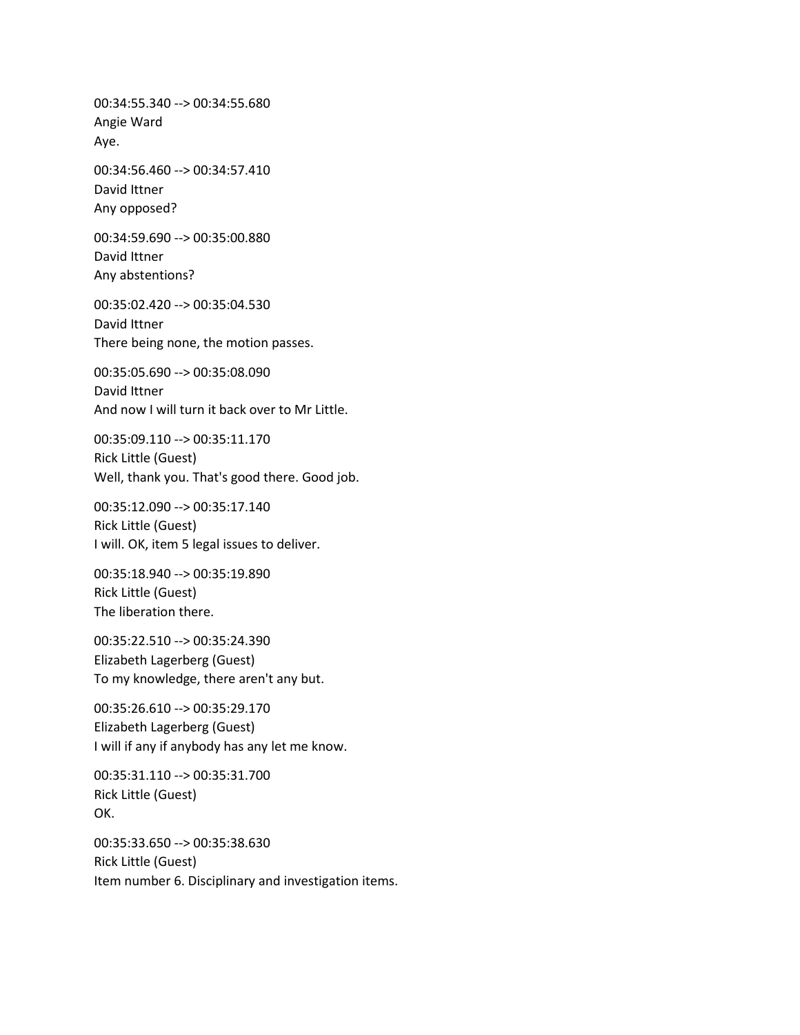00:34:55.340 --> 00:34:55.680
Angie Ward
Aye.

00:34:56.460 --> 00:34:57.410
David Ittner
Any opposed?

00:34:59.690 --> 00:35:00.880
David Ittner
Any abstentions?

00:35:02.420 --> 00:35:04.530
David Ittner
There being none, the motion passes.

00:35:05.690 --> 00:35:08.090
David Ittner
And now I will turn it back over to Mr Little.

00:35:09.110 --> 00:35:11.170
Rick Little (Guest)
Well, thank you. That's good there. Good job.

00:35:12.090 --> 00:35:17.140
Rick Little (Guest)
I will. OK, item 5 legal issues to deliver.

00:35:18.940 --> 00:35:19.890
Rick Little (Guest)
The liberation there.

00:35:22.510 --> 00:35:24.390
Elizabeth Lagerberg (Guest)
To my knowledge, there aren't any but.

00:35:26.610 --> 00:35:29.170
Elizabeth Lagerberg (Guest)
I will if any if anybody has any let me know.

00:35:31.110 --> 00:35:31.700
Rick Little (Guest)
OK.

00:35:33.650 --> 00:35:38.630
Rick Little (Guest)
Item number 6. Disciplinary and investigation items.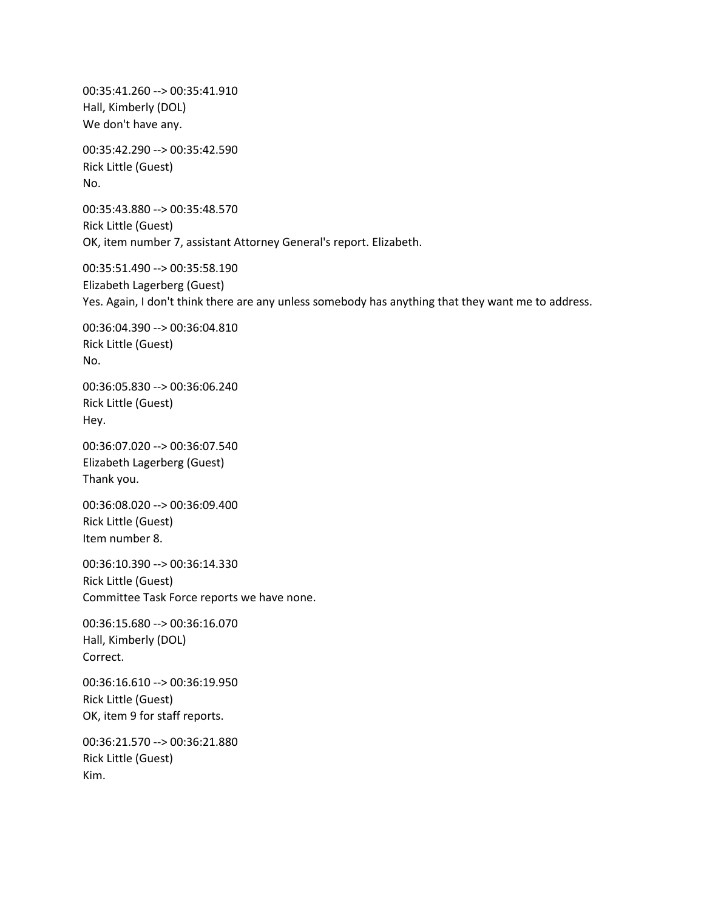00:35:41.260 --> 00:35:41.910
Hall, Kimberly (DOL)
We don't have any.

00:35:42.290 --> 00:35:42.590
Rick Little (Guest)
No.

00:35:43.880 --> 00:35:48.570
Rick Little (Guest)
OK, item number 7, assistant Attorney General's report. Elizabeth.

00:35:51.490 --> 00:35:58.190
Elizabeth Lagerberg (Guest)
Yes. Again, I don't think there are any unless somebody has anything that they want me to address.

00:36:04.390 --> 00:36:04.810
Rick Little (Guest)
No.

00:36:05.830 --> 00:36:06.240
Rick Little (Guest)
Hey.

00:36:07.020 --> 00:36:07.540
Elizabeth Lagerberg (Guest)
Thank you.

00:36:08.020 --> 00:36:09.400
Rick Little (Guest)
Item number 8.

00:36:10.390 --> 00:36:14.330
Rick Little (Guest)
Committee Task Force reports we have none.

00:36:15.680 --> 00:36:16.070
Hall, Kimberly (DOL)
Correct.

00:36:16.610 --> 00:36:19.950
Rick Little (Guest)
OK, item 9 for staff reports.

00:36:21.570 --> 00:36:21.880
Rick Little (Guest)
Kim.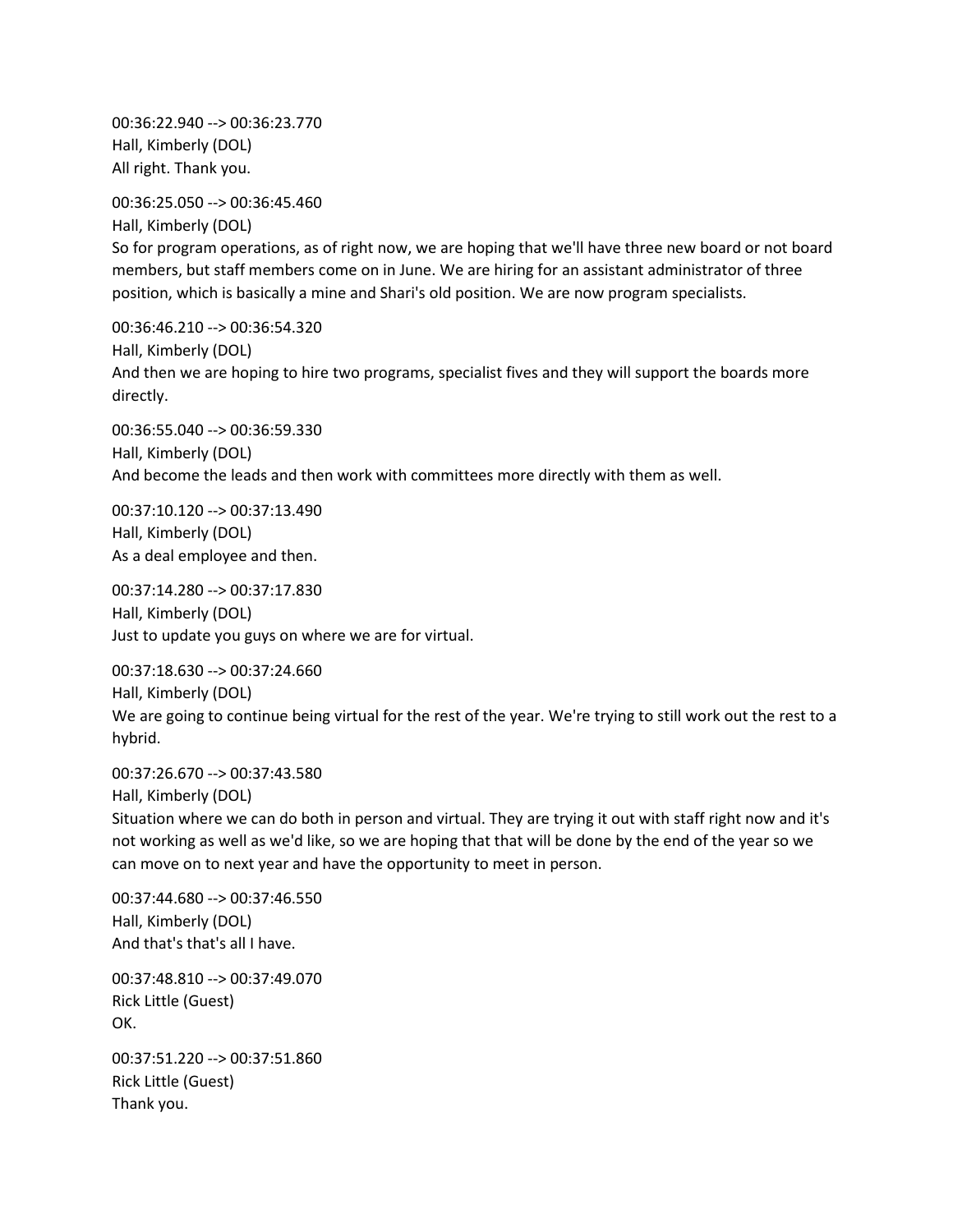00:36:22.940 --> 00:36:23.770
Hall, Kimberly (DOL)
All right. Thank you.

00:36:25.050 --> 00:36:45.460
Hall, Kimberly (DOL)
So for program operations, as of right now, we are hoping that we'll have three new board or not board members, but staff members come on in June. We are hiring for an assistant administrator of three position, which is basically a mine and Shari's old position. We are now program specialists.

00:36:46.210 --> 00:36:54.320
Hall, Kimberly (DOL)
And then we are hoping to hire two programs, specialist fives and they will support the boards more directly.

00:36:55.040 --> 00:36:59.330
Hall, Kimberly (DOL)
And become the leads and then work with committees more directly with them as well.

00:37:10.120 --> 00:37:13.490
Hall, Kimberly (DOL)
As a deal employee and then.

00:37:14.280 --> 00:37:17.830
Hall, Kimberly (DOL)
Just to update you guys on where we are for virtual.

00:37:18.630 --> 00:37:24.660
Hall, Kimberly (DOL)
We are going to continue being virtual for the rest of the year. We're trying to still work out the rest to a hybrid.

00:37:26.670 --> 00:37:43.580
Hall, Kimberly (DOL)
Situation where we can do both in person and virtual. They are trying it out with staff right now and it's not working as well as we'd like, so we are hoping that that will be done by the end of the year so we can move on to next year and have the opportunity to meet in person.

00:37:44.680 --> 00:37:46.550
Hall, Kimberly (DOL)
And that's that's all I have.

00:37:48.810 --> 00:37:49.070
Rick Little (Guest)
OK.

00:37:51.220 --> 00:37:51.860
Rick Little (Guest)
Thank you.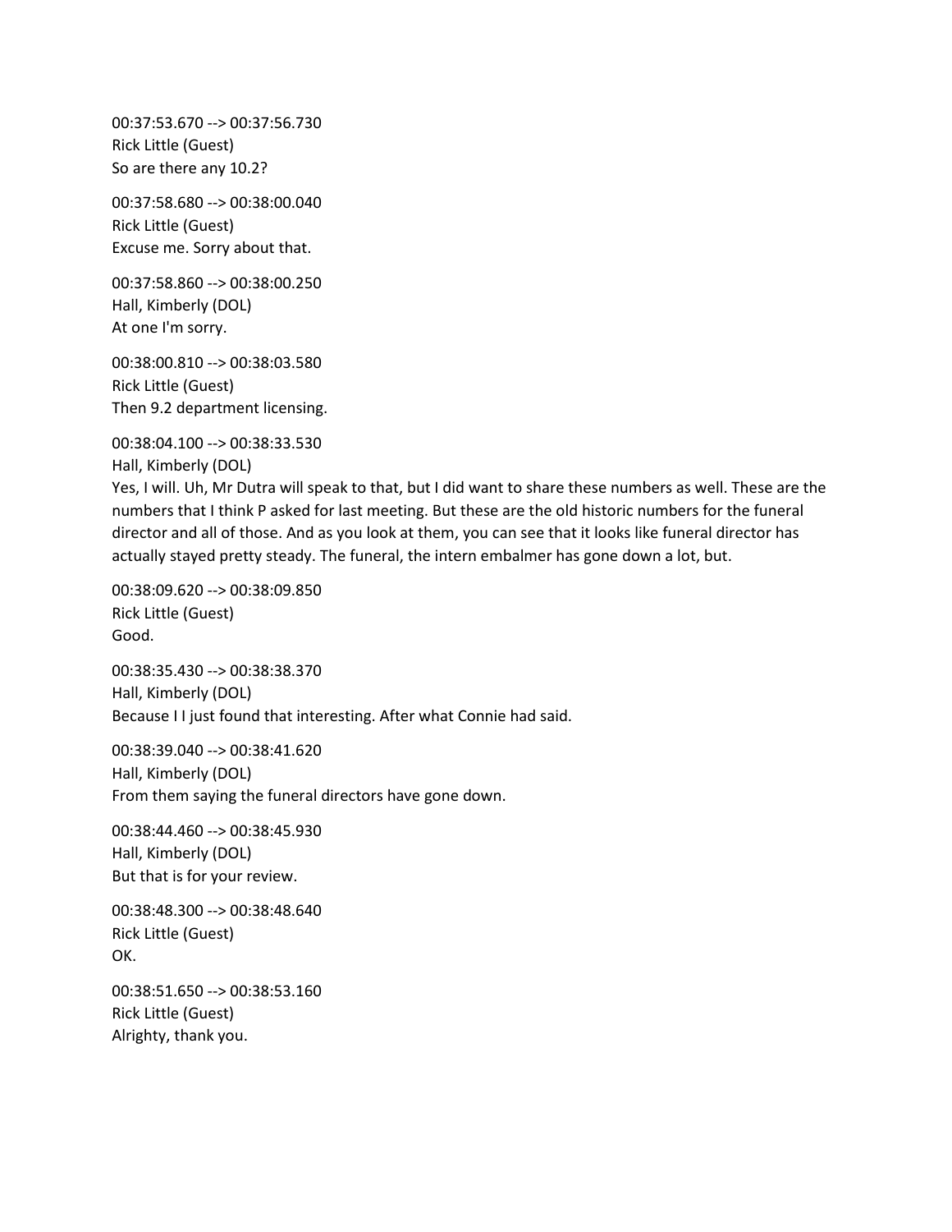00:37:53.670 --> 00:37:56.730
Rick Little (Guest)
So are there any 10.2?

00:37:58.680 --> 00:38:00.040
Rick Little (Guest)
Excuse me. Sorry about that.

00:37:58.860 --> 00:38:00.250
Hall, Kimberly (DOL)
At one I'm sorry.

00:38:00.810 --> 00:38:03.580
Rick Little (Guest)
Then 9.2 department licensing.

00:38:04.100 --> 00:38:33.530
Hall, Kimberly (DOL)
Yes, I will. Uh, Mr Dutra will speak to that, but I did want to share these numbers as well. These are the numbers that I think P asked for last meeting. But these are the old historic numbers for the funeral director and all of those. And as you look at them, you can see that it looks like funeral director has actually stayed pretty steady. The funeral, the intern embalmer has gone down a lot, but.

00:38:09.620 --> 00:38:09.850
Rick Little (Guest)
Good.

00:38:35.430 --> 00:38:38.370
Hall, Kimberly (DOL)
Because I I just found that interesting. After what Connie had said.

00:38:39.040 --> 00:38:41.620
Hall, Kimberly (DOL)
From them saying the funeral directors have gone down.

00:38:44.460 --> 00:38:45.930
Hall, Kimberly (DOL)
But that is for your review.

00:38:48.300 --> 00:38:48.640
Rick Little (Guest)
OK.

00:38:51.650 --> 00:38:53.160
Rick Little (Guest)
Alrighty, thank you.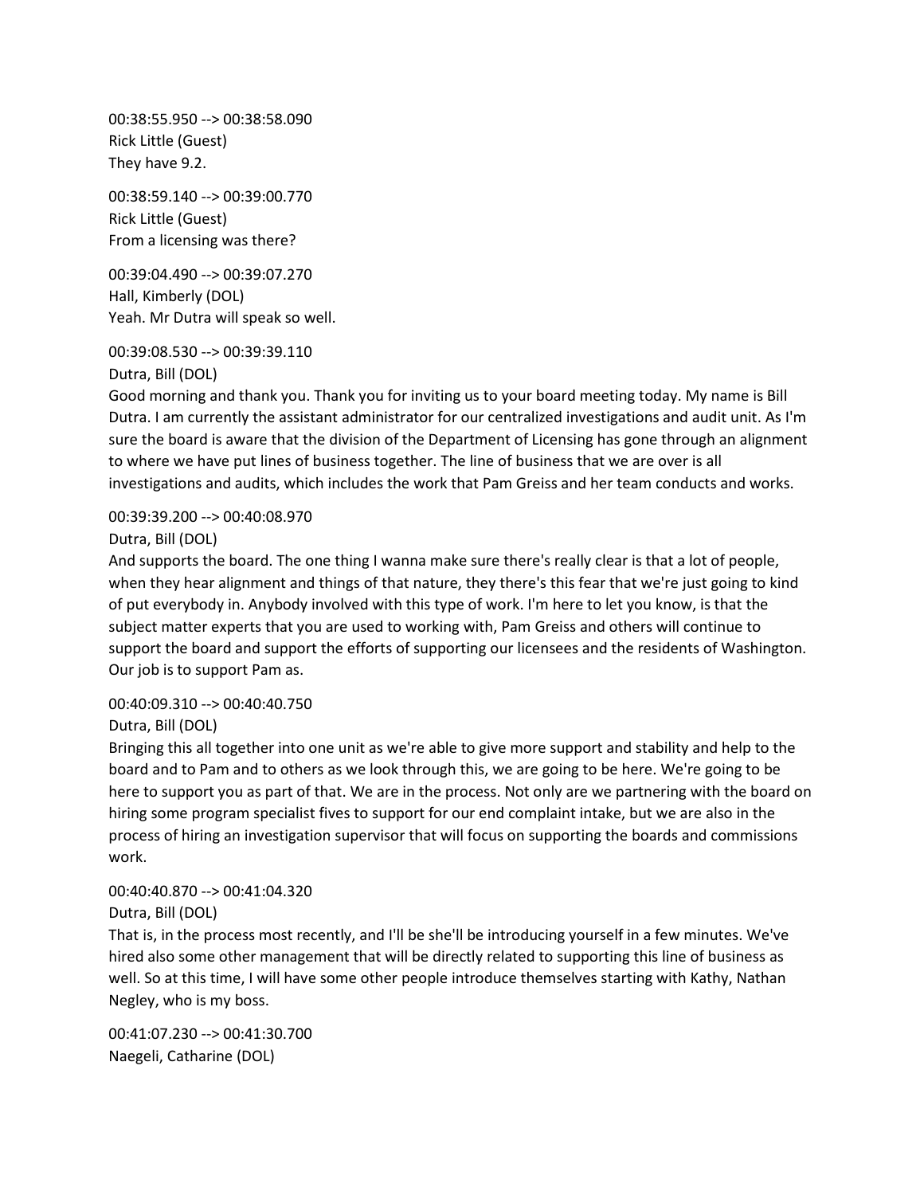00:38:55.950 --> 00:38:58.090
Rick Little (Guest)
They have 9.2.

00:38:59.140 --> 00:39:00.770
Rick Little (Guest)
From a licensing was there?

00:39:04.490 --> 00:39:07.270
Hall, Kimberly (DOL)
Yeah. Mr Dutra will speak so well.

00:39:08.530 --> 00:39:39.110
Dutra, Bill (DOL)
Good morning and thank you. Thank you for inviting us to your board meeting today. My name is Bill Dutra. I am currently the assistant administrator for our centralized investigations and audit unit. As I'm sure the board is aware that the division of the Department of Licensing has gone through an alignment to where we have put lines of business together. The line of business that we are over is all investigations and audits, which includes the work that Pam Greiss and her team conducts and works.

00:39:39.200 --> 00:40:08.970
Dutra, Bill (DOL)
And supports the board. The one thing I wanna make sure there's really clear is that a lot of people, when they hear alignment and things of that nature, they there's this fear that we're just going to kind of put everybody in. Anybody involved with this type of work. I'm here to let you know, is that the subject matter experts that you are used to working with, Pam Greiss and others will continue to support the board and support the efforts of supporting our licensees and the residents of Washington. Our job is to support Pam as.

00:40:09.310 --> 00:40:40.750
Dutra, Bill (DOL)
Bringing this all together into one unit as we're able to give more support and stability and help to the board and to Pam and to others as we look through this, we are going to be here. We're going to be here to support you as part of that. We are in the process. Not only are we partnering with the board on hiring some program specialist fives to support for our end complaint intake, but we are also in the process of hiring an investigation supervisor that will focus on supporting the boards and commissions work.

00:40:40.870 --> 00:41:04.320
Dutra, Bill (DOL)
That is, in the process most recently, and I'll be she'll be introducing yourself in a few minutes. We've hired also some other management that will be directly related to supporting this line of business as well. So at this time, I will have some other people introduce themselves starting with Kathy, Nathan Negley, who is my boss.

00:41:07.230 --> 00:41:30.700
Naegeli, Catharine (DOL)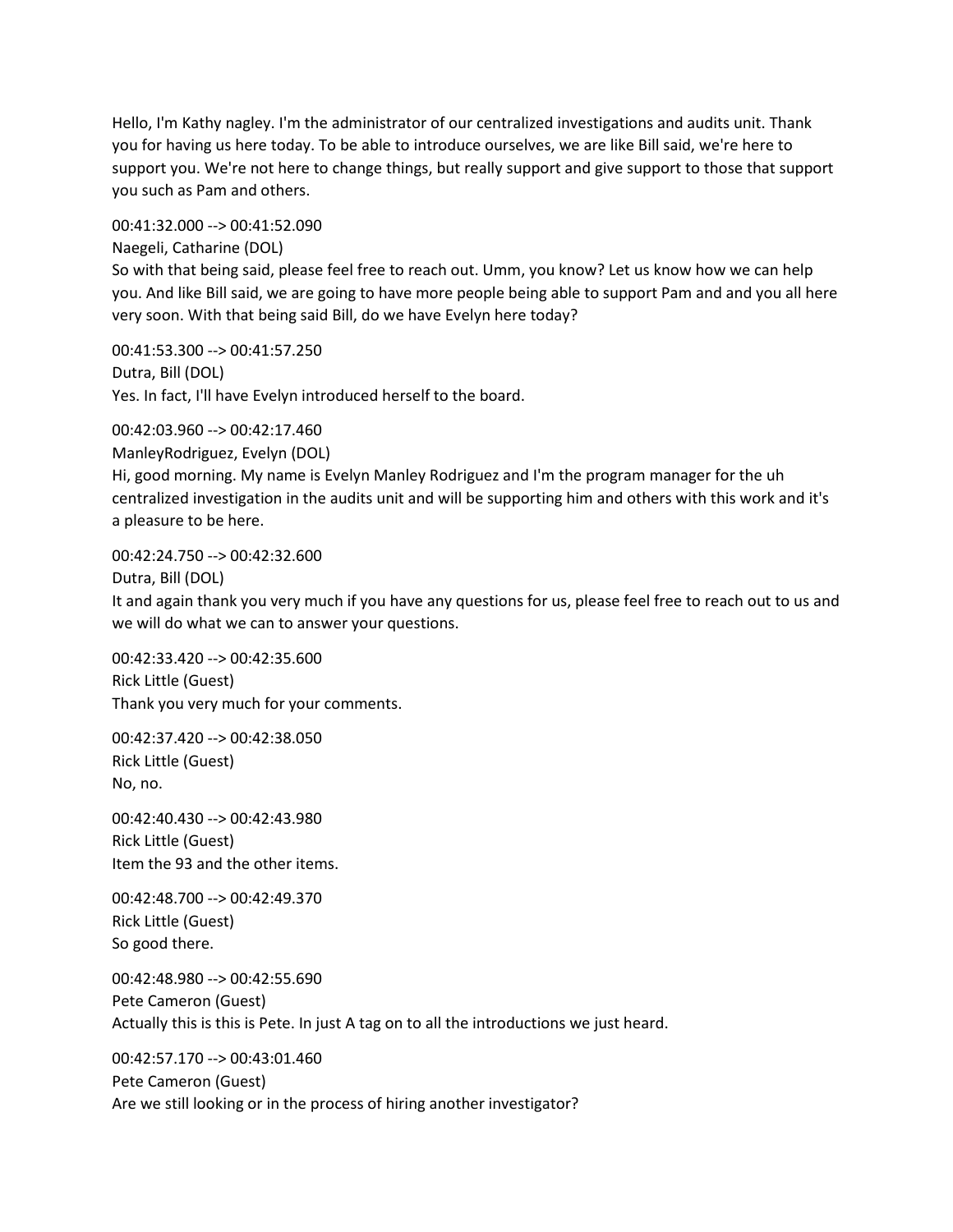Hello, I'm Kathy nagley. I'm the administrator of our centralized investigations and audits unit. Thank you for having us here today. To be able to introduce ourselves, we are like Bill said, we're here to support you. We're not here to change things, but really support and give support to those that support you such as Pam and others.

00:41:32.000 --> 00:41:52.090
Naegeli, Catharine (DOL)
So with that being said, please feel free to reach out. Umm, you know? Let us know how we can help you. And like Bill said, we are going to have more people being able to support Pam and and you all here very soon. With that being said Bill, do we have Evelyn here today?

00:41:53.300 --> 00:41:57.250
Dutra, Bill (DOL)
Yes. In fact, I'll have Evelyn introduced herself to the board.

00:42:03.960 --> 00:42:17.460
ManleyRodriguez, Evelyn (DOL)
Hi, good morning. My name is Evelyn Manley Rodriguez and I'm the program manager for the uh centralized investigation in the audits unit and will be supporting him and others with this work and it's a pleasure to be here.

00:42:24.750 --> 00:42:32.600
Dutra, Bill (DOL)
It and again thank you very much if you have any questions for us, please feel free to reach out to us and we will do what we can to answer your questions.

00:42:33.420 --> 00:42:35.600
Rick Little (Guest)
Thank you very much for your comments.

00:42:37.420 --> 00:42:38.050
Rick Little (Guest)
No, no.

00:42:40.430 --> 00:42:43.980
Rick Little (Guest)
Item the 93 and the other items.

00:42:48.700 --> 00:42:49.370
Rick Little (Guest)
So good there.

00:42:48.980 --> 00:42:55.690
Pete Cameron (Guest)
Actually this is this is Pete. In just A tag on to all the introductions we just heard.

00:42:57.170 --> 00:43:01.460
Pete Cameron (Guest)
Are we still looking or in the process of hiring another investigator?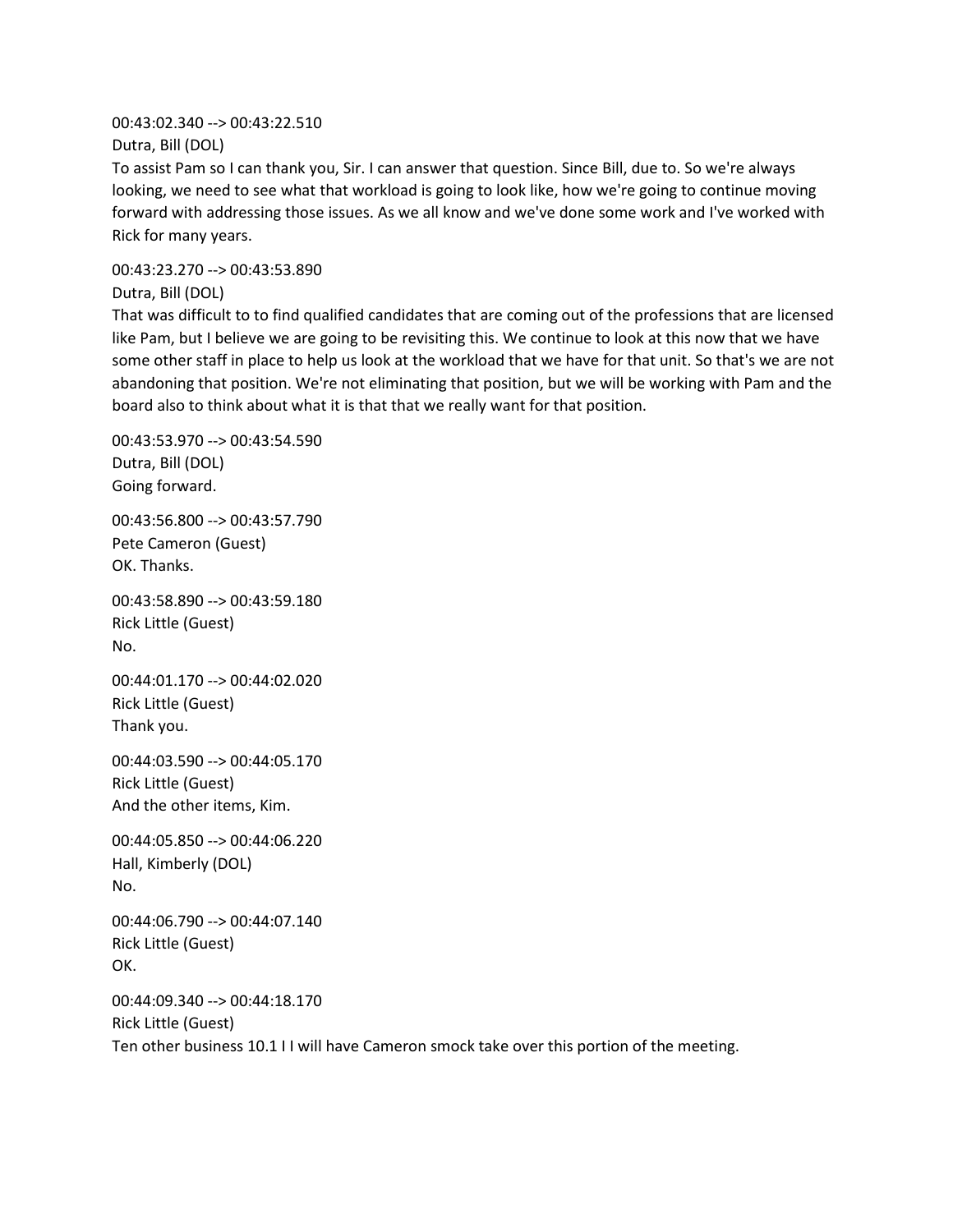00:43:02.340 --> 00:43:22.510
Dutra, Bill (DOL)
To assist Pam so I can thank you, Sir. I can answer that question. Since Bill, due to. So we're always looking, we need to see what that workload is going to look like, how we're going to continue moving forward with addressing those issues. As we all know and we've done some work and I've worked with Rick for many years.

00:43:23.270 --> 00:43:53.890
Dutra, Bill (DOL)
That was difficult to to find qualified candidates that are coming out of the professions that are licensed like Pam, but I believe we are going to be revisiting this. We continue to look at this now that we have some other staff in place to help us look at the workload that we have for that unit. So that's we are not abandoning that position. We're not eliminating that position, but we will be working with Pam and the board also to think about what it is that that we really want for that position.

00:43:53.970 --> 00:43:54.590
Dutra, Bill (DOL)
Going forward.

00:43:56.800 --> 00:43:57.790
Pete Cameron (Guest)
OK. Thanks.

00:43:58.890 --> 00:43:59.180
Rick Little (Guest)
No.

00:44:01.170 --> 00:44:02.020
Rick Little (Guest)
Thank you.

00:44:03.590 --> 00:44:05.170
Rick Little (Guest)
And the other items, Kim.

00:44:05.850 --> 00:44:06.220
Hall, Kimberly (DOL)
No.

00:44:06.790 --> 00:44:07.140
Rick Little (Guest)
OK.

00:44:09.340 --> 00:44:18.170
Rick Little (Guest)
Ten other business 10.1 I I will have Cameron smock take over this portion of the meeting.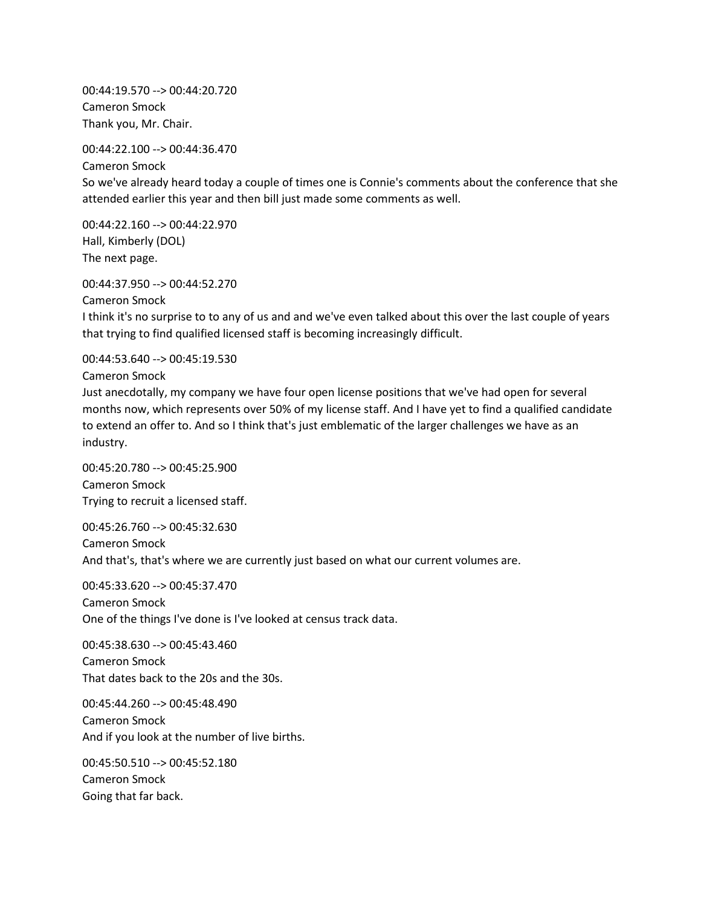00:44:19.570 --> 00:44:20.720
Cameron Smock
Thank you, Mr. Chair.

00:44:22.100 --> 00:44:36.470
Cameron Smock
So we've already heard today a couple of times one is Connie's comments about the conference that she attended earlier this year and then bill just made some comments as well.

00:44:22.160 --> 00:44:22.970
Hall, Kimberly (DOL)
The next page.

00:44:37.950 --> 00:44:52.270
Cameron Smock
I think it's no surprise to to any of us and and we've even talked about this over the last couple of years that trying to find qualified licensed staff is becoming increasingly difficult.

00:44:53.640 --> 00:45:19.530
Cameron Smock
Just anecdotally, my company we have four open license positions that we've had open for several months now, which represents over 50% of my license staff. And I have yet to find a qualified candidate to extend an offer to. And so I think that's just emblematic of the larger challenges we have as an industry.

00:45:20.780 --> 00:45:25.900
Cameron Smock
Trying to recruit a licensed staff.

00:45:26.760 --> 00:45:32.630
Cameron Smock
And that's, that's where we are currently just based on what our current volumes are.

00:45:33.620 --> 00:45:37.470
Cameron Smock
One of the things I've done is I've looked at census track data.

00:45:38.630 --> 00:45:43.460
Cameron Smock
That dates back to the 20s and the 30s.

00:45:44.260 --> 00:45:48.490
Cameron Smock
And if you look at the number of live births.

00:45:50.510 --> 00:45:52.180
Cameron Smock
Going that far back.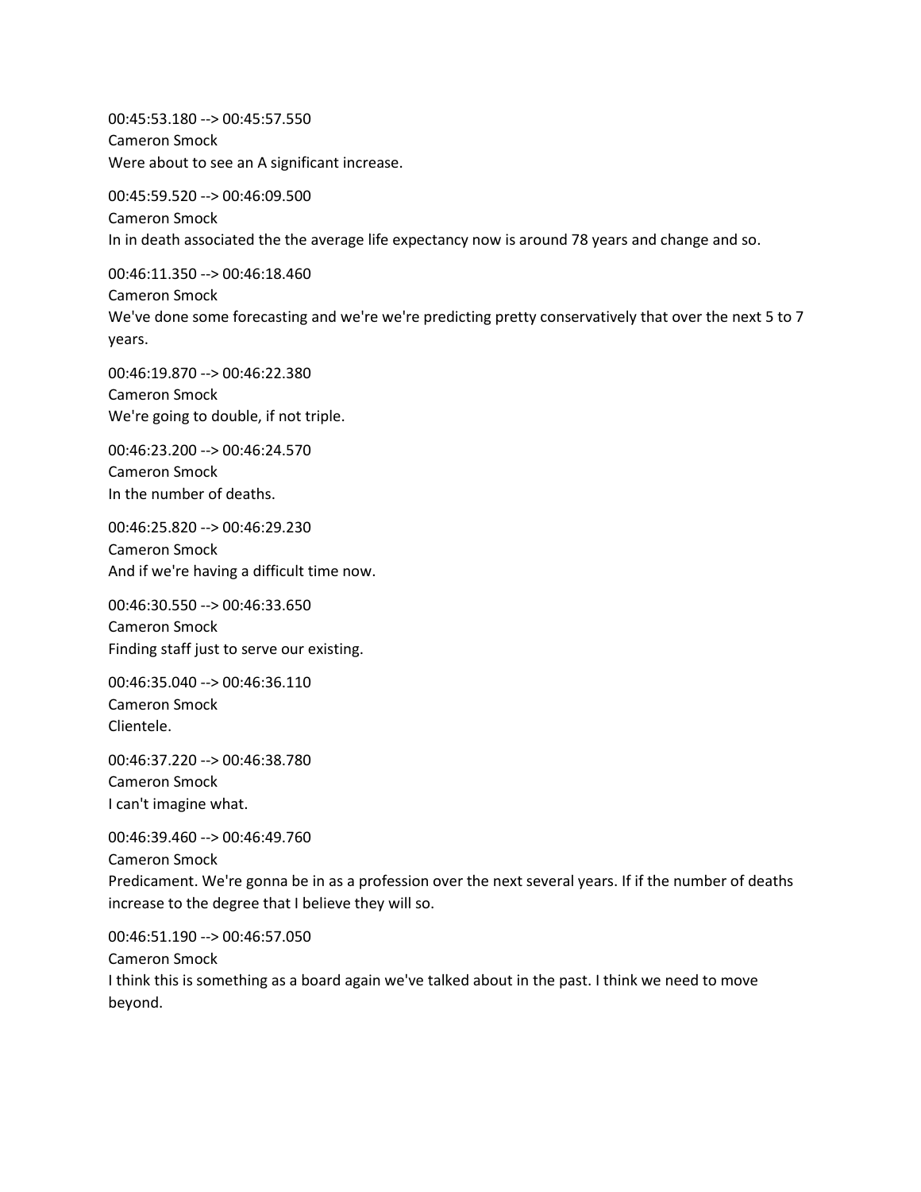00:45:53.180 --> 00:45:57.550
Cameron Smock
Were about to see an A significant increase.

00:45:59.520 --> 00:46:09.500
Cameron Smock
In in death associated the the average life expectancy now is around 78 years and change and so.

00:46:11.350 --> 00:46:18.460
Cameron Smock
We've done some forecasting and we're we're predicting pretty conservatively that over the next 5 to 7 years.

00:46:19.870 --> 00:46:22.380
Cameron Smock
We're going to double, if not triple.

00:46:23.200 --> 00:46:24.570
Cameron Smock
In the number of deaths.

00:46:25.820 --> 00:46:29.230
Cameron Smock
And if we're having a difficult time now.

00:46:30.550 --> 00:46:33.650
Cameron Smock
Finding staff just to serve our existing.

00:46:35.040 --> 00:46:36.110
Cameron Smock
Clientele.

00:46:37.220 --> 00:46:38.780
Cameron Smock
I can't imagine what.

00:46:39.460 --> 00:46:49.760
Cameron Smock
Predicament. We're gonna be in as a profession over the next several years. If if the number of deaths increase to the degree that I believe they will so.

00:46:51.190 --> 00:46:57.050
Cameron Smock
I think this is something as a board again we've talked about in the past. I think we need to move beyond.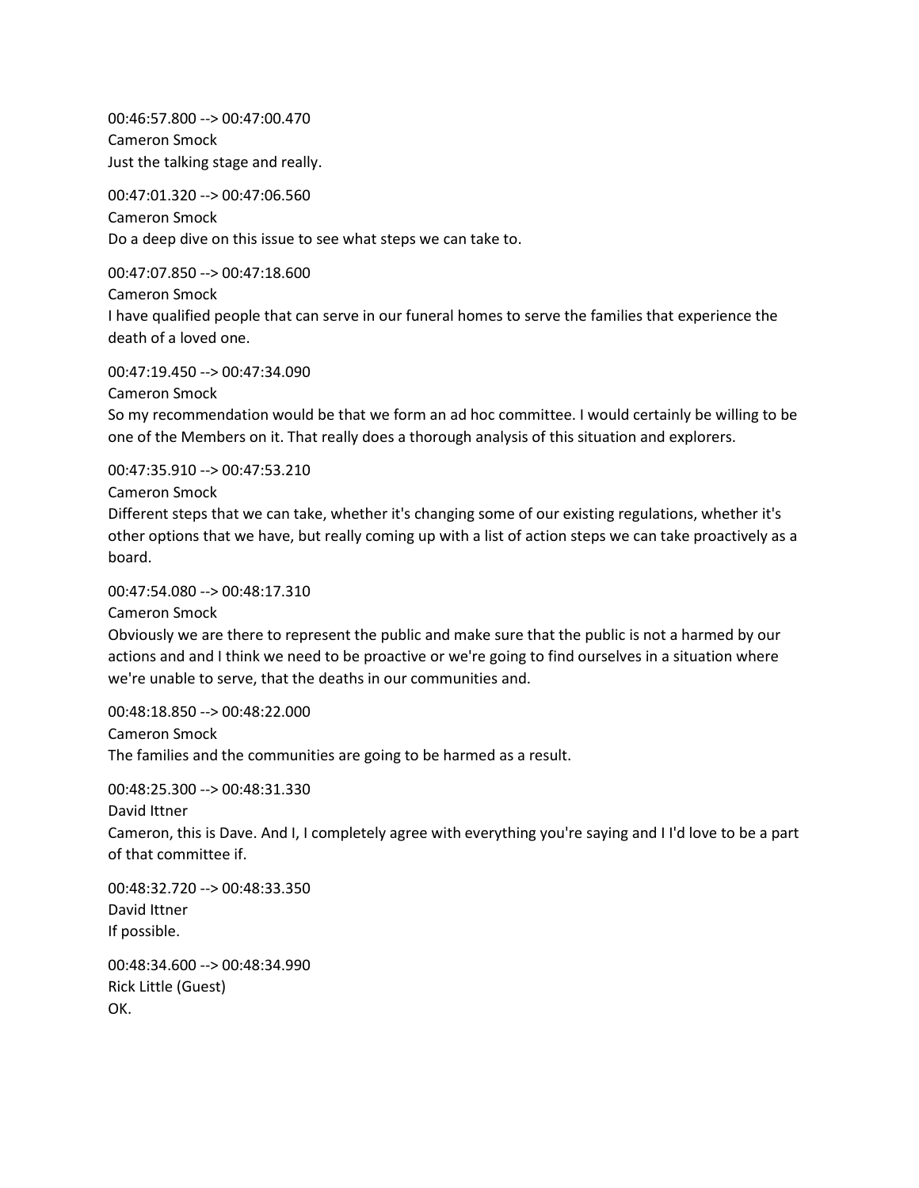00:46:57.800 --> 00:47:00.470
Cameron Smock
Just the talking stage and really.

00:47:01.320 --> 00:47:06.560
Cameron Smock
Do a deep dive on this issue to see what steps we can take to.

00:47:07.850 --> 00:47:18.600
Cameron Smock
I have qualified people that can serve in our funeral homes to serve the families that experience the death of a loved one.

00:47:19.450 --> 00:47:34.090
Cameron Smock
So my recommendation would be that we form an ad hoc committee. I would certainly be willing to be one of the Members on it. That really does a thorough analysis of this situation and explorers.

00:47:35.910 --> 00:47:53.210
Cameron Smock
Different steps that we can take, whether it's changing some of our existing regulations, whether it's other options that we have, but really coming up with a list of action steps we can take proactively as a board.

00:47:54.080 --> 00:48:17.310
Cameron Smock
Obviously we are there to represent the public and make sure that the public is not a harmed by our actions and and I think we need to be proactive or we're going to find ourselves in a situation where we're unable to serve, that the deaths in our communities and.

00:48:18.850 --> 00:48:22.000
Cameron Smock
The families and the communities are going to be harmed as a result.

00:48:25.300 --> 00:48:31.330
David Ittner
Cameron, this is Dave. And I, I completely agree with everything you're saying and I I'd love to be a part of that committee if.

00:48:32.720 --> 00:48:33.350
David Ittner
If possible.

00:48:34.600 --> 00:48:34.990
Rick Little (Guest)
OK.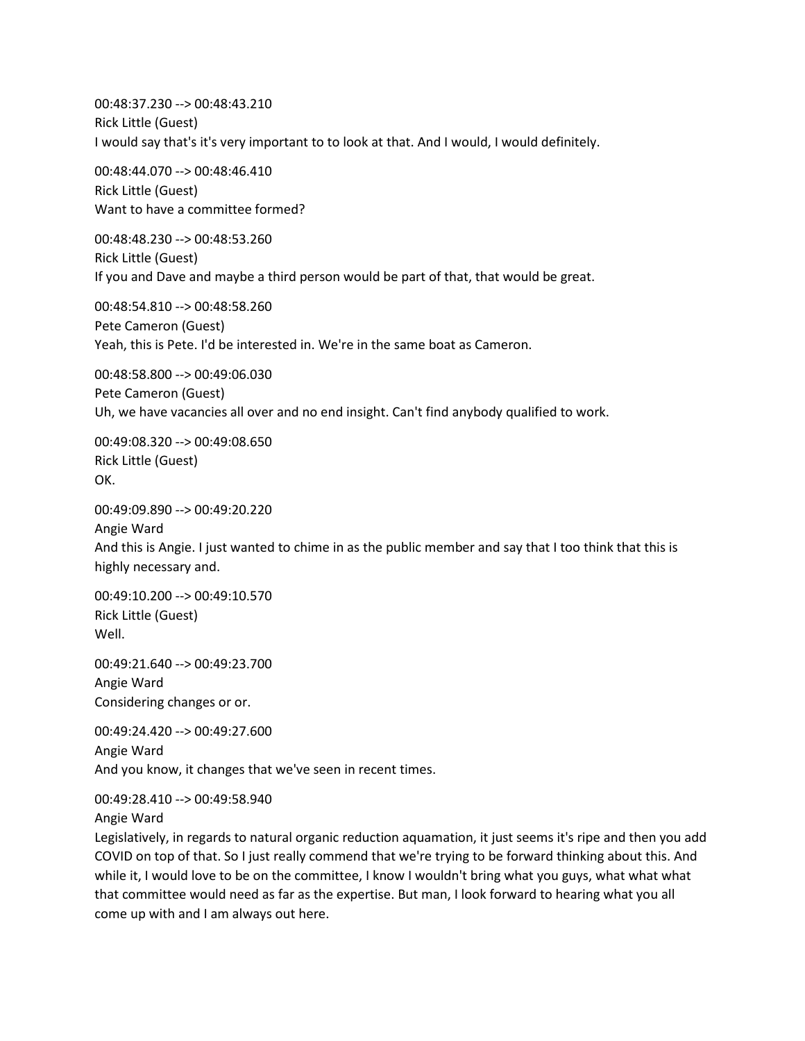00:48:37.230 --> 00:48:43.210
Rick Little (Guest)
I would say that's it's very important to to look at that. And I would, I would definitely.

00:48:44.070 --> 00:48:46.410
Rick Little (Guest)
Want to have a committee formed?

00:48:48.230 --> 00:48:53.260
Rick Little (Guest)
If you and Dave and maybe a third person would be part of that, that would be great.

00:48:54.810 --> 00:48:58.260
Pete Cameron (Guest)
Yeah, this is Pete. I'd be interested in. We're in the same boat as Cameron.

00:48:58.800 --> 00:49:06.030
Pete Cameron (Guest)
Uh, we have vacancies all over and no end insight. Can't find anybody qualified to work.

00:49:08.320 --> 00:49:08.650
Rick Little (Guest)
OK.

00:49:09.890 --> 00:49:20.220
Angie Ward
And this is Angie. I just wanted to chime in as the public member and say that I too think that this is highly necessary and.

00:49:10.200 --> 00:49:10.570
Rick Little (Guest)
Well.

00:49:21.640 --> 00:49:23.700
Angie Ward
Considering changes or or.

00:49:24.420 --> 00:49:27.600
Angie Ward
And you know, it changes that we've seen in recent times.

00:49:28.410 --> 00:49:58.940
Angie Ward
Legislatively, in regards to natural organic reduction aquamation, it just seems it's ripe and then you add COVID on top of that. So I just really commend that we're trying to be forward thinking about this. And while it, I would love to be on the committee, I know I wouldn't bring what you guys, what what what that committee would need as far as the expertise. But man, I look forward to hearing what you all come up with and I am always out here.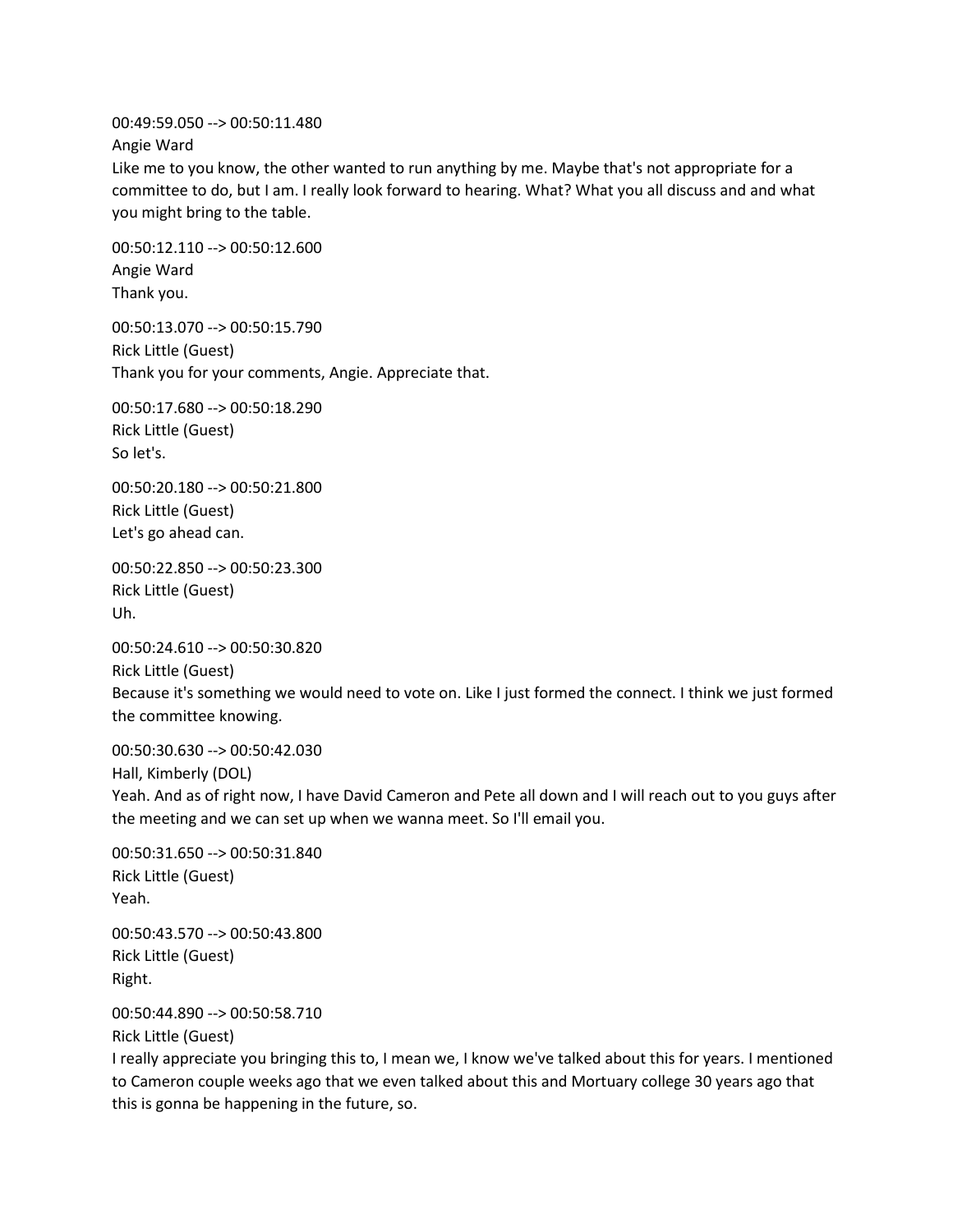00:49:59.050 --> 00:50:11.480
Angie Ward
Like me to you know, the other wanted to run anything by me. Maybe that's not appropriate for a committee to do, but I am. I really look forward to hearing. What? What you all discuss and and what you might bring to the table.

00:50:12.110 --> 00:50:12.600
Angie Ward
Thank you.

00:50:13.070 --> 00:50:15.790
Rick Little (Guest)
Thank you for your comments, Angie. Appreciate that.

00:50:17.680 --> 00:50:18.290
Rick Little (Guest)
So let's.

00:50:20.180 --> 00:50:21.800
Rick Little (Guest)
Let's go ahead can.

00:50:22.850 --> 00:50:23.300
Rick Little (Guest)
Uh.

00:50:24.610 --> 00:50:30.820
Rick Little (Guest)
Because it's something we would need to vote on. Like I just formed the connect. I think we just formed the committee knowing.

00:50:30.630 --> 00:50:42.030
Hall, Kimberly (DOL)
Yeah. And as of right now, I have David Cameron and Pete all down and I will reach out to you guys after the meeting and we can set up when we wanna meet. So I'll email you.

00:50:31.650 --> 00:50:31.840
Rick Little (Guest)
Yeah.

00:50:43.570 --> 00:50:43.800
Rick Little (Guest)
Right.

00:50:44.890 --> 00:50:58.710
Rick Little (Guest)
I really appreciate you bringing this to, I mean we, I know we've talked about this for years. I mentioned to Cameron couple weeks ago that we even talked about this and Mortuary college 30 years ago that this is gonna be happening in the future, so.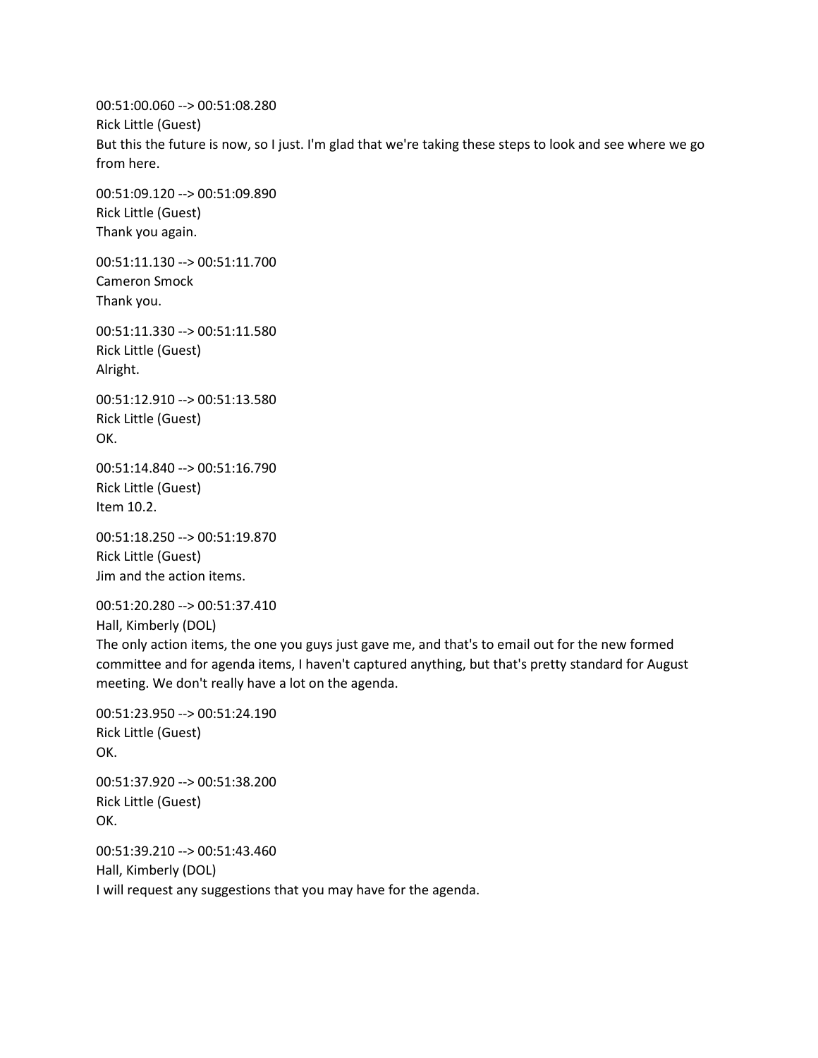00:51:00.060 --> 00:51:08.280
Rick Little (Guest)
But this the future is now, so I just. I'm glad that we're taking these steps to look and see where we go from here.

00:51:09.120 --> 00:51:09.890
Rick Little (Guest)
Thank you again.

00:51:11.130 --> 00:51:11.700
Cameron Smock
Thank you.

00:51:11.330 --> 00:51:11.580
Rick Little (Guest)
Alright.

00:51:12.910 --> 00:51:13.580
Rick Little (Guest)
OK.

00:51:14.840 --> 00:51:16.790
Rick Little (Guest)
Item 10.2.

00:51:18.250 --> 00:51:19.870
Rick Little (Guest)
Jim and the action items.

00:51:20.280 --> 00:51:37.410
Hall, Kimberly (DOL)
The only action items, the one you guys just gave me, and that's to email out for the new formed committee and for agenda items, I haven't captured anything, but that's pretty standard for August meeting. We don't really have a lot on the agenda.

00:51:23.950 --> 00:51:24.190
Rick Little (Guest)
OK.

00:51:37.920 --> 00:51:38.200
Rick Little (Guest)
OK.

00:51:39.210 --> 00:51:43.460
Hall, Kimberly (DOL)
I will request any suggestions that you may have for the agenda.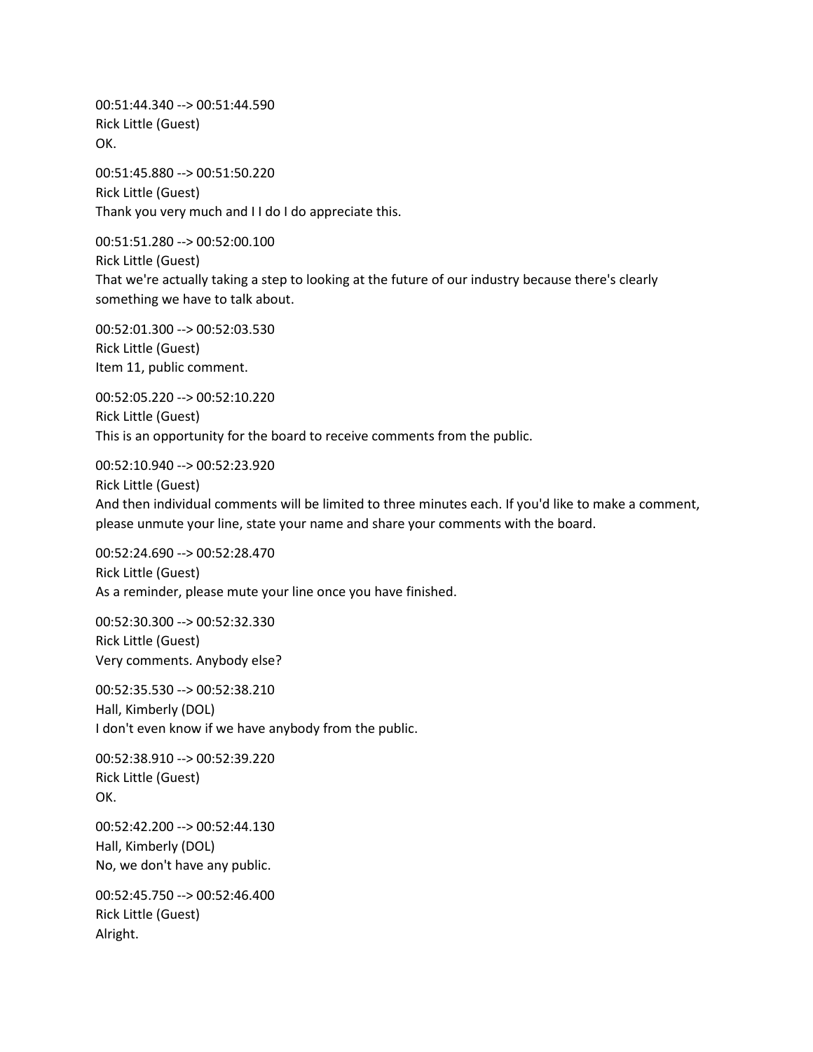00:51:44.340 --> 00:51:44.590
Rick Little (Guest)
OK.

00:51:45.880 --> 00:51:50.220
Rick Little (Guest)
Thank you very much and I I do I do appreciate this.

00:51:51.280 --> 00:52:00.100
Rick Little (Guest)
That we're actually taking a step to looking at the future of our industry because there's clearly something we have to talk about.

00:52:01.300 --> 00:52:03.530
Rick Little (Guest)
Item 11, public comment.

00:52:05.220 --> 00:52:10.220
Rick Little (Guest)
This is an opportunity for the board to receive comments from the public.

00:52:10.940 --> 00:52:23.920
Rick Little (Guest)
And then individual comments will be limited to three minutes each. If you'd like to make a comment, please unmute your line, state your name and share your comments with the board.

00:52:24.690 --> 00:52:28.470
Rick Little (Guest)
As a reminder, please mute your line once you have finished.

00:52:30.300 --> 00:52:32.330
Rick Little (Guest)
Very comments. Anybody else?

00:52:35.530 --> 00:52:38.210
Hall, Kimberly (DOL)
I don't even know if we have anybody from the public.

00:52:38.910 --> 00:52:39.220
Rick Little (Guest)
OK.

00:52:42.200 --> 00:52:44.130
Hall, Kimberly (DOL)
No, we don't have any public.

00:52:45.750 --> 00:52:46.400
Rick Little (Guest)
Alright.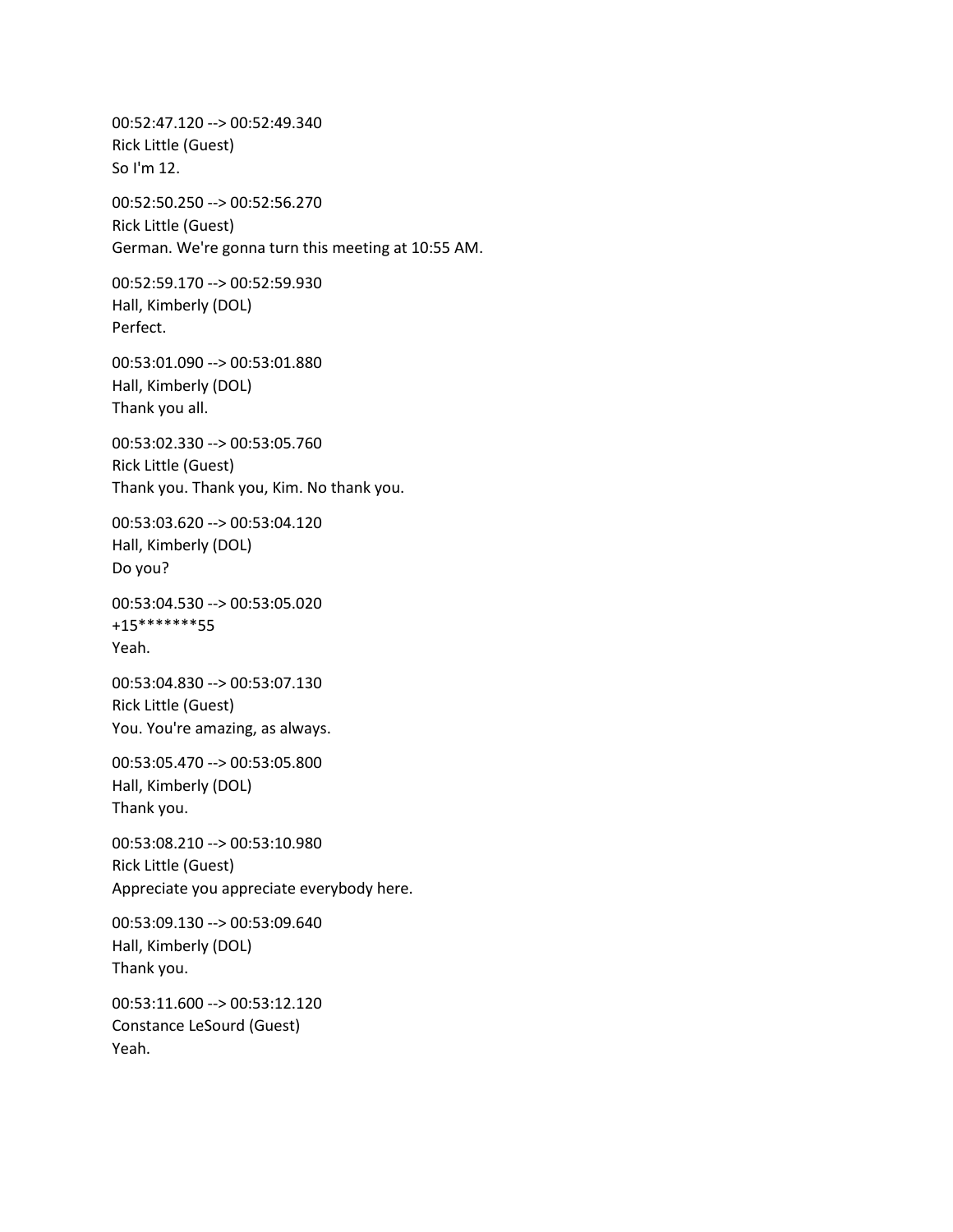00:52:47.120 --> 00:52:49.340
Rick Little (Guest)
So I'm 12.

00:52:50.250 --> 00:52:56.270
Rick Little (Guest)
German. We're gonna turn this meeting at 10:55 AM.

00:52:59.170 --> 00:52:59.930
Hall, Kimberly (DOL)
Perfect.

00:53:01.090 --> 00:53:01.880
Hall, Kimberly (DOL)
Thank you all.

00:53:02.330 --> 00:53:05.760
Rick Little (Guest)
Thank you. Thank you, Kim. No thank you.

00:53:03.620 --> 00:53:04.120
Hall, Kimberly (DOL)
Do you?

00:53:04.530 --> 00:53:05.020
+15*******55
Yeah.

00:53:04.830 --> 00:53:07.130
Rick Little (Guest)
You. You're amazing, as always.

00:53:05.470 --> 00:53:05.800
Hall, Kimberly (DOL)
Thank you.

00:53:08.210 --> 00:53:10.980
Rick Little (Guest)
Appreciate you appreciate everybody here.

00:53:09.130 --> 00:53:09.640
Hall, Kimberly (DOL)
Thank you.

00:53:11.600 --> 00:53:12.120
Constance LeSourd (Guest)
Yeah.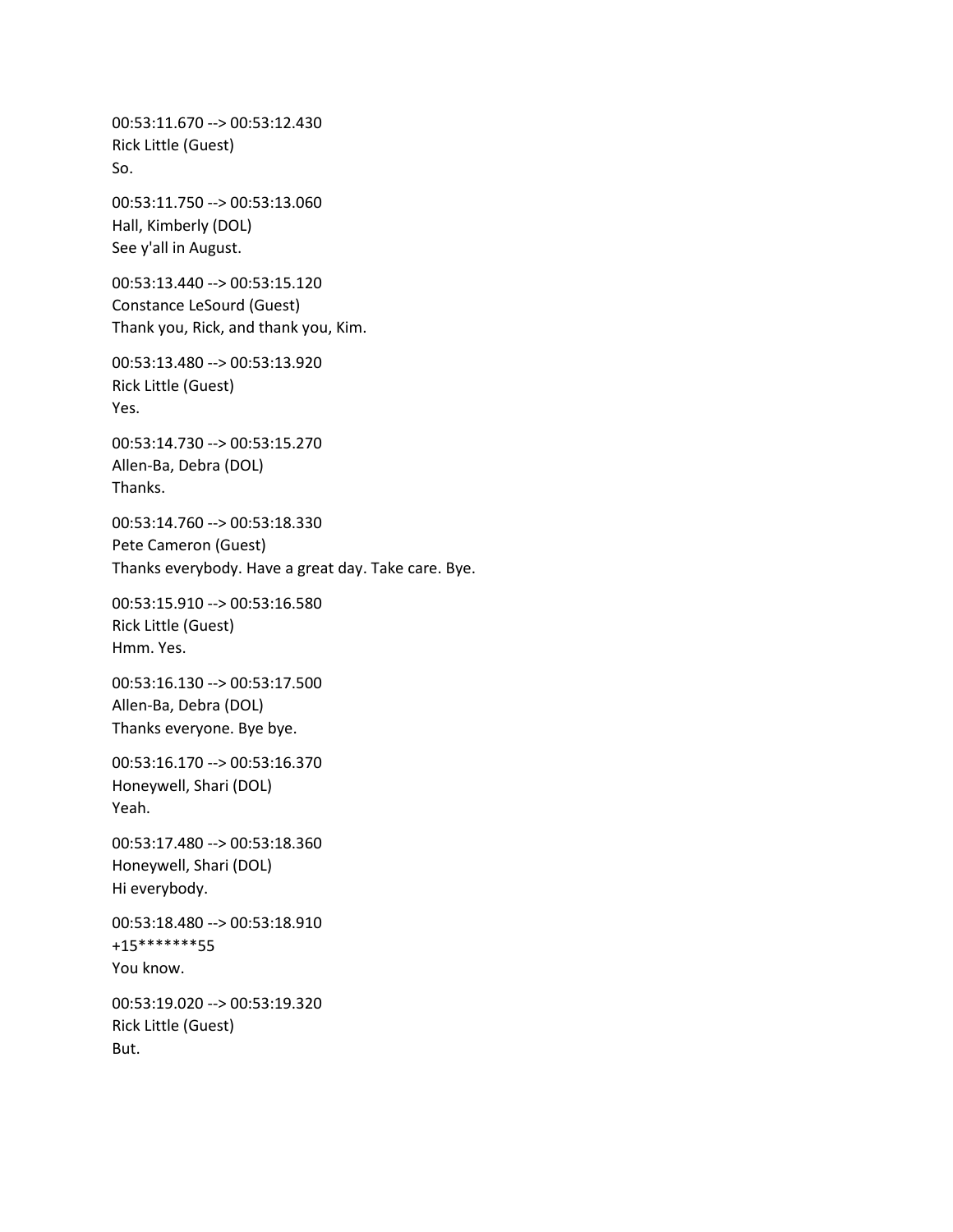00:53:11.670 --> 00:53:12.430
Rick Little (Guest)
So.

00:53:11.750 --> 00:53:13.060
Hall, Kimberly (DOL)
See y'all in August.

00:53:13.440 --> 00:53:15.120
Constance LeSourd (Guest)
Thank you, Rick, and thank you, Kim.

00:53:13.480 --> 00:53:13.920
Rick Little (Guest)
Yes.

00:53:14.730 --> 00:53:15.270
Allen-Ba, Debra (DOL)
Thanks.

00:53:14.760 --> 00:53:18.330
Pete Cameron (Guest)
Thanks everybody. Have a great day. Take care. Bye.

00:53:15.910 --> 00:53:16.580
Rick Little (Guest)
Hmm. Yes.

00:53:16.130 --> 00:53:17.500
Allen-Ba, Debra (DOL)
Thanks everyone. Bye bye.

00:53:16.170 --> 00:53:16.370
Honeywell, Shari (DOL)
Yeah.

00:53:17.480 --> 00:53:18.360
Honeywell, Shari (DOL)
Hi everybody.

00:53:18.480 --> 00:53:18.910
+15*******55
You know.

00:53:19.020 --> 00:53:19.320
Rick Little (Guest)
But.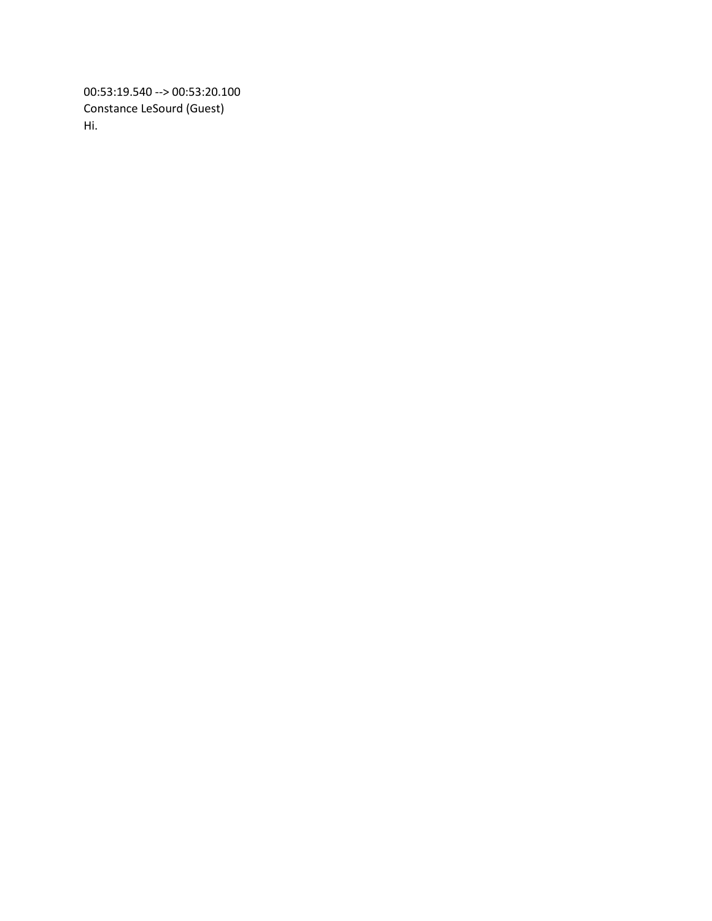00:53:19.540 --> 00:53:20.100
Constance LeSourd (Guest)
Hi.